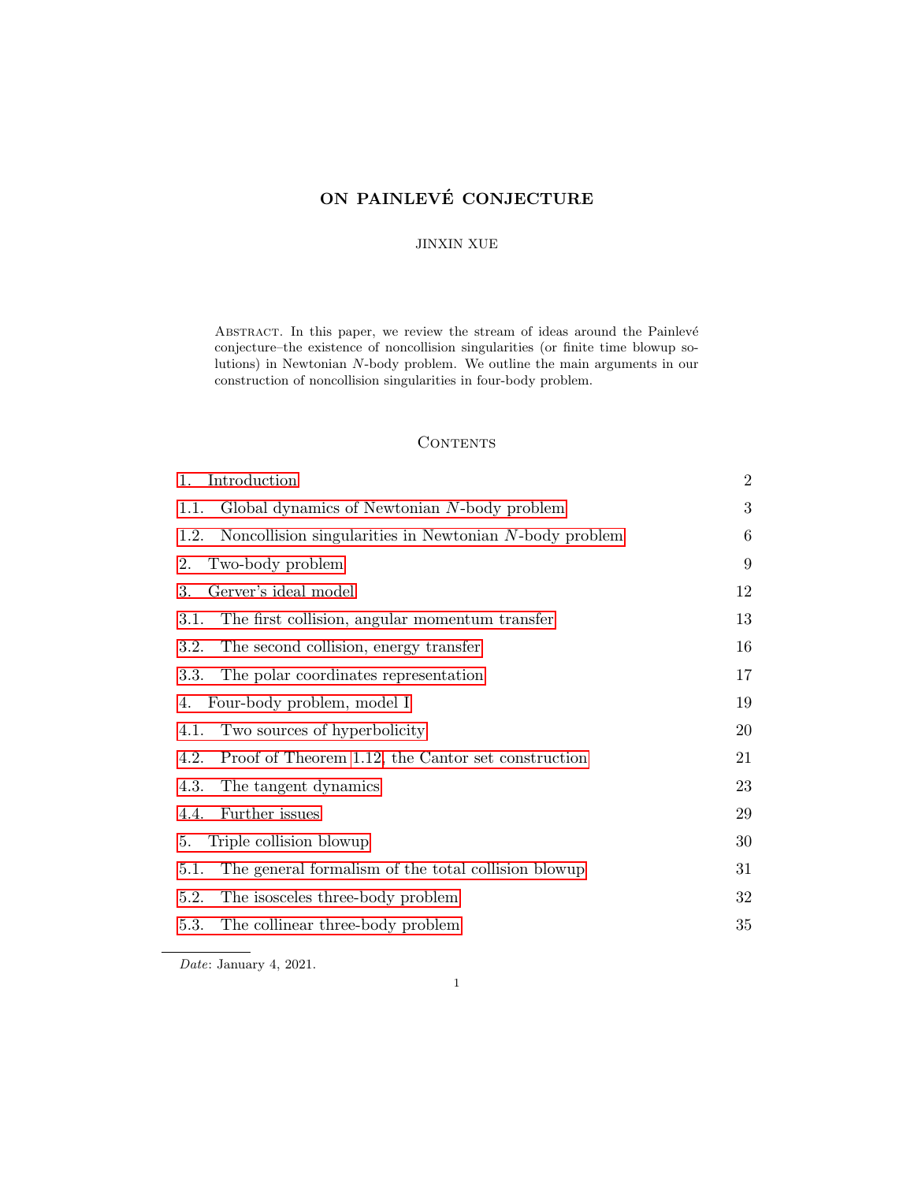# ON PAINLEVÉ CONJECTURE

JINXIN XUE

Abstract. In this paper, we review the stream of ideas around the Painlevé conjecture–the existence of noncollision singularities (or finite time blowup solutions) in Newtonian $N$-body problem. We outline the main arguments in our construction of noncollision singularities in four-body problem.

## Contents

| | |
|---|---|
| 1. Introduction | 2 |
| 1.1. Global dynamics of Newtonian $N$-body problem | 3 |
| 1.2. Noncollision singularities in Newtonian $N$-body problem | 6 |
| 2. Two-body problem | 9 |
| 3. Gerver's ideal model | 12 |
| 3.1. The first collision, angular momentum transfer | 13 |
| 3.2. The second collision, energy transfer | 16 |
| 3.3. The polar coordinates representation | 17 |
| 4. Four-body problem, model I | 19 |
| 4.1. Two sources of hyperbolicity | 20 |
| 4.2. Proof of Theorem 1.12, the Cantor set construction | 21 |
| 4.3. The tangent dynamics | 23 |
| 4.4. Further issues | 29 |
| 5. Triple collision blowup | 30 |
| 5.1. The general formalism of the total collision blowup | 31 |
| 5.2. The isosceles three-body problem | 32 |
| 5.3. The collinear three-body problem | 35 |

*Date*: January 4, 2021.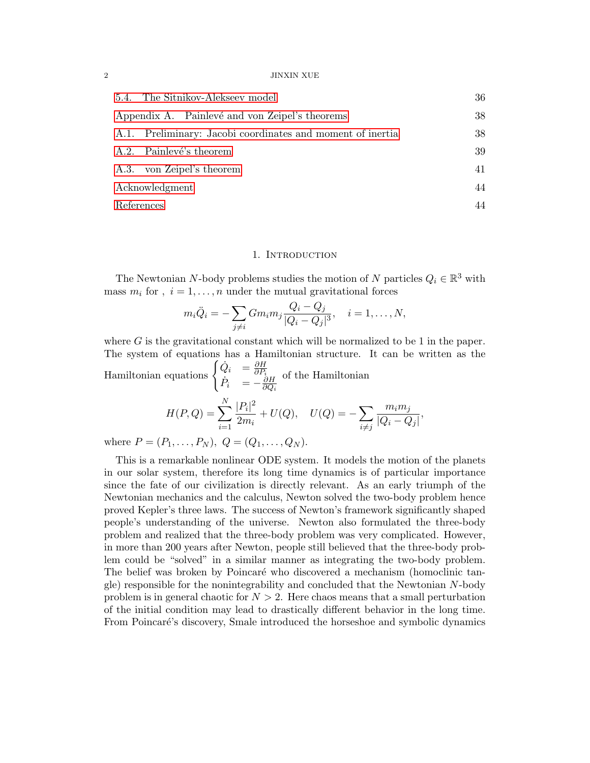5.4. The Sitnikov-Alekseev model 36

Appendix A. Painlevé and von Zeipel's theorems 38

A.1. Preliminary: Jacobi coordinates and moment of inertia 38

A.2. Painlevé's theorem 39

A.3. von Zeipel's theorem 41

Acknowledgment 44

References 44

## 1. Introduction

The Newtonian $N$-body problems studies the motion of $N$ particles $Q_i \in \mathbb{R}^3$ with mass $m_i$ for , $i = 1, \ldots, n$ under the mutual gravitational forces

$$m_i \ddot{Q}_i = -\sum_{j \neq i} G m_i m_j \frac{Q_i - Q_j}{|Q_i - Q_j|^3}, \quad i = 1, \ldots, N,$$

where $G$ is the gravitational constant which will be normalized to be 1 in the paper. The system of equations has a Hamiltonian structure. It can be written as the Hamiltonian equations $\begin{cases} \dot{Q}_i &= \frac{\partial H}{\partial P_i} \\ \dot{P}_i &= -\frac{\partial H}{\partial Q_i} \end{cases}$ of the Hamiltonian

$$H(P, Q) = \sum_{i=1}^{N} \frac{|P_i|^2}{2m_i} + U(Q), \quad U(Q) = -\sum_{i \neq j} \frac{m_i m_j}{|Q_i - Q_j|},$$

where $P = (P_1, \ldots, P_N),\ Q = (Q_1, \ldots, Q_N)$.

This is a remarkable nonlinear ODE system. It models the motion of the planets in our solar system, therefore its long time dynamics is of particular importance since the fate of our civilization is directly relevant. As an early triumph of the Newtonian mechanics and the calculus, Newton solved the two-body problem hence proved Kepler's three laws. The success of Newton's framework significantly shaped people's understanding of the universe. Newton also formulated the three-body problem and realized that the three-body problem was very complicated. However, in more than 200 years after Newton, people still believed that the three-body problem could be "solved" in a similar manner as integrating the two-body problem. The belief was broken by Poincaré who discovered a mechanism (homoclinic tangle) responsible for the nonintegrability and concluded that the Newtonian $N$-body problem is in general chaotic for $N > 2$. Here chaos means that a small perturbation of the initial condition may lead to drastically different behavior in the long time. From Poincaré's discovery, Smale introduced the horseshoe and symbolic dynamics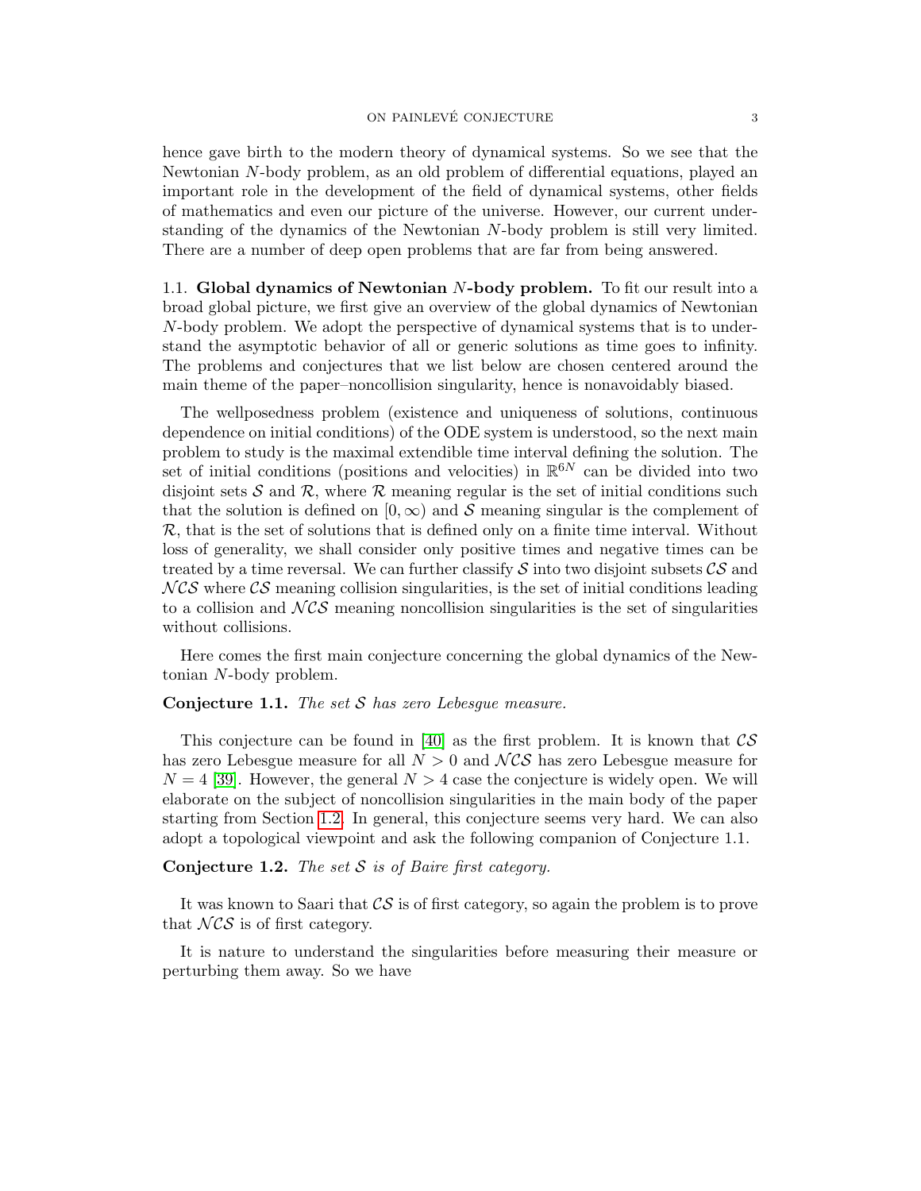hence gave birth to the modern theory of dynamical systems. So we see that the Newtonian $N$-body problem, as an old problem of differential equations, played an important role in the development of the field of dynamical systems, other fields of mathematics and even our picture of the universe. However, our current understanding of the dynamics of the Newtonian $N$-body problem is still very limited. There are a number of deep open problems that are far from being answered.

### 1.1. Global dynamics of Newtonian $N$-body problem.

To fit our result into a broad global picture, we first give an overview of the global dynamics of Newtonian $N$-body problem. We adopt the perspective of dynamical systems that is to understand the asymptotic behavior of all or generic solutions as time goes to infinity. The problems and conjectures that we list below are chosen centered around the main theme of the paper–noncollision singularity, hence is nonavoidably biased.

The wellposedness problem (existence and uniqueness of solutions, continuous dependence on initial conditions) of the ODE system is understood, so the next main problem to study is the maximal extendible time interval defining the solution. The set of initial conditions (positions and velocities) in $\mathbb{R}^{6N}$ can be divided into two disjoint sets $\mathcal{S}$ and $\mathcal{R}$, where $\mathcal{R}$ meaning regular is the set of initial conditions such that the solution is defined on $[0,\infty)$ and $\mathcal{S}$ meaning singular is the complement of $\mathcal{R}$, that is the set of solutions that is defined only on a finite time interval. Without loss of generality, we shall consider only positive times and negative times can be treated by a time reversal. We can further classify $\mathcal{S}$ into two disjoint subsets $\mathcal{CS}$ and $\mathcal{NCS}$ where $\mathcal{CS}$ meaning collision singularities, is the set of initial conditions leading to a collision and $\mathcal{NCS}$ meaning noncollision singularities is the set of singularities without collisions.

Here comes the first main conjecture concerning the global dynamics of the Newtonian $N$-body problem.

**Conjecture 1.1.** *The set $\mathcal{S}$ has zero Lebesgue measure.*

This conjecture can be found in [40] as the first problem. It is known that $\mathcal{CS}$ has zero Lebesgue measure for all $N > 0$ and $\mathcal{NCS}$ has zero Lebesgue measure for $N = 4$ [39]. However, the general $N > 4$ case the conjecture is widely open. We will elaborate on the subject of noncollision singularities in the main body of the paper starting from Section 1.2. In general, this conjecture seems very hard. We can also adopt a topological viewpoint and ask the following companion of Conjecture 1.1.

**Conjecture 1.2.** *The set $\mathcal{S}$ is of Baire first category.*

It was known to Saari that $\mathcal{CS}$ is of first category, so again the problem is to prove that $\mathcal{NCS}$ is of first category.

It is nature to understand the singularities before measuring their measure or perturbing them away. So we have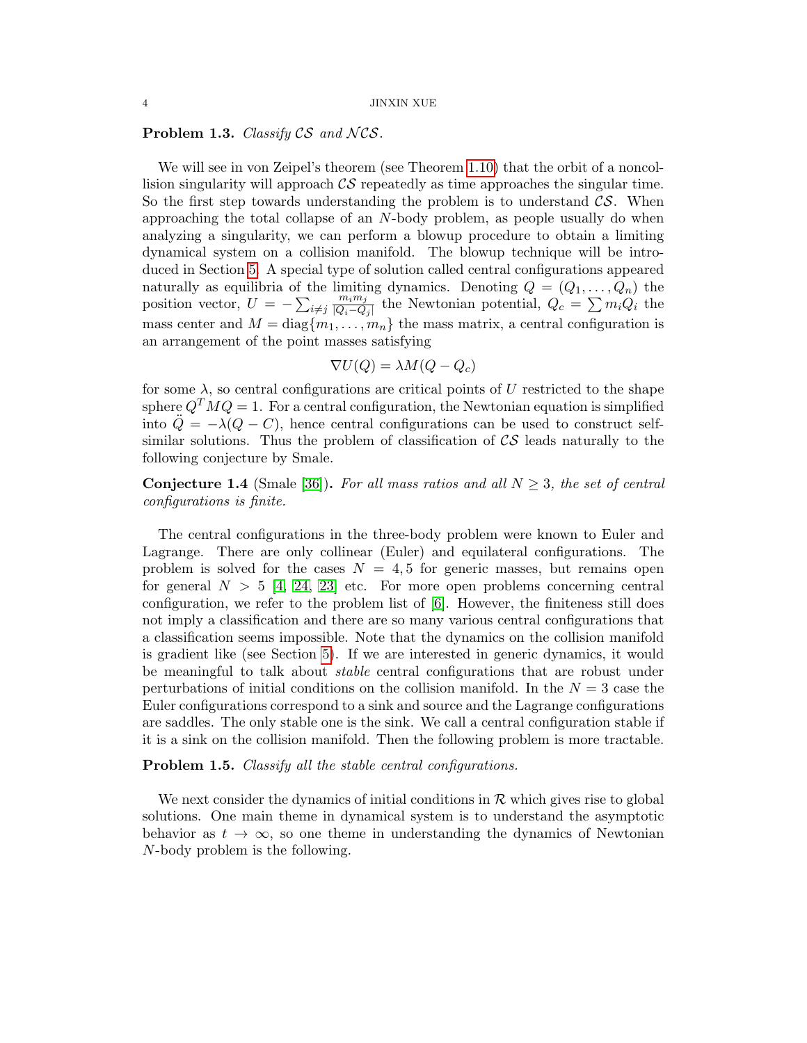**Problem 1.3.** *Classify $\mathcal{CS}$ and $\mathcal{NCS}$.*

We will see in von Zeipel's theorem (see Theorem 1.10) that the orbit of a noncollision singularity will approach $\mathcal{CS}$ repeatedly as time approaches the singular time. So the first step towards understanding the problem is to understand $\mathcal{CS}$. When approaching the total collapse of an $N$-body problem, as people usually do when analyzing a singularity, we can perform a blowup procedure to obtain a limiting dynamical system on a collision manifold. The blowup technique will be introduced in Section 5. A special type of solution called central configurations appeared naturally as equilibria of the limiting dynamics. Denoting $Q = (Q_1, \ldots, Q_n)$ the position vector, $U = -\sum_{i\neq j} \frac{m_i m_j}{|Q_i - Q_j|}$ the Newtonian potential, $Q_c = \sum m_i Q_i$ the mass center and $M = \mathrm{diag}\{m_1, \ldots, m_n\}$ the mass matrix, a central configuration is an arrangement of the point masses satisfying

$$\nabla U(Q) = \lambda M(Q - Q_c)$$

for some $\lambda$, so central configurations are critical points of $U$ restricted to the shape sphere $Q^T M Q = 1$. For a central configuration, the Newtonian equation is simplified into $\ddot{Q} = -\lambda(Q - C)$, hence central configurations can be used to construct self-similar solutions. Thus the problem of classification of $\mathcal{CS}$ leads naturally to the following conjecture by Smale.

**Conjecture 1.4** (Smale [36])**.** *For all mass ratios and all $N \geq 3$, the set of central configurations is finite.*

The central configurations in the three-body problem were known to Euler and Lagrange. There are only collinear (Euler) and equilateral configurations. The problem is solved for the cases $N = 4, 5$ for generic masses, but remains open for general $N > 5$ [4, 24, 23] etc. For more open problems concerning central configuration, we refer to the problem list of [6]. However, the finiteness still does not imply a classification and there are so many various central configurations that a classification seems impossible. Note that the dynamics on the collision manifold is gradient like (see Section 5). If we are interested in generic dynamics, it would be meaningful to talk about *stable* central configurations that are robust under perturbations of initial conditions on the collision manifold. In the $N = 3$ case the Euler configurations correspond to a sink and source and the Lagrange configurations are saddles. The only stable one is the sink. We call a central configuration stable if it is a sink on the collision manifold. Then the following problem is more tractable.

**Problem 1.5.** *Classify all the stable central configurations.*

We next consider the dynamics of initial conditions in $\mathcal{R}$ which gives rise to global solutions. One main theme in dynamical system is to understand the asymptotic behavior as $t \to \infty$, so one theme in understanding the dynamics of Newtonian $N$-body problem is the following.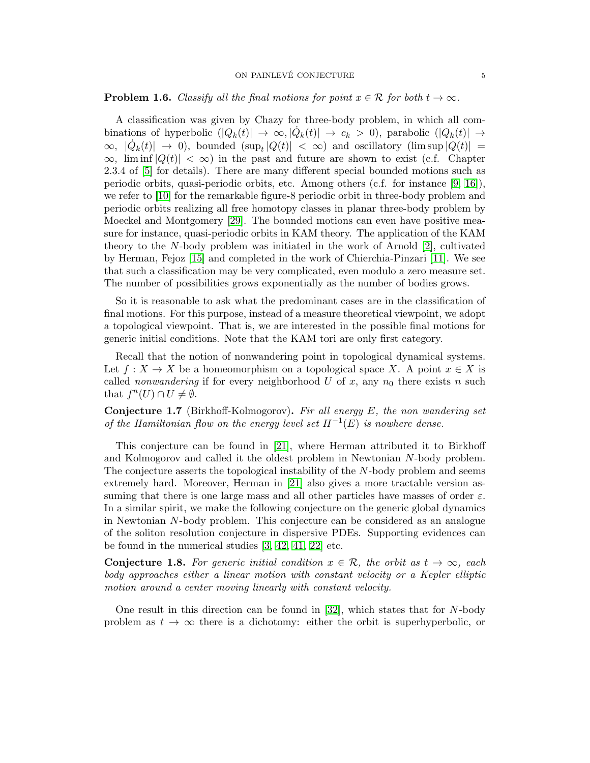**Problem 1.6.** *Classify all the final motions for point $x \in \mathcal{R}$ for both $t \to \infty$.*

A classification was given by Chazy for three-body problem, in which all combinations of hyperbolic ($|Q_k(t)| \to \infty, |\dot{Q}_k(t)| \to c_k > 0$), parabolic ($|Q_k(t)| \to \infty,\ |\dot{Q}_k(t)| \to 0$), bounded ($\sup_t |Q(t)| < \infty$) and oscillatory ($\limsup |Q(t)| = \infty,\ \liminf |Q(t)| < \infty$) in the past and future are shown to exist (c.f. Chapter 2.3.4 of [5] for details). There are many different special bounded motions such as periodic orbits, quasi-periodic orbits, etc. Among others (c.f. for instance [9, 16]), we refer to [10] for the remarkable figure-8 periodic orbit in three-body problem and periodic orbits realizing all free homotopy classes in planar three-body problem by Moeckel and Montgomery [29]. The bounded motions can even have positive measure for instance, quasi-periodic orbits in KAM theory. The application of the KAM theory to the $N$-body problem was initiated in the work of Arnold [2], cultivated by Herman, Fejoz [15] and completed in the work of Chierchia-Pinzari [11]. We see that such a classification may be very complicated, even modulo a zero measure set. The number of possibilities grows exponentially as the number of bodies grows.

So it is reasonable to ask what the predominant cases are in the classification of final motions. For this purpose, instead of a measure theoretical viewpoint, we adopt a topological viewpoint. That is, we are interested in the possible final motions for generic initial conditions. Note that the KAM tori are only first category.

Recall that the notion of nonwandering point in topological dynamical systems. Let $f : X \to X$ be a homeomorphism on a topological space $X$. A point $x \in X$ is called *nonwandering* if for every neighborhood $U$ of $x$, any $n_0$ there exists $n$ such that $f^n(U) \cap U \neq \emptyset$.

**Conjecture 1.7** (Birkhoff-Kolmogorov)**.** *Fir all energy $E$, the non wandering set of the Hamiltonian flow on the energy level set $H^{-1}(E)$ is nowhere dense.*

This conjecture can be found in [21], where Herman attributed it to Birkhoff and Kolmogorov and called it the oldest problem in Newtonian $N$-body problem. The conjecture asserts the topological instability of the $N$-body problem and seems extremely hard. Moreover, Herman in [21] also gives a more tractable version assuming that there is one large mass and all other particles have masses of order $\varepsilon$. In a similar spirit, we make the following conjecture on the generic global dynamics in Newtonian $N$-body problem. This conjecture can be considered as an analogue of the soliton resolution conjecture in dispersive PDEs. Supporting evidences can be found in the numerical studies [3, 42, 41, 22] etc.

**Conjecture 1.8.** *For generic initial condition $x \in \mathcal{R}$, the orbit as $t \to \infty$, each body approaches either a linear motion with constant velocity or a Kepler elliptic motion around a center moving linearly with constant velocity.*

One result in this direction can be found in [32], which states that for $N$-body problem as $t \to \infty$ there is a dichotomy: either the orbit is superhyperbolic, or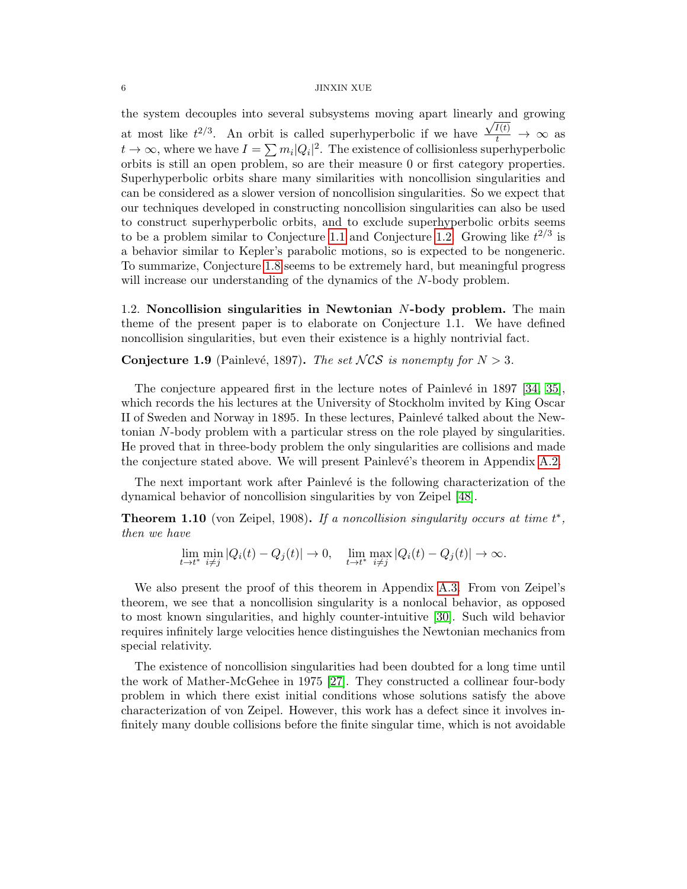the system decouples into several subsystems moving apart linearly and growing at most like $t^{2/3}$. An orbit is called superhyperbolic if we have $\frac{\sqrt{I(t)}}{t} \to \infty$ as $t \to \infty$, where we have $I = \sum m_i |Q_i|^2$. The existence of collisionless superhyperbolic orbits is still an open problem, so are their measure 0 or first category properties. Superhyperbolic orbits share many similarities with noncollision singularities and can be considered as a slower version of noncollision singularities. So we expect that our techniques developed in constructing noncollision singularities can also be used to construct superhyperbolic orbits, and to exclude superhyperbolic orbits seems to be a problem similar to Conjecture 1.1 and Conjecture 1.2. Growing like $t^{2/3}$ is a behavior similar to Kepler's parabolic motions, so is expected to be nongeneric. To summarize, Conjecture 1.8 seems to be extremely hard, but meaningful progress will increase our understanding of the dynamics of the $N$-body problem.

## 1.2. Noncollision singularities in Newtonian $N$-body problem.

The main theme of the present paper is to elaborate on Conjecture 1.1. We have defined noncollision singularities, but even their existence is a highly nontrivial fact.

**Conjecture 1.9** (Painlevé, 1897)**.** *The set $\mathcal{NCS}$ is nonempty for $N > 3$.*

The conjecture appeared first in the lecture notes of Painlevé in 1897 [34, 35], which records the his lectures at the University of Stockholm invited by King Oscar II of Sweden and Norway in 1895. In these lectures, Painlevé talked about the Newtonian $N$-body problem with a particular stress on the role played by singularities. He proved that in three-body problem the only singularities are collisions and made the conjecture stated above. We will present Painlevé's theorem in Appendix A.2.

The next important work after Painlevé is the following characterization of the dynamical behavior of noncollision singularities by von Zeipel [48].

**Theorem 1.10** (von Zeipel, 1908)**.** *If a noncollision singularity occurs at time $t^*$, then we have*

$$\lim_{t\to t^*}\min_{i\neq j}|Q_i(t)-Q_j(t)|\to 0,\quad \lim_{t\to t^*}\max_{i\neq j}|Q_i(t)-Q_j(t)|\to \infty.$$

We also present the proof of this theorem in Appendix A.3. From von Zeipel's theorem, we see that a noncollision singularity is a nonlocal behavior, as opposed to most known singularities, and highly counter-intuitive [30]. Such wild behavior requires infinitely large velocities hence distinguishes the Newtonian mechanics from special relativity.

The existence of noncollision singularities had been doubted for a long time until the work of Mather-McGehee in 1975 [27]. They constructed a collinear four-body problem in which there exist initial conditions whose solutions satisfy the above characterization of von Zeipel. However, this work has a defect since it involves infinitely many double collisions before the finite singular time, which is not avoidable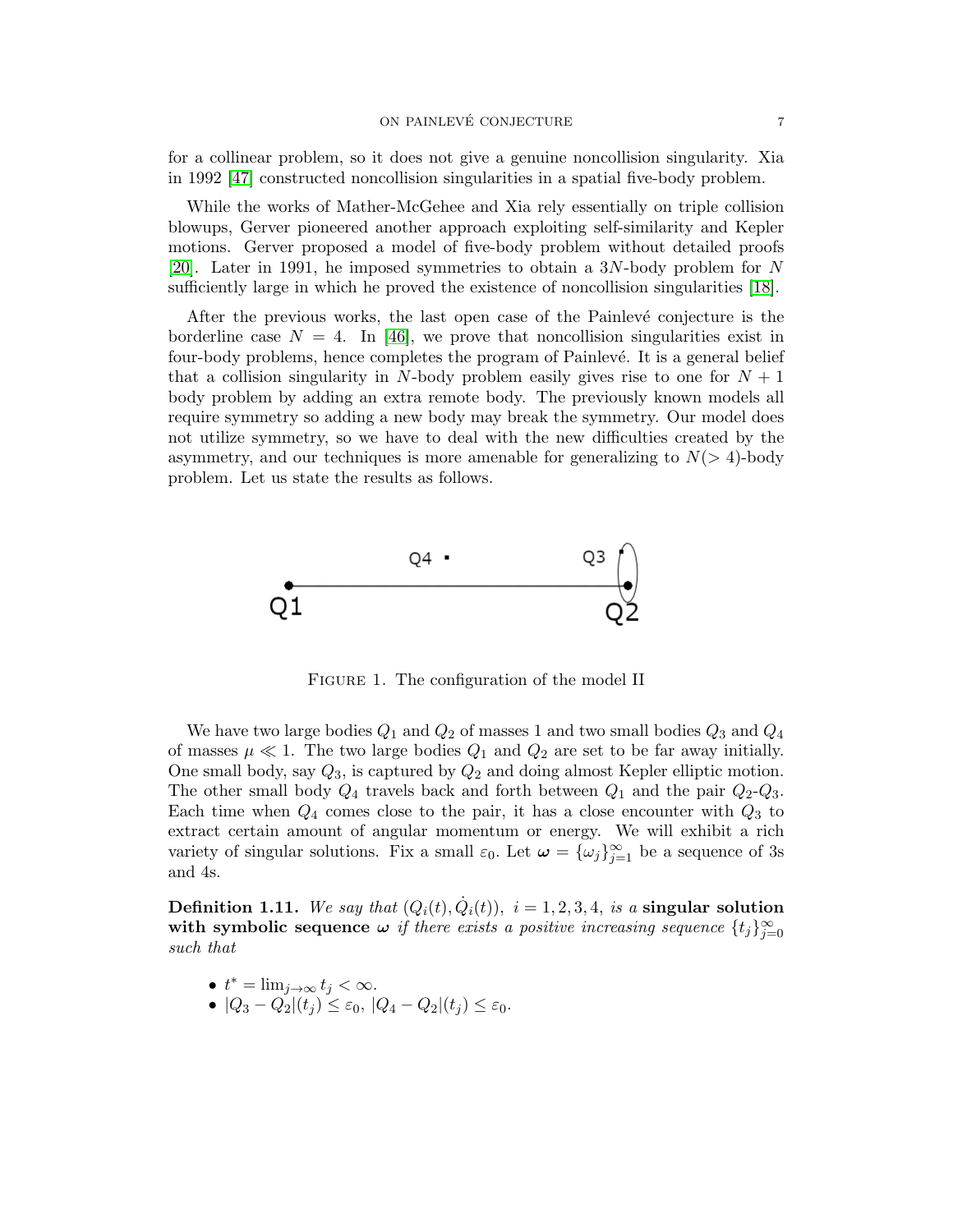for a collinear problem, so it does not give a genuine noncollision singularity. Xia in 1992 [47] constructed noncollision singularities in a spatial five-body problem.

While the works of Mather-McGehee and Xia rely essentially on triple collision blowups, Gerver pioneered another approach exploiting self-similarity and Kepler motions. Gerver proposed a model of five-body problem without detailed proofs [20]. Later in 1991, he imposed symmetries to obtain a $3N$-body problem for $N$ sufficiently large in which he proved the existence of noncollision singularities [18].

After the previous works, the last open case of the Painlevé conjecture is the borderline case $N = 4$. In [46], we prove that noncollision singularities exist in four-body problems, hence completes the program of Painlevé. It is a general belief that a collision singularity in $N$-body problem easily gives rise to one for $N + 1$ body problem by adding an extra remote body. The previously known models all require symmetry so adding a new body may break the symmetry. Our model does not utilize symmetry, so we have to deal with the new difficulties created by the asymmetry, and our techniques is more amenable for generalizing to $N(> 4)$-body problem. Let us state the results as follows.

Figure 1. The configuration of the model II

We have two large bodies $Q_1$ and $Q_2$ of masses 1 and two small bodies $Q_3$ and $Q_4$ of masses $\mu \ll 1$. The two large bodies $Q_1$ and $Q_2$ are set to be far away initially. One small body, say $Q_3$, is captured by $Q_2$ and doing almost Kepler elliptic motion. The other small body $Q_4$ travels back and forth between $Q_1$ and the pair $Q_2$-$Q_3$. Each time when $Q_4$ comes close to the pair, it has a close encounter with $Q_3$ to extract certain amount of angular momentum or energy. We will exhibit a rich variety of singular solutions. Fix a small $\varepsilon_0$. Let $\boldsymbol{\omega} = \{\omega_j\}_{j=1}^{\infty}$ be a sequence of 3s and 4s.

**Definition 1.11.** *We say that* $(Q_i(t), \dot{Q}_i(t)),\ i = 1, 2, 3, 4,$ *is a* **singular solution with symbolic sequence** $\boldsymbol{\omega}$ *if there exists a positive increasing sequence* $\{t_j\}_{j=0}^{\infty}$ *such that*

- $t^* = \lim_{j\to\infty} t_j < \infty$.
- $|Q_3 - Q_2|(t_j) \le \varepsilon_0$, $|Q_4 - Q_2|(t_j) \le \varepsilon_0$.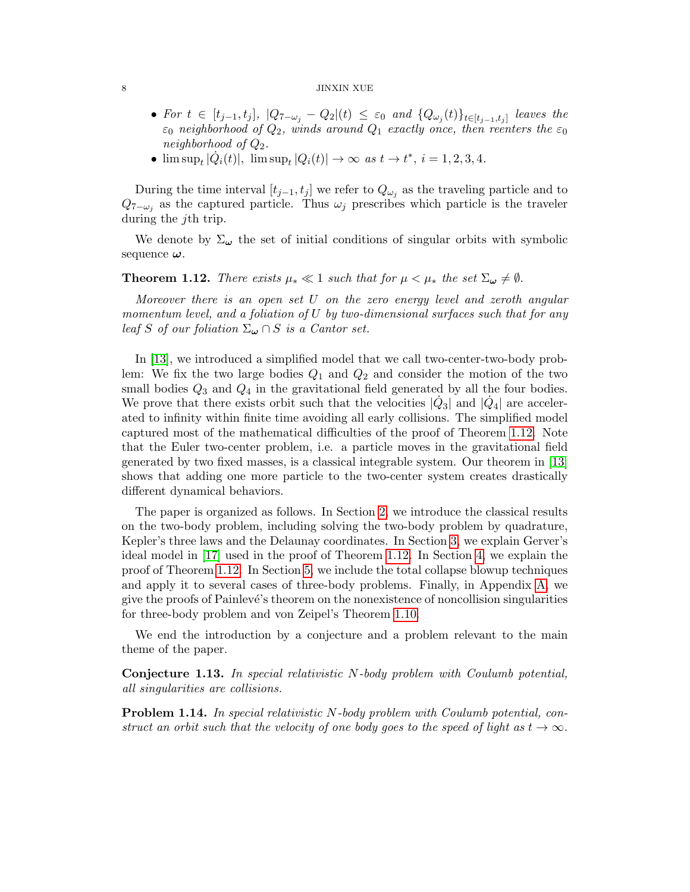- *For $t \in [t_{j-1}, t_j]$, $|Q_{7-\omega_j} - Q_2|(t) \le \varepsilon_0$ and $\{Q_{\omega_j}(t)\}_{t\in[t_{j-1},t_j]}$ leaves the $\varepsilon_0$ neighborhood of $Q_2$, winds around $Q_1$ exactly once, then reenters the $\varepsilon_0$ neighborhood of $Q_2$.*
- $\limsup_t |\dot{Q}_i(t)|,\ \limsup_t |Q_i(t)| \to \infty$ *as $t \to t^*$, $i = 1, 2, 3, 4$.*

During the time interval $[t_{j-1}, t_j]$ we refer to $Q_{\omega_j}$ as the traveling particle and to $Q_{7-\omega_j}$ as the captured particle. Thus $\omega_j$ prescribes which particle is the traveler during the $j$th trip.

We denote by $\Sigma_{\boldsymbol{\omega}}$ the set of initial conditions of singular orbits with symbolic sequence $\boldsymbol{\omega}$.

**Theorem 1.12.** *There exists $\mu_* \ll 1$ such that for $\mu < \mu_*$ the set $\Sigma_{\boldsymbol{\omega}} \neq \emptyset$.*

*Moreover there is an open set $U$ on the zero energy level and zeroth angular momentum level, and a foliation of $U$ by two-dimensional surfaces such that for any leaf $S$ of our foliation $\Sigma_{\boldsymbol{\omega}} \cap S$ is a Cantor set.*

In [13], we introduced a simplified model that we call two-center-two-body problem: We fix the two large bodies $Q_1$ and $Q_2$ and consider the motion of the two small bodies $Q_3$ and $Q_4$ in the gravitational field generated by all the four bodies. We prove that there exists orbit such that the velocities $|\dot{Q}_3|$ and $|\dot{Q}_4|$ are accelerated to infinity within finite time avoiding all early collisions. The simplified model captured most of the mathematical difficulties of the proof of Theorem 1.12. Note that the Euler two-center problem, i.e. a particle moves in the gravitational field generated by two fixed masses, is a classical integrable system. Our theorem in [13] shows that adding one more particle to the two-center system creates drastically different dynamical behaviors.

The paper is organized as follows. In Section 2, we introduce the classical results on the two-body problem, including solving the two-body problem by quadrature, Kepler's three laws and the Delaunay coordinates. In Section 3, we explain Gerver's ideal model in [17] used in the proof of Theorem 1.12. In Section 4, we explain the proof of Theorem 1.12. In Section 5, we include the total collapse blowup techniques and apply it to several cases of three-body problems. Finally, in Appendix A, we give the proofs of Painlevé's theorem on the nonexistence of noncollision singularities for three-body problem and von Zeipel's Theorem 1.10.

We end the introduction by a conjecture and a problem relevant to the main theme of the paper.

**Conjecture 1.13.** *In special relativistic $N$-body problem with Coulumb potential, all singularities are collisions.*

**Problem 1.14.** *In special relativistic $N$-body problem with Coulumb potential, construct an orbit such that the velocity of one body goes to the speed of light as $t \to \infty$.*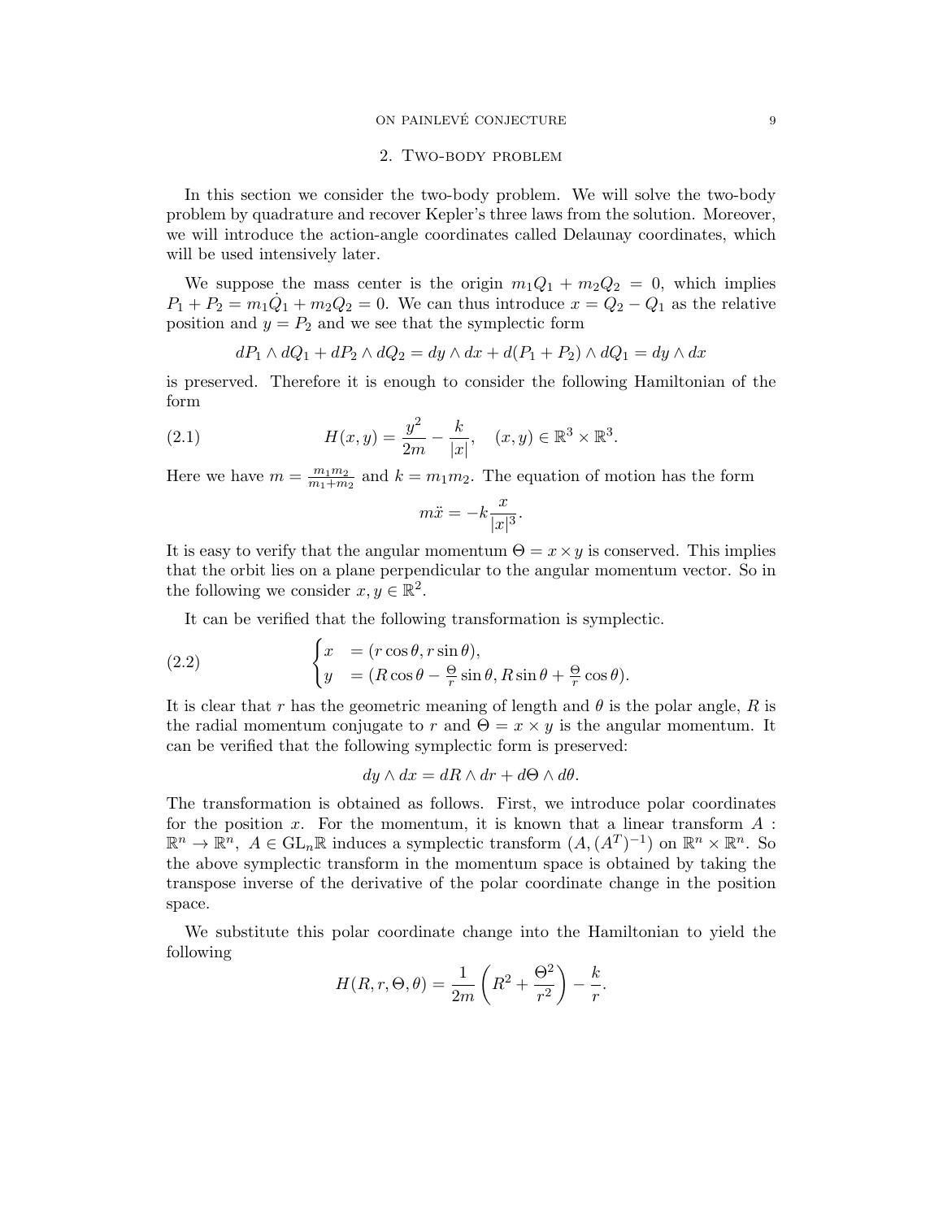## 2. Two-body problem

In this section we consider the two-body problem. We will solve the two-body problem by quadrature and recover Kepler's three laws from the solution. Moreover, we will introduce the action-angle coordinates called Delaunay coordinates, which will be used intensively later.

We suppose the mass center is the origin $m_1Q_1 + m_2Q_2 = 0$, which implies $P_1 + P_2 = m_1\dot{Q}_1 + m_2\dot{Q}_2 = 0$. We can thus introduce $x = Q_2 - Q_1$ as the relative position and $y = P_2$ and we see that the symplectic form

$$dP_1 \wedge dQ_1 + dP_2 \wedge dQ_2 = dy \wedge dx + d(P_1 + P_2) \wedge dQ_1 = dy \wedge dx$$

is preserved. Therefore it is enough to consider the following Hamiltonian of the form

$$H(x, y) = \frac{y^2}{2m} - \frac{k}{|x|}, \quad (x, y) \in \mathbb{R}^3 \times \mathbb{R}^3. \tag{2.1}$$

Here we have $m = \frac{m_1 m_2}{m_1 + m_2}$ and $k = m_1 m_2$. The equation of motion has the form

$$m\ddot{x} = -k\frac{x}{|x|^3}.$$

It is easy to verify that the angular momentum $\Theta = x \times y$ is conserved. This implies that the orbit lies on a plane perpendicular to the angular momentum vector. So in the following we consider $x, y \in \mathbb{R}^2$.

It can be verified that the following transformation is symplectic.

$$\begin{cases} x &= (r\cos\theta, r\sin\theta), \\ y &= (R\cos\theta - \frac{\Theta}{r}\sin\theta, R\sin\theta + \frac{\Theta}{r}\cos\theta). \end{cases} \tag{2.2}$$

It is clear that $r$ has the geometric meaning of length and $\theta$ is the polar angle, $R$ is the radial momentum conjugate to $r$ and $\Theta = x \times y$ is the angular momentum. It can be verified that the following symplectic form is preserved:

$$dy \wedge dx = dR \wedge dr + d\Theta \wedge d\theta.$$

The transformation is obtained as follows. First, we introduce polar coordinates for the position $x$. For the momentum, it is known that a linear transform $A : \mathbb{R}^n \to \mathbb{R}^n$, $A \in \mathrm{GL}_n\mathbb{R}$ induces a symplectic transform $(A, (A^T)^{-1})$ on $\mathbb{R}^n \times \mathbb{R}^n$. So the above symplectic transform in the momentum space is obtained by taking the transpose inverse of the derivative of the polar coordinate change in the position space.

We substitute this polar coordinate change into the Hamiltonian to yield the following

$$H(R, r, \Theta, \theta) = \frac{1}{2m}\left(R^2 + \frac{\Theta^2}{r^2}\right) - \frac{k}{r}.$$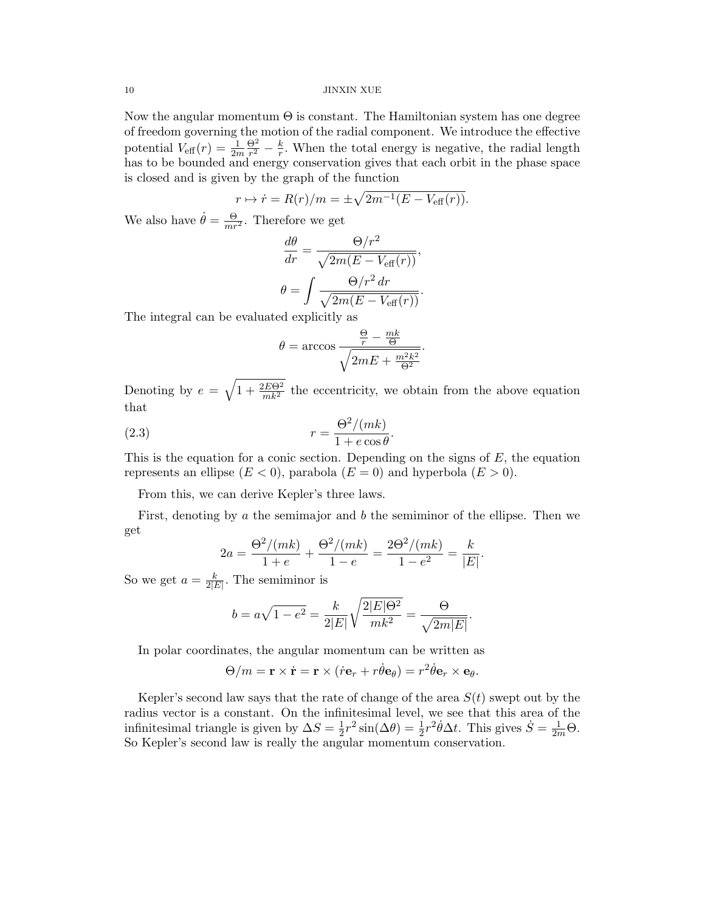Now the angular momentum $\Theta$ is constant. The Hamiltonian system has one degree of freedom governing the motion of the radial component. We introduce the effective potential $V_{\text{eff}}(r) = \frac{1}{2m}\frac{\Theta^2}{r^2} - \frac{k}{r}$. When the total energy is negative, the radial length has to be bounded and energy conservation gives that each orbit in the phase space is closed and is given by the graph of the function

$$r \mapsto \dot{r} = R(r)/m = \pm\sqrt{2m^{-1}(E - V_{\text{eff}}(r))}.$$

We also have $\dot{\theta} = \frac{\Theta}{mr^2}$. Therefore we get

$$\frac{d\theta}{dr} = \frac{\Theta/r^2}{\sqrt{2m(E - V_{\text{eff}}(r))}},$$

$$\theta = \int \frac{\Theta/r^2\, dr}{\sqrt{2m(E - V_{\text{eff}}(r))}}.$$

The integral can be evaluated explicitly as

$$\theta = \arccos \frac{\frac{\Theta}{r} - \frac{mk}{\Theta}}{\sqrt{2mE + \frac{m^2k^2}{\Theta^2}}}.$$

Denoting by $e = \sqrt{1 + \frac{2E\Theta^2}{mk^2}}$ the eccentricity, we obtain from the above equation that

$$r = \frac{\Theta^2/(mk)}{1 + e\cos\theta}. \tag{2.3}$$

This is the equation for a conic section. Depending on the signs of $E$, the equation represents an ellipse ($E < 0$), parabola ($E = 0$) and hyperbola ($E > 0$).

From this, we can derive Kepler's three laws.

First, denoting by $a$ the semimajor and $b$ the semiminor of the ellipse. Then we get

$$2a = \frac{\Theta^2/(mk)}{1+e} + \frac{\Theta^2/(mk)}{1-e} = \frac{2\Theta^2/(mk)}{1-e^2} = \frac{k}{|E|}.$$

So we get $a = \frac{k}{2|E|}$. The semiminor is

$$b = a\sqrt{1-e^2} = \frac{k}{2|E|}\sqrt{\frac{2|E|\Theta^2}{mk^2}} = \frac{\Theta}{\sqrt{2m|E|}}.$$

In polar coordinates, the angular momentum can be written as

$$\Theta/m = \mathbf{r} \times \dot{\mathbf{r}} = \mathbf{r} \times (\dot{r}\mathbf{e}_r + r\dot{\theta}\mathbf{e}_\theta) = r^2\dot{\theta}\mathbf{e}_r \times \mathbf{e}_\theta.$$

Kepler's second law says that the rate of change of the area $S(t)$ swept out by the radius vector is a constant. On the infinitesimal level, we see that this area of the infinitesimal triangle is given by $\Delta S = \frac{1}{2}r^2\sin(\Delta\theta) = \frac{1}{2}r^2\dot{\theta}\Delta t$. This gives $\dot{S} = \frac{1}{2m}\Theta$. So Kepler's second law is really the angular momentum conservation.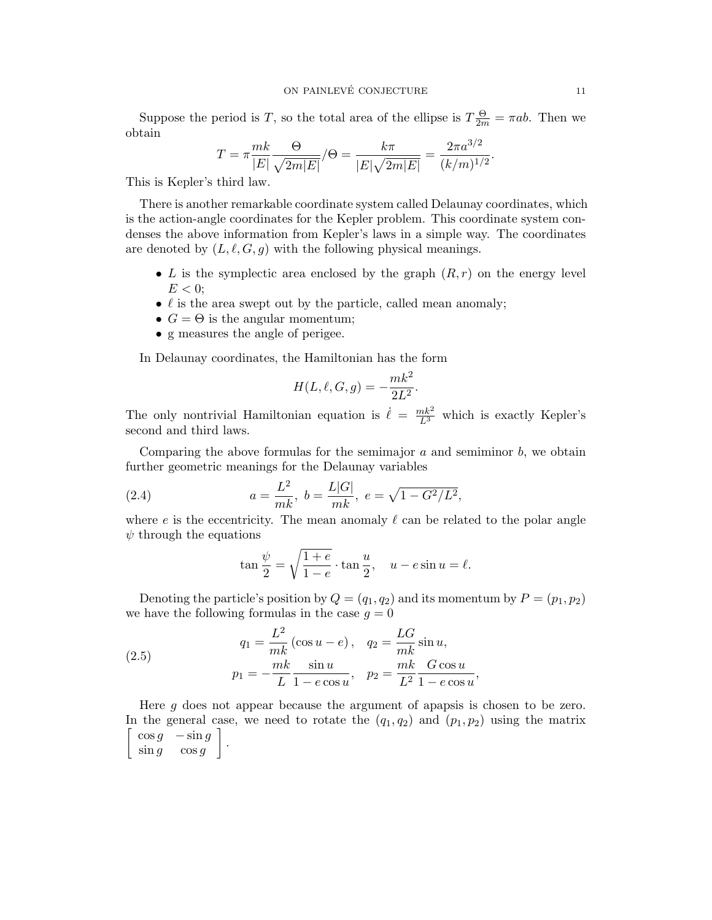Suppose the period is $T$, so the total area of the ellipse is $T\frac{\Theta}{2m} = \pi ab$. Then we obtain

$$T = \pi \frac{mk}{|E|}\frac{\Theta}{\sqrt{2m|E|}}/\Theta = \frac{k\pi}{|E|\sqrt{2m|E|}} = \frac{2\pi a^{3/2}}{(k/m)^{1/2}}.$$

This is Kepler's third law.

There is another remarkable coordinate system called Delaunay coordinates, which is the action-angle coordinates for the Kepler problem. This coordinate system condenses the above information from Kepler's laws in a simple way. The coordinates are denoted by $(L, \ell, G, g)$ with the following physical meanings.

- $L$ is the symplectic area enclosed by the graph $(R, r)$ on the energy level $E < 0$;
- $\ell$ is the area swept out by the particle, called mean anomaly;
- $G = \Theta$ is the angular momentum;
- g measures the angle of perigee.

In Delaunay coordinates, the Hamiltonian has the form

$$H(L, \ell, G, g) = -\frac{mk^2}{2L^2}.$$

The only nontrivial Hamiltonian equation is $\dot{\ell} = \frac{mk^2}{L^3}$ which is exactly Kepler's second and third laws.

Comparing the above formulas for the semimajor $a$ and semiminor $b$, we obtain further geometric meanings for the Delaunay variables

$$a = \frac{L^2}{mk},\ b = \frac{L|G|}{mk},\ e = \sqrt{1 - G^2/L^2}, \tag{2.4}$$

where $e$ is the eccentricity. The mean anomaly $\ell$ can be related to the polar angle $\psi$ through the equations

$$\tan\frac{\psi}{2} = \sqrt{\frac{1+e}{1-e}} \cdot \tan\frac{u}{2}, \quad u - e\sin u = \ell.$$

Denoting the particle's position by $Q = (q_1, q_2)$ and its momentum by $P = (p_1, p_2)$ we have the following formulas in the case $g = 0$

$$\begin{aligned} q_1 &= \frac{L^2}{mk}\left(\cos u - e\right), \quad q_2 = \frac{LG}{mk}\sin u, \\ p_1 &= -\frac{mk}{L}\frac{\sin u}{1 - e\cos u}, \quad p_2 = \frac{mk}{L^2}\frac{G\cos u}{1 - e\cos u}, \end{aligned} \tag{2.5}$$

Here $g$ does not appear because the argument of apapsis is chosen to be zero. In the general case, we need to rotate the $(q_1, q_2)$ and $(p_1, p_2)$ using the matrix $\left[\begin{array}{cc} \cos g & -\sin g \\ \sin g & \cos g \end{array}\right]$.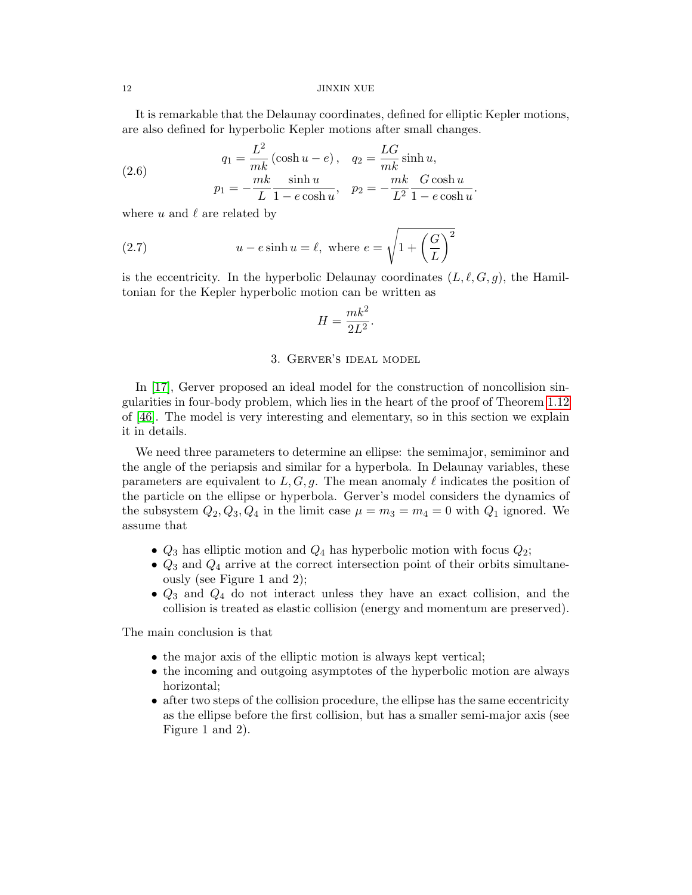It is remarkable that the Delaunay coordinates, defined for elliptic Kepler motions, are also defined for hyperbolic Kepler motions after small changes.

$$
\begin{aligned}
q_1 &= \frac{L^2}{mk}\left(\cosh u - e\right), \quad q_2 = \frac{LG}{mk}\sinh u, \\
p_1 &= -\frac{mk}{L}\frac{\sinh u}{1 - e\cosh u}, \quad p_2 = -\frac{mk}{L^2}\frac{G\cosh u}{1 - e\cosh u}.
\end{aligned}
\tag{2.6}
$$

where $u$ and $\ell$ are related by

$$
u - e\sinh u = \ell, \text{ where } e = \sqrt{1 + \left(\frac{G}{L}\right)^2}
\tag{2.7}
$$

is the eccentricity. In the hyperbolic Delaunay coordinates $(L, \ell, G, g)$, the Hamiltonian for the Kepler hyperbolic motion can be written as

$$
H = \frac{mk^2}{2L^2}.
$$

## 3. Gerver's ideal model

In [17], Gerver proposed an ideal model for the construction of noncollision singularities in four-body problem, which lies in the heart of the proof of Theorem 1.12 of [46]. The model is very interesting and elementary, so in this section we explain it in details.

We need three parameters to determine an ellipse: the semimajor, semiminor and the angle of the periapsis and similar for a hyperbola. In Delaunay variables, these parameters are equivalent to $L, G, g$. The mean anomaly $\ell$ indicates the position of the particle on the ellipse or hyperbola. Gerver's model considers the dynamics of the subsystem $Q_2, Q_3, Q_4$ in the limit case $\mu = m_3 = m_4 = 0$ with $Q_1$ ignored. We assume that

- $Q_3$ has elliptic motion and $Q_4$ has hyperbolic motion with focus $Q_2$;
- $Q_3$ and $Q_4$ arrive at the correct intersection point of their orbits simultaneously (see Figure 1 and 2);
- $Q_3$ and $Q_4$ do not interact unless they have an exact collision, and the collision is treated as elastic collision (energy and momentum are preserved).

The main conclusion is that

- the major axis of the elliptic motion is always kept vertical;
- the incoming and outgoing asymptotes of the hyperbolic motion are always horizontal;
- after two steps of the collision procedure, the ellipse has the same eccentricity as the ellipse before the first collision, but has a smaller semi-major axis (see Figure 1 and 2).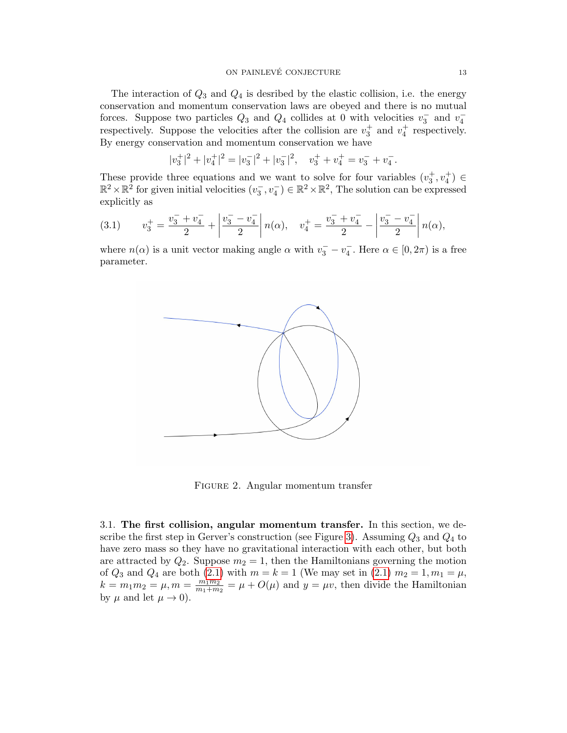The interaction of $Q_3$ and $Q_4$ is desribed by the elastic collision, i.e. the energy conservation and momentum conservation laws are obeyed and there is no mutual forces. Suppose two particles $Q_3$ and $Q_4$ collides at 0 with velocities $v_3^-$ and $v_4^-$ respectively. Suppose the velocities after the collision are $v_3^+$ and $v_4^+$ respectively. By energy conservation and momentum conservation we have

$$|v_3^+|^2 + |v_4^+|^2 = |v_3^-|^2 + |v_3^-|^2, \quad v_3^+ + v_4^+ = v_3^- + v_4^-.$$

These provide three equations and we want to solve for four variables $(v_3^+, v_4^+) \in \mathbb{R}^2 \times \mathbb{R}^2$ for given initial velocities $(v_3^-, v_4^-) \in \mathbb{R}^2 \times \mathbb{R}^2$, The solution can be expressed explicitly as

$$v_3^+ = \frac{v_3^- + v_4^-}{2} + \left|\frac{v_3^- - v_4^-}{2}\right| n(\alpha), \quad v_4^+ = \frac{v_3^- + v_4^-}{2} - \left|\frac{v_3^- - v_4^-}{2}\right| n(\alpha), \tag{3.1}$$

where $n(\alpha)$ is a unit vector making angle $\alpha$ with $v_3^- - v_4^-$. Here $\alpha \in [0, 2\pi)$ is a free parameter.

FIGURE 2. Angular momentum transfer

3.1. **The first collision, angular momentum transfer.** In this section, we describe the first step in Gerver's construction (see Figure 3). Assuming $Q_3$ and $Q_4$ to have zero mass so they have no gravitational interaction with each other, but both are attracted by $Q_2$. Suppose $m_2 = 1$, then the Hamiltonians governing the motion of $Q_3$ and $Q_4$ are both (2.1) with $m = k = 1$ (We may set in (2.1) $m_2 = 1, m_1 = \mu$, $k = m_1 m_2 = \mu, m = \frac{m_1 m_2}{m_1 + m_2} = \mu + O(\mu)$ and $y = \mu v$, then divide the Hamiltonian by $\mu$ and let $\mu \to 0$).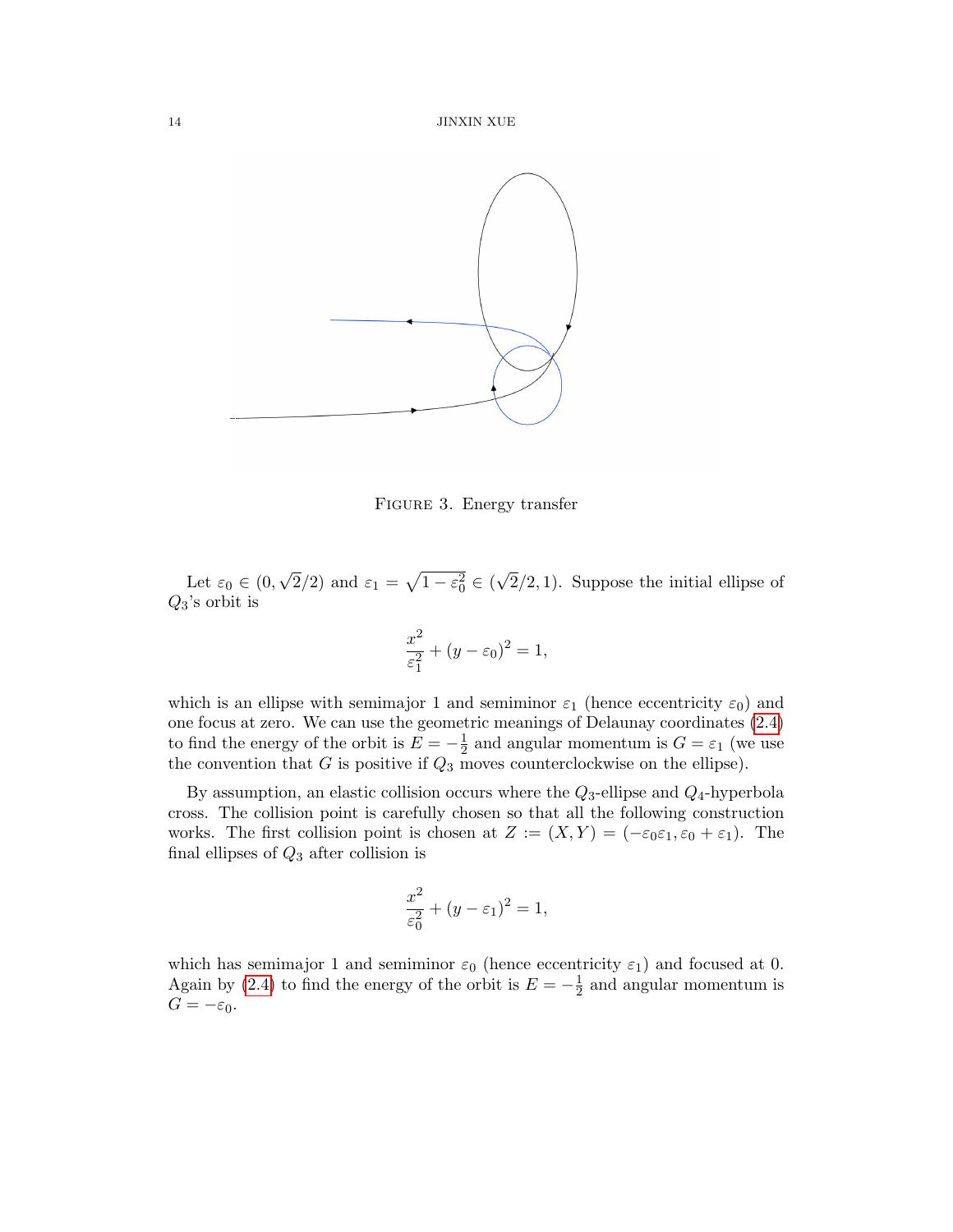Figure 3. Energy transfer

Let $\varepsilon_0 \in (0, \sqrt{2}/2)$ and $\varepsilon_1 = \sqrt{1-\varepsilon_0^2} \in (\sqrt{2}/2, 1)$. Suppose the initial ellipse of $Q_3$'s orbit is

$$\frac{x^2}{\varepsilon_1^2} + (y - \varepsilon_0)^2 = 1,$$

which is an ellipse with semimajor 1 and semiminor $\varepsilon_1$ (hence eccentricity $\varepsilon_0$) and one focus at zero. We can use the geometric meanings of Delaunay coordinates (2.4) to find the energy of the orbit is $E = -\frac{1}{2}$ and angular momentum is $G = \varepsilon_1$ (we use the convention that $G$ is positive if $Q_3$ moves counterclockwise on the ellipse).

By assumption, an elastic collision occurs where the $Q_3$-ellipse and $Q_4$-hyperbola cross. The collision point is carefully chosen so that all the following construction works. The first collision point is chosen at $Z := (X, Y) = (-\varepsilon_0\varepsilon_1, \varepsilon_0 + \varepsilon_1)$. The final ellipses of $Q_3$ after collision is

$$\frac{x^2}{\varepsilon_0^2} + (y - \varepsilon_1)^2 = 1,$$

which has semimajor 1 and semiminor $\varepsilon_0$ (hence eccentricity $\varepsilon_1$) and focused at 0. Again by (2.4) to find the energy of the orbit is $E = -\frac{1}{2}$ and angular momentum is $G = -\varepsilon_0$.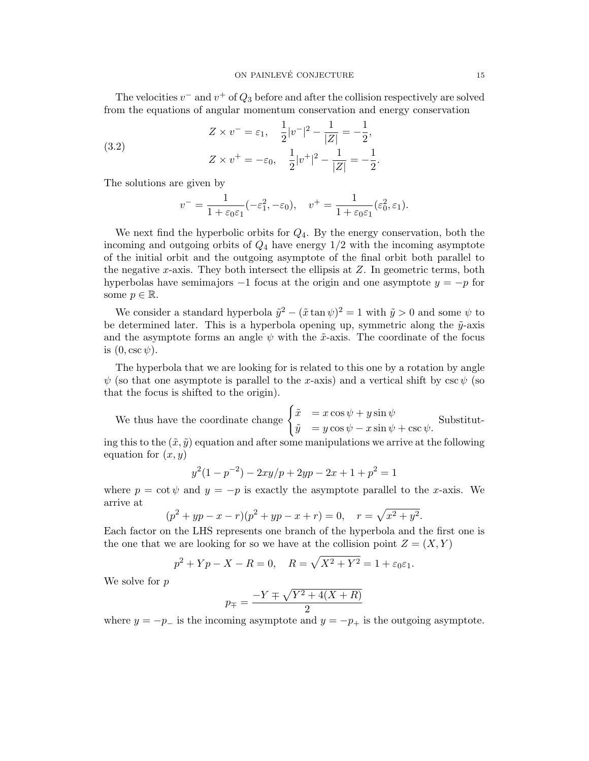The velocities $v^-$ and $v^+$ of $Q_3$ before and after the collision respectively are solved from the equations of angular momentum conservation and energy conservation

$$
\begin{aligned}
&Z \times v^- = \varepsilon_1, \quad \frac{1}{2}|v^-|^2 - \frac{1}{|Z|} = -\frac{1}{2}, \\
&Z \times v^+ = -\varepsilon_0, \quad \frac{1}{2}|v^+|^2 - \frac{1}{|Z|} = -\frac{1}{2}.
\end{aligned} \tag{3.2}
$$

The solutions are given by

$$
v^- = \frac{1}{1+\varepsilon_0\varepsilon_1}(-\varepsilon_1^2, -\varepsilon_0), \quad v^+ = \frac{1}{1+\varepsilon_0\varepsilon_1}(\varepsilon_0^2, \varepsilon_1).
$$

We next find the hyperbolic orbits for $Q_4$. By the energy conservation, both the incoming and outgoing orbits of $Q_4$ have energy $1/2$ with the incoming asymptote of the initial orbit and the outgoing asymptote of the final orbit both parallel to the negative $x$-axis. They both intersect the ellipsis at $Z$. In geometric terms, both hyperbolas have semimajors $-1$ focus at the origin and one asymptote $y = -p$ for some $p \in \mathbb{R}$.

We consider a standard hyperbola $\tilde{y}^2 - (\tilde{x}\tan\psi)^2 = 1$ with $\tilde{y} > 0$ and some $\psi$ to be determined later. This is a hyperbola opening up, symmetric along the $\tilde{y}$-axis and the asymptote forms an angle $\psi$ with the $\tilde{x}$-axis. The coordinate of the focus is $(0, \csc\psi)$.

The hyperbola that we are looking for is related to this one by a rotation by angle $\psi$ (so that one asymptote is parallel to the $x$-axis) and a vertical shift by $\csc\psi$ (so that the focus is shifted to the origin).

We thus have the coordinate change $\begin{cases} \tilde{x} &= x\cos\psi + y\sin\psi \\ \tilde{y} &= y\cos\psi - x\sin\psi + \csc\psi. \end{cases}$ Substituting this to the $(\tilde{x}, \tilde{y})$ equation and after some manipulations we arrive at the following equation for $(x, y)$

$$
y^2(1 - p^{-2}) - 2xy/p + 2yp - 2x + 1 + p^2 = 1
$$

where $p = \cot\psi$ and $y = -p$ is exactly the asymptote parallel to the $x$-axis. We arrive at

$$
(p^2 + yp - x - r)(p^2 + yp - x + r) = 0, \quad r = \sqrt{x^2 + y^2}.
$$

Each factor on the LHS represents one branch of the hyperbola and the first one is the one that we are looking for so we have at the collision point $Z = (X, Y)$

$$
p^2 + Yp - X - R = 0, \quad R = \sqrt{X^2 + Y^2} = 1 + \varepsilon_0\varepsilon_1.
$$

We solve for $p$

$$
p_\mp = \frac{-Y \mp \sqrt{Y^2 + 4(X + R)}}{2}
$$

where $y = -p_-$ is the incoming asymptote and $y = -p_+$ is the outgoing asymptote.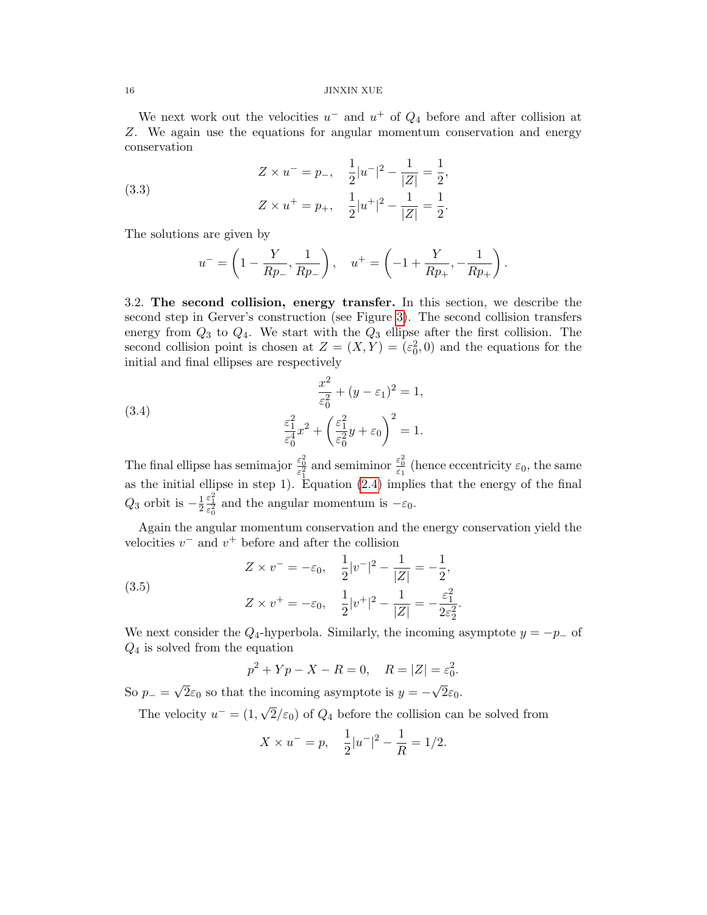We next work out the velocities $u^-$ and $u^+$ of $Q_4$ before and after collision at $Z$. We again use the equations for angular momentum conservation and energy conservation

$$
\begin{aligned}
Z \times u^- &= p_-, \quad \frac{1}{2}|u^-|^2 - \frac{1}{|Z|} = \frac{1}{2}, \\
Z \times u^+ &= p_+, \quad \frac{1}{2}|u^+|^2 - \frac{1}{|Z|} = \frac{1}{2}.
\end{aligned}
\tag{3.3}
$$

The solutions are given by

$$
u^- = \left(1 - \frac{Y}{Rp_-}, \frac{1}{Rp_-}\right), \quad u^+ = \left(-1 + \frac{Y}{Rp_+}, -\frac{1}{Rp_+}\right).
$$

### 3.2. The second collision, energy transfer.

In this section, we describe the second step in Gerver's construction (see Figure 3). The second collision transfers energy from $Q_3$ to $Q_4$. We start with the $Q_3$ ellipse after the first collision. The second collision point is chosen at $Z = (X, Y) = (\varepsilon_0^2, 0)$ and the equations for the initial and final ellipses are respectively

$$
\begin{aligned}
&\frac{x^2}{\varepsilon_0^2} + (y - \varepsilon_1)^2 = 1, \\
&\frac{\varepsilon_1^2}{\varepsilon_0^4}x^2 + \left(\frac{\varepsilon_1^2}{\varepsilon_0^2}y + \varepsilon_0\right)^2 = 1.
\end{aligned}
\tag{3.4}
$$

The final ellipse has semimajor $\frac{\varepsilon_0^2}{\varepsilon_1^2}$ and semiminor $\frac{\varepsilon_0^2}{\varepsilon_1}$ (hence eccentricity $\varepsilon_0$, the same as the initial ellipse in step 1). Equation (2.4) implies that the energy of the final $Q_3$ orbit is $-\frac{1}{2}\frac{\varepsilon_1^2}{\varepsilon_0^2}$ and the angular momentum is $-\varepsilon_0$.

Again the angular momentum conservation and the energy conservation yield the velocities $v^-$ and $v^+$ before and after the collision

$$
\begin{aligned}
Z \times v^- &= -\varepsilon_0, \quad \frac{1}{2}|v^-|^2 - \frac{1}{|Z|} = -\frac{1}{2}, \\
Z \times v^+ &= -\varepsilon_0, \quad \frac{1}{2}|v^+|^2 - \frac{1}{|Z|} = -\frac{\varepsilon_1^2}{2\varepsilon_2^2}.
\end{aligned}
\tag{3.5}
$$

We next consider the $Q_4$-hyperbola. Similarly, the incoming asymptote $y = -p_-$ of $Q_4$ is solved from the equation

$$
p^2 + Yp - X - R = 0, \quad R = |Z| = \varepsilon_0^2.
$$

So $p_- = \sqrt{2}\varepsilon_0$ so that the incoming asymptote is $y = -\sqrt{2}\varepsilon_0$.

The velocity $u^- = (1, \sqrt{2}/\varepsilon_0)$ of $Q_4$ before the collision can be solved from

$$
X \times u^- = p, \quad \frac{1}{2}|u^-|^2 - \frac{1}{R} = 1/2.
$$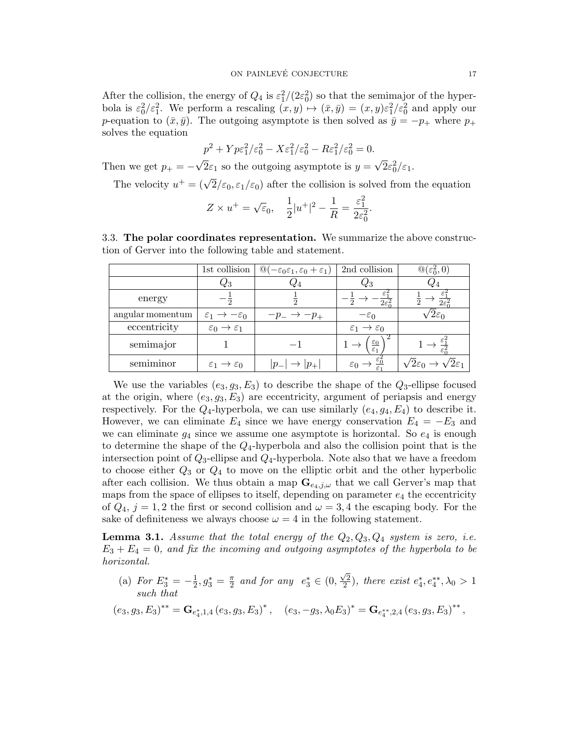After the collision, the energy of $Q_4$ is $\varepsilon_1^2/(2\varepsilon_0^2)$ so that the semimajor of the hyperbola is $\varepsilon_0^2/\varepsilon_1^2$. We perform a rescaling $(x, y) \mapsto (\bar{x}, \bar{y}) = (x, y)\varepsilon_1^2/\varepsilon_0^2$ and apply our $p$-equation to $(\bar{x}, \bar{y})$. The outgoing asymptote is then solved as $\bar{y} = -p_+$ where $p_+$ solves the equation

$$p^2 + Yp\varepsilon_1^2/\varepsilon_0^2 - X\varepsilon_1^2/\varepsilon_0^2 - R\varepsilon_1^2/\varepsilon_0^2 = 0.$$

Then we get $p_+ = -\sqrt{2}\varepsilon_1$ so the outgoing asymptote is $y = \sqrt{2}\varepsilon_0^2/\varepsilon_1$.

The velocity $u^+ = (\sqrt{2}/\varepsilon_0, \varepsilon_1/\varepsilon_0)$ after the collision is solved from the equation

$$Z \times u^+ = \sqrt{\varepsilon}_0, \quad \frac{1}{2}|u^+|^2 - \frac{1}{R} = \frac{\varepsilon_1^2}{2\varepsilon_0^2}.$$

3.3. **The polar coordinates representation.** We summarize the above construction of Gerver into the following table and statement.

| | 1st collision | $@(-\varepsilon_0\varepsilon_1, \varepsilon_0 + \varepsilon_1)$ | 2nd collision | $@(\varepsilon_0^2, 0)$ |
|---|---|---|---|---|
| | $Q_3$ | $Q_4$ | $Q_3$ | $Q_4$ |
| energy | $-\frac{1}{2}$ | $\frac{1}{2}$ | $-\frac{1}{2} \to -\frac{\varepsilon_1^2}{2\varepsilon_0^2}$ | $\frac{1}{2} \to \frac{\varepsilon_1^2}{2\varepsilon_0^2}$ |
| angular momentum | $\varepsilon_1 \to -\varepsilon_0$ | $-p_- \to -p_+$ | $-\varepsilon_0$ | $\sqrt{2}\varepsilon_0$ |
| eccentricity | $\varepsilon_0 \to \varepsilon_1$ | | $\varepsilon_1 \to \varepsilon_0$ | |
| semimajor | $1$ | $-1$ | $1 \to \left(\frac{\varepsilon_0}{\varepsilon_1}\right)^2$ | $1 \to \frac{\varepsilon_1^2}{\varepsilon_0^2}$ |
| semiminor | $\varepsilon_1 \to \varepsilon_0$ | $\lvert p_-\rvert \to \lvert p_+\rvert$ | $\varepsilon_0 \to \frac{\varepsilon_0^2}{\varepsilon_1}$ | $\sqrt{2}\varepsilon_0 \to \sqrt{2}\varepsilon_1$ |

We use the variables $(e_3, g_3, E_3)$ to describe the shape of the $Q_3$-ellipse focused at the origin, where $(e_3, g_3, E_3)$ are eccentricity, argument of periapsis and energy respectively. For the $Q_4$-hyperbola, we can use similarly $(e_4, g_4, E_4)$ to describe it. However, we can eliminate $E_4$ since we have energy conservation $E_4 = -E_3$ and we can eliminate $g_4$ since we assume one asymptote is horizontal. So $e_4$ is enough to determine the shape of the $Q_4$-hyperbola and also the collision point that is the intersection point of $Q_3$-ellipse and $Q_4$-hyperbola. Note also that we have a freedom to choose either $Q_3$ or $Q_4$ to move on the elliptic orbit and the other hyperbolic after each collision. We thus obtain a map $\mathbf{G}_{e_4,j,\omega}$ that we call Gerver's map that maps from the space of ellipses to itself, depending on parameter $e_4$ the eccentricity of $Q_4$, $j = 1, 2$ the first or second collision and $\omega = 3, 4$ the escaping body. For the sake of definiteness we always choose $\omega = 4$ in the following statement.

**Lemma 3.1.** *Assume that the total energy of the $Q_2, Q_3, Q_4$ system is zero, i.e. $E_3 + E_4 = 0$, and fix the incoming and outgoing asymptotes of the hyperbola to be horizontal.*

(a) *For $E_3^* = -\frac{1}{2}, g_3^* = \frac{\pi}{2}$ and for any $e_3^* \in (0, \frac{\sqrt{2}}{2})$, there exist $e_4^*, e_4^{**}, \lambda_0 > 1$ such that*

$$(e_3, g_3, E_3)^{**} = \mathbf{G}_{e_4^*,1,4}\,(e_3, g_3, E_3)^*, \quad (e_3, -g_3, \lambda_0 E_3)^* = \mathbf{G}_{e_4^{**},2,4}\,(e_3, g_3, E_3)^{**},$$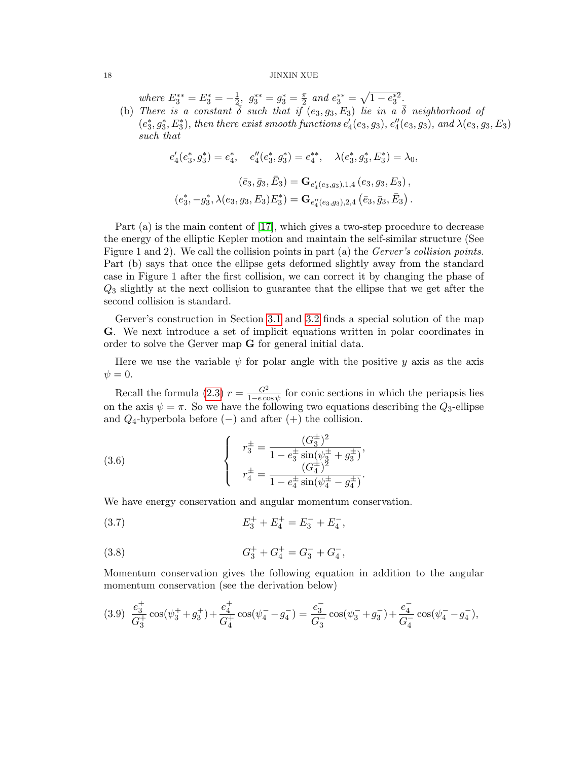*where* $E_3^{**} = E_3^* = -\frac{1}{2}$*,* $g_3^{**} = g_3^* = \frac{\pi}{2}$ *and* $e_3^{**} = \sqrt{1 - e_3^{*2}}$*.*

(b) *There is a constant* $\bar{\delta}$ *such that if* $(e_3, g_3, E_3)$ *lie in a* $\bar{\delta}$ *neighborhood of* $(e_3^*, g_3^*, E_3^*)$*, then there exist smooth functions* $e_4'(e_3, g_3)$*,* $e_4''(e_3, g_3)$*, and* $\lambda(e_3, g_3, E_3)$ *such that*

$$e_4'(e_3^*, g_3^*) = e_4^*, \quad e_4''(e_3^*, g_3^*) = e_4^{**}, \quad \lambda(e_3^*, g_3^*, E_3^*) = \lambda_0,$$

$$(\bar{e}_3, \bar{g}_3, \bar{E}_3) = \mathbf{G}_{e_4'(e_3, g_3), 1, 4}\left(e_3, g_3, E_3\right),$$
$$(e_3^*, -g_3^*, \lambda(e_3, g_3, E_3) E_3^*) = \mathbf{G}_{e_4''(e_3, g_3), 2, 4}\left(\bar{e}_3, \bar{g}_3, \bar{E}_3\right).$$

Part (a) is the main content of [17], which gives a two-step procedure to decrease the energy of the elliptic Kepler motion and maintain the self-similar structure (See Figure 1 and 2). We call the collision points in part (a) the *Gerver's collision points*. Part (b) says that once the ellipse gets deformed slightly away from the standard case in Figure 1 after the first collision, we can correct it by changing the phase of $Q_3$ slightly at the next collision to guarantee that the ellipse that we get after the second collision is standard.

Gerver's construction in Section 3.1 and 3.2 finds a special solution of the map $\mathbf{G}$. We next introduce a set of implicit equations written in polar coordinates in order to solve the Gerver map $\mathbf{G}$ for general initial data.

Here we use the variable $\psi$ for polar angle with the positive $y$ axis as the axis $\psi = 0$.

Recall the formula (2.3) $r = \frac{G^2}{1 - e\cos\psi}$ for conic sections in which the periapsis lies on the axis $\psi = \pi$. So we have the following two equations describing the $Q_3$-ellipse and $Q_4$-hyperbola before $(-)$ and after $(+)$ the collision.

$$\begin{cases} r_3^{\pm} = \dfrac{(G_3^{\pm})^2}{1 - e_3^{\pm}\sin(\psi_3^{\pm} + g_3^{\pm})}, \\ r_4^{\pm} = \dfrac{(G_4^{\pm})^2}{1 - e_4^{\pm}\sin(\psi_4^{\pm} - g_4^{\pm})}. \end{cases} \tag{3.6}$$

We have energy conservation and angular momentum conservation.

$$E_3^+ + E_4^+ = E_3^- + E_4^-, \tag{3.7}$$

$$G_3^+ + G_4^+ = G_3^- + G_4^-, \tag{3.8}$$

Momentum conservation gives the following equation in addition to the angular momentum conservation (see the derivation below)

$$\frac{e_3^+}{G_3^+}\cos(\psi_3^+ + g_3^+) + \frac{e_4^+}{G_4^+}\cos(\psi_4^- - g_4^-) = \frac{e_3^-}{G_3^-}\cos(\psi_3^- + g_3^-) + \frac{e_4^-}{G_4^-}\cos(\psi_4^- - g_4^-), \tag{3.9}$$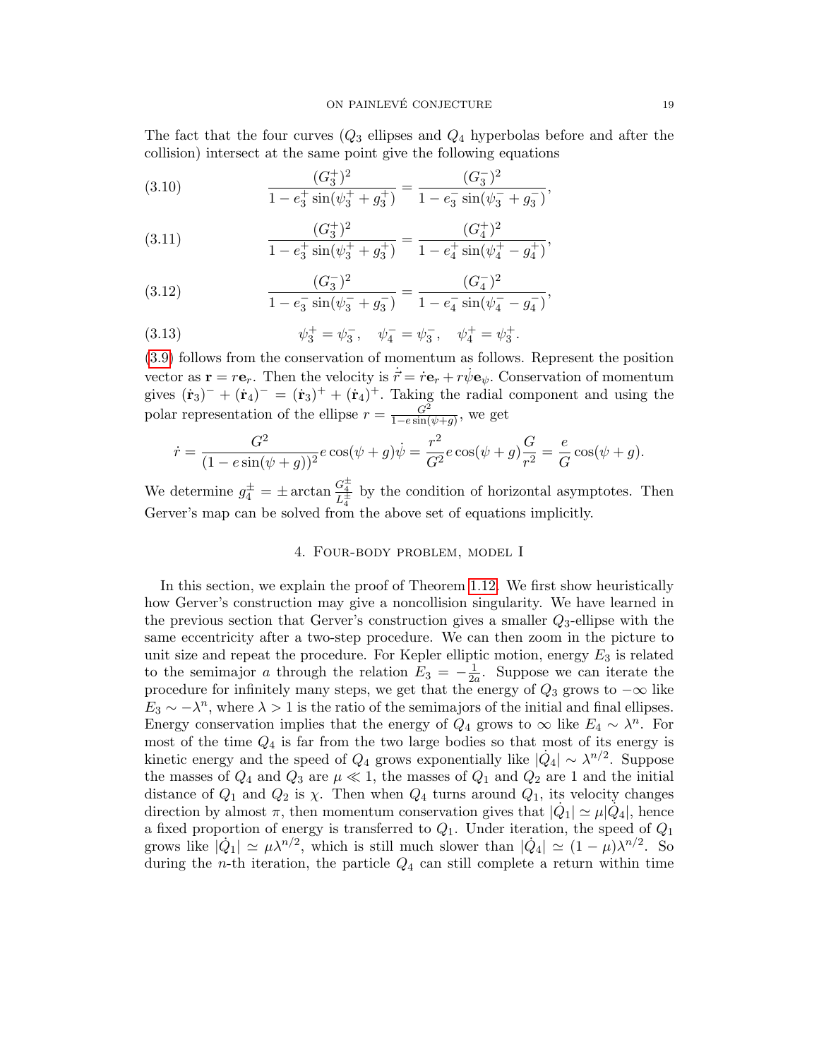The fact that the four curves ($Q_3$ ellipses and $Q_4$ hyperbolas before and after the collision) intersect at the same point give the following equations

$$\frac{(G_3^+)^2}{1-e_3^+\sin(\psi_3^++g_3^+)}=\frac{(G_3^-)^2}{1-e_3^-\sin(\psi_3^-+g_3^-)}, \tag{3.10}$$

$$\frac{(G_3^+)^2}{1-e_3^+\sin(\psi_3^++g_3^+)}=\frac{(G_4^+)^2}{1-e_4^+\sin(\psi_4^+-g_4^+)}, \tag{3.11}$$

$$\frac{(G_3^-)^2}{1-e_3^-\sin(\psi_3^-+g_3^-)}=\frac{(G_4^-)^2}{1-e_4^-\sin(\psi_4^--g_4^-)}, \tag{3.12}$$

$$\psi_3^+=\psi_3^-,\quad \psi_4^-=\psi_3^-,\quad \psi_4^+=\psi_3^+. \tag{3.13}$$

(3.9) follows from the conservation of momentum as follows. Represent the position vector as $\mathbf{r}=r\mathbf{e}_r$. Then the velocity is $\dot{\vec{r}}=\dot r\mathbf{e}_r+r\dot\psi\mathbf{e}_\psi$. Conservation of momentum gives $(\dot{\mathbf{r}}_3)^-+(\dot{\mathbf{r}}_4)^-=(\dot{\mathbf{r}}_3)^++(\dot{\mathbf{r}}_4)^+$. Taking the radial component and using the polar representation of the ellipse $r=\frac{G^2}{1-e\sin(\psi+g)}$, we get

$$\dot r=\frac{G^2}{(1-e\sin(\psi+g))^2}e\cos(\psi+g)\dot\psi=\frac{r^2}{G^2}e\cos(\psi+g)\frac{G}{r^2}=\frac{e}{G}\cos(\psi+g).$$

We determine $g_4^\pm=\pm\arctan\frac{G_4^\pm}{L_4^\pm}$ by the condition of horizontal asymptotes. Then Gerver's map can be solved from the above set of equations implicitly.

## 4. Four-body problem, model I

In this section, we explain the proof of Theorem 1.12. We first show heuristically how Gerver's construction may give a noncollision singularity. We have learned in the previous section that Gerver's construction gives a smaller $Q_3$-ellipse with the same eccentricity after a two-step procedure. We can then zoom in the picture to unit size and repeat the procedure. For Kepler elliptic motion, energy $E_3$ is related to the semimajor $a$ through the relation $E_3=-\frac{1}{2a}$. Suppose we can iterate the procedure for infinitely many steps, we get that the energy of $Q_3$ grows to $-\infty$ like $E_3\sim-\lambda^n$, where $\lambda>1$ is the ratio of the semimajors of the initial and final ellipses. Energy conservation implies that the energy of $Q_4$ grows to $\infty$ like $E_4\sim\lambda^n$. For most of the time $Q_4$ is far from the two large bodies so that most of its energy is kinetic energy and the speed of $Q_4$ grows exponentially like $|\dot Q_4|\sim\lambda^{n/2}$. Suppose the masses of $Q_4$ and $Q_3$ are $\mu\ll1$, the masses of $Q_1$ and $Q_2$ are 1 and the initial distance of $Q_1$ and $Q_2$ is $\chi$. Then when $Q_4$ turns around $Q_1$, its velocity changes direction by almost $\pi$, then momentum conservation gives that $|\dot Q_1|\simeq\mu|\dot Q_4|$, hence a fixed proportion of energy is transferred to $Q_1$. Under iteration, the speed of $Q_1$ grows like $|\dot Q_1|\simeq\mu\lambda^{n/2}$, which is still much slower than $|\dot Q_4|\simeq(1-\mu)\lambda^{n/2}$. So during the $n$-th iteration, the particle $Q_4$ can still complete a return within time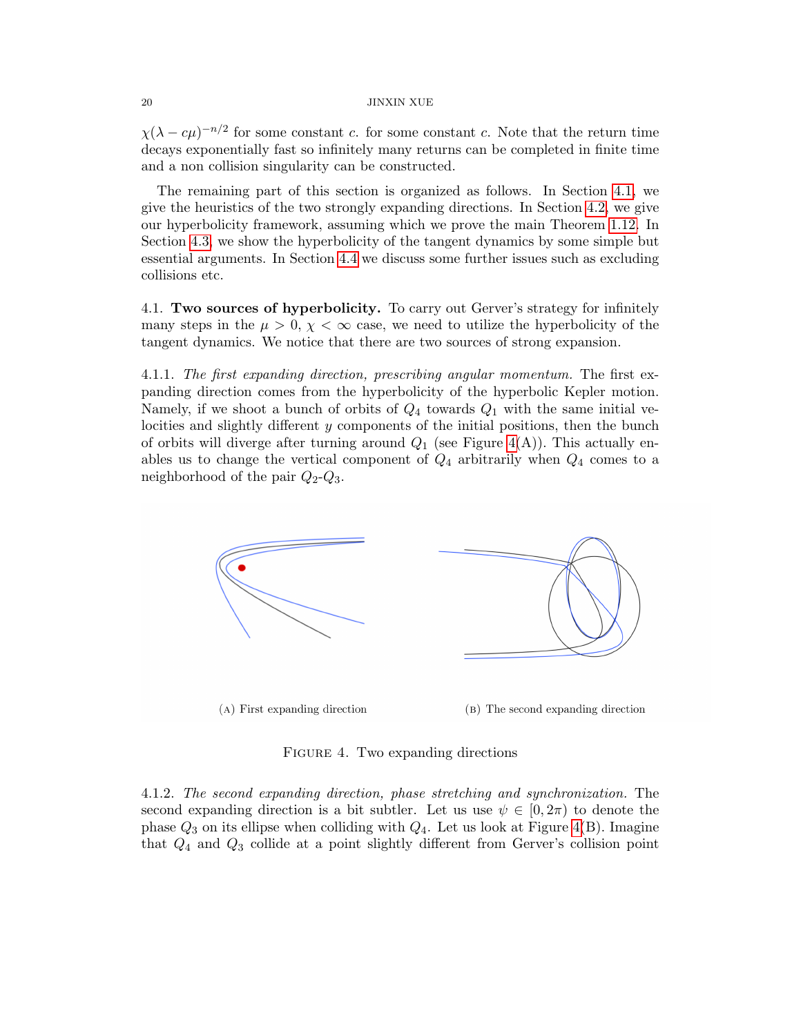$\chi(\lambda - c\mu)^{-n/2}$ for some constant $c$. for some constant $c$. Note that the return time decays exponentially fast so infinitely many returns can be completed in finite time and a non collision singularity can be constructed.

The remaining part of this section is organized as follows. In Section 4.1, we give the heuristics of the two strongly expanding directions. In Section 4.2, we give our hyperbolicity framework, assuming which we prove the main Theorem 1.12. In Section 4.3, we show the hyperbolicity of the tangent dynamics by some simple but essential arguments. In Section 4.4 we discuss some further issues such as excluding collisions etc.

4.1. **Two sources of hyperbolicity.** To carry out Gerver's strategy for infinitely many steps in the $\mu > 0$, $\chi < \infty$ case, we need to utilize the hyperbolicity of the tangent dynamics. We notice that there are two sources of strong expansion.

4.1.1. *The first expanding direction, prescribing angular momentum.* The first expanding direction comes from the hyperbolicity of the hyperbolic Kepler motion. Namely, if we shoot a bunch of orbits of $Q_4$ towards $Q_1$ with the same initial velocities and slightly different $y$ components of the initial positions, then the bunch of orbits will diverge after turning around $Q_1$ (see Figure 4(A)). This actually enables us to change the vertical component of $Q_4$ arbitrarily when $Q_4$ comes to a neighborhood of the pair $Q_2$-$Q_3$.

(A) First expanding direction

(B) The second expanding direction

FIGURE 4. Two expanding directions

4.1.2. *The second expanding direction, phase stretching and synchronization.* The second expanding direction is a bit subtler. Let us use $\psi \in [0, 2\pi)$ to denote the phase $Q_3$ on its ellipse when colliding with $Q_4$. Let us look at Figure 4(B). Imagine that $Q_4$ and $Q_3$ collide at a point slightly different from Gerver's collision point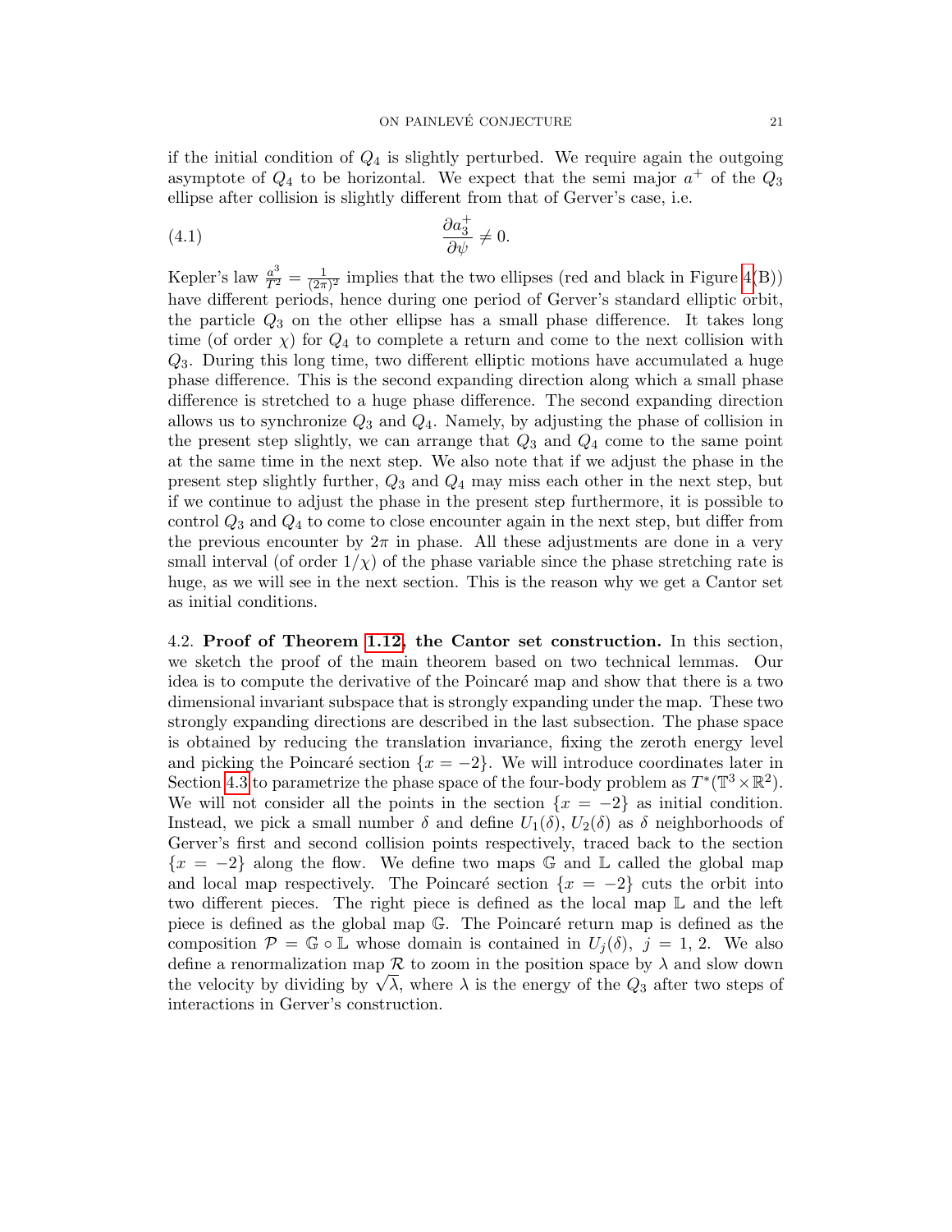if the initial condition of $Q_4$ is slightly perturbed. We require again the outgoing asymptote of $Q_4$ to be horizontal. We expect that the semi major $a^+$ of the $Q_3$ ellipse after collision is slightly different from that of Gerver's case, i.e.

$$\frac{\partial a_3^+}{\partial \psi} \neq 0. \tag{4.1}$$

Kepler's law $\frac{a^3}{T^2} = \frac{1}{(2\pi)^2}$ implies that the two ellipses (red and black in Figure 4(B)) have different periods, hence during one period of Gerver's standard elliptic orbit, the particle $Q_3$ on the other ellipse has a small phase difference. It takes long time (of order $\chi$) for $Q_4$ to complete a return and come to the next collision with $Q_3$. During this long time, two different elliptic motions have accumulated a huge phase difference. This is the second expanding direction along which a small phase difference is stretched to a huge phase difference. The second expanding direction allows us to synchronize $Q_3$ and $Q_4$. Namely, by adjusting the phase of collision in the present step slightly, we can arrange that $Q_3$ and $Q_4$ come to the same point at the same time in the next step. We also note that if we adjust the phase in the present step slightly further, $Q_3$ and $Q_4$ may miss each other in the next step, but if we continue to adjust the phase in the present step furthermore, it is possible to control $Q_3$ and $Q_4$ to come to close encounter again in the next step, but differ from the previous encounter by $2\pi$ in phase. All these adjustments are done in a very small interval (of order $1/\chi$) of the phase variable since the phase stretching rate is huge, as we will see in the next section. This is the reason why we get a Cantor set as initial conditions.

4.2. **Proof of Theorem 1.12, the Cantor set construction.** In this section, we sketch the proof of the main theorem based on two technical lemmas. Our idea is to compute the derivative of the Poincaré map and show that there is a two dimensional invariant subspace that is strongly expanding under the map. These two strongly expanding directions are described in the last subsection. The phase space is obtained by reducing the translation invariance, fixing the zeroth energy level and picking the Poincaré section $\{x = -2\}$. We will introduce coordinates later in Section 4.3 to parametrize the phase space of the four-body problem as $T^*(\mathbb{T}^3 \times \mathbb{R}^2)$. We will not consider all the points in the section $\{x = -2\}$ as initial condition. Instead, we pick a small number $\delta$ and define $U_1(\delta)$, $U_2(\delta)$ as $\delta$ neighborhoods of Gerver's first and second collision points respectively, traced back to the section $\{x = -2\}$ along the flow. We define two maps $\mathbb{G}$ and $\mathbb{L}$ called the global map and local map respectively. The Poincaré section $\{x = -2\}$ cuts the orbit into two different pieces. The right piece is defined as the local map $\mathbb{L}$ and the left piece is defined as the global map $\mathbb{G}$. The Poincaré return map is defined as the composition $\mathcal{P} = \mathbb{G} \circ \mathbb{L}$ whose domain is contained in $U_j(\delta)$, $j = 1, 2$. We also define a renormalization map $\mathcal{R}$ to zoom in the position space by $\lambda$ and slow down the velocity by dividing by $\sqrt{\lambda}$, where $\lambda$ is the energy of the $Q_3$ after two steps of interactions in Gerver's construction.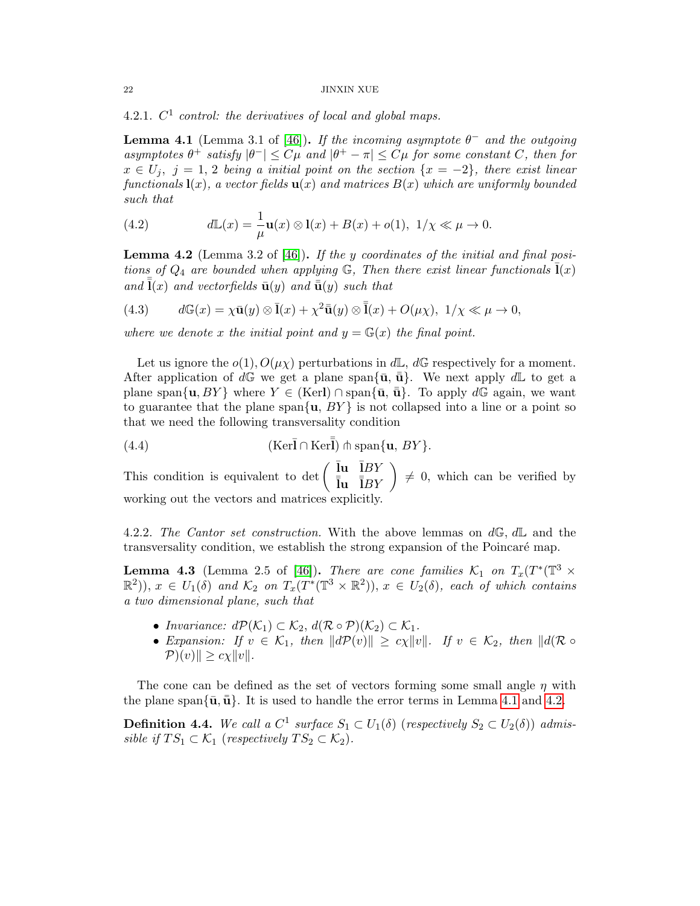4.2.1. *$C^1$ control: the derivatives of local and global maps.*

**Lemma 4.1** (Lemma 3.1 of [46])**.** *If the incoming asymptote $\theta^-$ and the outgoing asymptotes $\theta^+$ satisfy $|\theta^-| \le C\mu$ and $|\theta^+ - \pi| \le C\mu$ for some constant $C$, then for $x \in U_j,\ j = 1, 2$ being a initial point on the section $\{x = -2\}$, there exist linear functionals $\mathbf{l}(x)$, a vector fields $\mathbf{u}(x)$ and matrices $B(x)$ which are uniformly bounded such that*

$$d\mathbb{L}(x) = \frac{1}{\mu}\mathbf{u}(x) \otimes \mathbf{l}(x) + B(x) + o(1),\ 1/\chi \ll \mu \to 0. \tag{4.2}$$

**Lemma 4.2** (Lemma 3.2 of [46])**.** *If the $y$ coordinates of the initial and final positions of $Q_4$ are bounded when applying $\mathbb{G}$, Then there exist linear functionals $\bar{\mathbf{l}}(x)$ and $\bar{\bar{\mathbf{l}}}(x)$ and vectorfields $\bar{\mathbf{u}}(y)$ and $\bar{\bar{\mathbf{u}}}(y)$ such that*

$$d\mathbb{G}(x) = \chi\bar{\mathbf{u}}(y) \otimes \bar{\mathbf{l}}(x) + \chi^2\bar{\bar{\mathbf{u}}}(y) \otimes \bar{\bar{\mathbf{l}}}(x) + O(\mu\chi),\ 1/\chi \ll \mu \to 0, \tag{4.3}$$

*where we denote $x$ the initial point and $y = \mathbb{G}(x)$ the final point.*

Let us ignore the $o(1), O(\mu\chi)$ perturbations in $d\mathbb{L}$, $d\mathbb{G}$ respectively for a moment. After application of $d\mathbb{G}$ we get a plane $\mathrm{span}\{\bar{\mathbf{u}},\, \bar{\bar{\mathbf{u}}}\}$. We next apply $d\mathbb{L}$ to get a plane $\mathrm{span}\{\mathbf{u}, BY\}$ where $Y \in (\mathrm{Ker}\mathbf{l}) \cap \mathrm{span}\{\bar{\mathbf{u}},\, \bar{\bar{\mathbf{u}}}\}$. To apply $d\mathbb{G}$ again, we want to guarantee that the plane $\mathrm{span}\{\mathbf{u},\, BY\}$ is not collapsed into a line or a point so that we need the following transversality condition

$$(\mathrm{Ker}\bar{\mathbf{l}} \cap \mathrm{Ker}\bar{\bar{\mathbf{l}}}) \pitchfork \mathrm{span}\{\mathbf{u},\, BY\}. \tag{4.4}$$

This condition is equivalent to $\det\begin{pmatrix} \bar{\mathbf{l}}\mathbf{u} & \bar{\mathbf{l}}BY \\ \bar{\bar{\mathbf{l}}}\mathbf{u} & \bar{\bar{\mathbf{l}}}BY \end{pmatrix} \neq 0$, which can be verified by working out the vectors and matrices explicitly.

4.2.2. *The Cantor set construction.* With the above lemmas on $d\mathbb{G}$, $d\mathbb{L}$ and the transversality condition, we establish the strong expansion of the Poincaré map.

**Lemma 4.3** (Lemma 2.5 of [46])**.** *There are cone families $\mathcal{K}_1$ on $T_x(T^*(\mathbb{T}^3 \times \mathbb{R}^2))$, $x \in U_1(\delta)$ and $\mathcal{K}_2$ on $T_x(T^*(\mathbb{T}^3 \times \mathbb{R}^2))$, $x \in U_2(\delta)$, each of which contains a two dimensional plane, such that*

- *Invariance: $d\mathcal{P}(\mathcal{K}_1) \subset \mathcal{K}_2$, $d(\mathcal{R} \circ \mathcal{P})(\mathcal{K}_2) \subset \mathcal{K}_1$.*
- *Expansion: If $v \in \mathcal{K}_1$, then $\|d\mathcal{P}(v)\| \ge c\chi\|v\|$. If $v \in \mathcal{K}_2$, then $\|d(\mathcal{R} \circ \mathcal{P})(v)\| \ge c\chi\|v\|$.*

The cone can be defined as the set of vectors forming some small angle $\eta$ with the plane $\mathrm{span}\{\bar{\mathbf{u}}, \bar{\bar{\mathbf{u}}}\}$. It is used to handle the error terms in Lemma 4.1 and 4.2.

**Definition 4.4.** *We call a $C^1$ surface $S_1 \subset U_1(\delta)$ (respectively $S_2 \subset U_2(\delta)$) admissible if $TS_1 \subset \mathcal{K}_1$ (respectively $TS_2 \subset \mathcal{K}_2$).*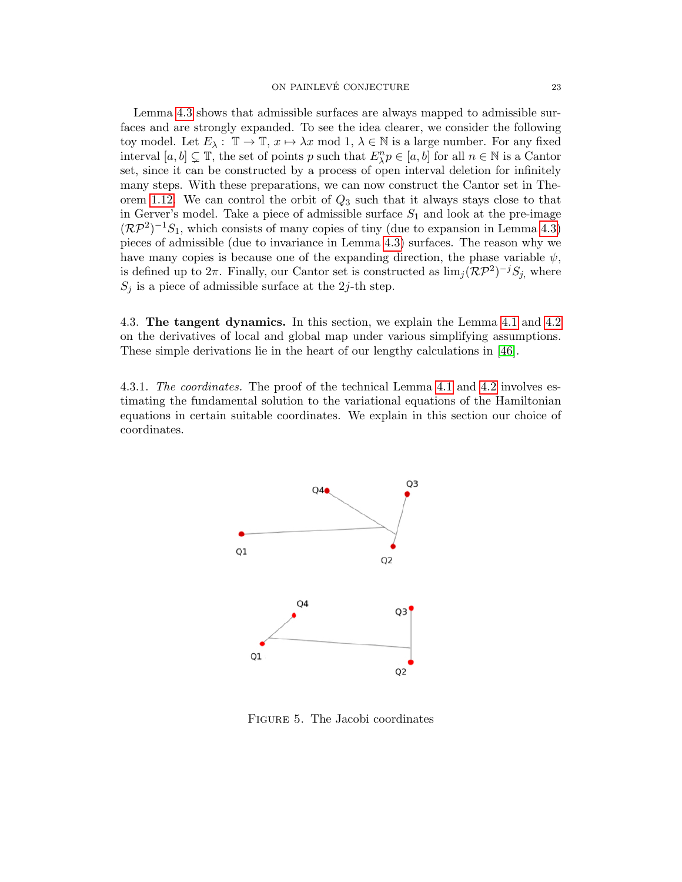Lemma 4.3 shows that admissible surfaces are always mapped to admissible surfaces and are strongly expanded. To see the idea clearer, we consider the following toy model. Let $E_\lambda:\ \mathbb{T}\to\mathbb{T}$, $x\mapsto \lambda x \mod 1$, $\lambda\in\mathbb{N}$ is a large number. For any fixed interval $[a,b]\subsetneq\mathbb{T}$, the set of points $p$ such that $E_\lambda^n p\in[a,b]$ for all $n\in\mathbb{N}$ is a Cantor set, since it can be constructed by a process of open interval deletion for infinitely many steps. With these preparations, we can now construct the Cantor set in Theorem 1.12. We can control the orbit of $Q_3$ such that it always stays close to that in Gerver's model. Take a piece of admissible surface $S_1$ and look at the pre-image $(\mathcal{RP}^2)^{-1}S_1$, which consists of many copies of tiny (due to expansion in Lemma 4.3) pieces of admissible (due to invariance in Lemma 4.3) surfaces. The reason why we have many copies is because one of the expanding direction, the phase variable $\psi$, is defined up to $2\pi$. Finally, our Cantor set is constructed as $\lim_j(\mathcal{RP}^2)^{-j}S_j$, where $S_j$ is a piece of admissible surface at the $2j$-th step.

4.3. **The tangent dynamics.** In this section, we explain the Lemma 4.1 and 4.2 on the derivatives of local and global map under various simplifying assumptions. These simple derivations lie in the heart of our lengthy calculations in [46].

4.3.1. *The coordinates.* The proof of the technical Lemma 4.1 and 4.2 involves estimating the fundamental solution to the variational equations of the Hamiltonian equations in certain suitable coordinates. We explain in this section our choice of coordinates.

Figure 5. The Jacobi coordinates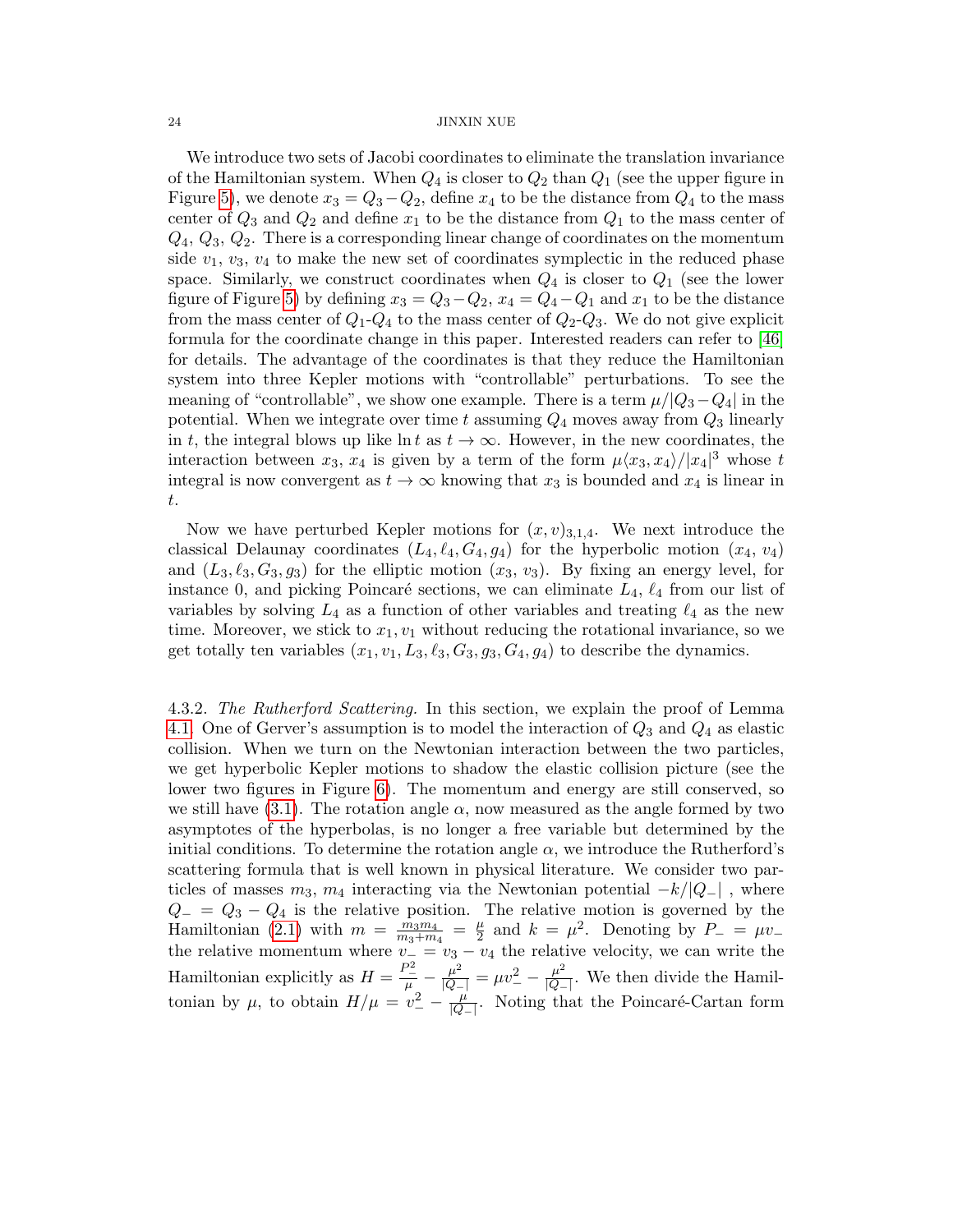We introduce two sets of Jacobi coordinates to eliminate the translation invariance of the Hamiltonian system. When $Q_4$ is closer to $Q_2$ than $Q_1$ (see the upper figure in Figure 5), we denote $x_3 = Q_3 - Q_2$, define $x_4$ to be the distance from $Q_4$ to the mass center of $Q_3$ and $Q_2$ and define $x_1$ to be the distance from $Q_1$ to the mass center of $Q_4$, $Q_3$, $Q_2$. There is a corresponding linear change of coordinates on the momentum side $v_1$, $v_3$, $v_4$ to make the new set of coordinates symplectic in the reduced phase space. Similarly, we construct coordinates when $Q_4$ is closer to $Q_1$ (see the lower figure of Figure 5) by defining $x_3 = Q_3 - Q_2$, $x_4 = Q_4 - Q_1$ and $x_1$ to be the distance from the mass center of $Q_1$-$Q_4$ to the mass center of $Q_2$-$Q_3$. We do not give explicit formula for the coordinate change in this paper. Interested readers can refer to [46] for details. The advantage of the coordinates is that they reduce the Hamiltonian system into three Kepler motions with "controllable" perturbations. To see the meaning of "controllable", we show one example. There is a term $\mu/|Q_3 - Q_4|$ in the potential. When we integrate over time $t$ assuming $Q_4$ moves away from $Q_3$ linearly in $t$, the integral blows up like $\ln t$ as $t \to \infty$. However, in the new coordinates, the interaction between $x_3$, $x_4$ is given by a term of the form $\mu\langle x_3, x_4\rangle/|x_4|^3$ whose $t$ integral is now convergent as $t \to \infty$ knowing that $x_3$ is bounded and $x_4$ is linear in $t$.

Now we have perturbed Kepler motions for $(x, v)_{3,1,4}$. We next introduce the classical Delaunay coordinates $(L_4, \ell_4, G_4, g_4)$ for the hyperbolic motion $(x_4, v_4)$ and $(L_3, \ell_3, G_3, g_3)$ for the elliptic motion $(x_3, v_3)$. By fixing an energy level, for instance 0, and picking Poincaré sections, we can eliminate $L_4$, $\ell_4$ from our list of variables by solving $L_4$ as a function of other variables and treating $\ell_4$ as the new time. Moreover, we stick to $x_1, v_1$ without reducing the rotational invariance, so we get totally ten variables $(x_1, v_1, L_3, \ell_3, G_3, g_3, G_4, g_4)$ to describe the dynamics.

4.3.2. *The Rutherford Scattering.* In this section, we explain the proof of Lemma 4.1. One of Gerver's assumption is to model the interaction of $Q_3$ and $Q_4$ as elastic collision. When we turn on the Newtonian interaction between the two particles, we get hyperbolic Kepler motions to shadow the elastic collision picture (see the lower two figures in Figure 6). The momentum and energy are still conserved, so we still have (3.1). The rotation angle $\alpha$, now measured as the angle formed by two asymptotes of the hyperbolas, is no longer a free variable but determined by the initial conditions. To determine the rotation angle $\alpha$, we introduce the Rutherford's scattering formula that is well known in physical literature. We consider two particles of masses $m_3$, $m_4$ interacting via the Newtonian potential $-k/|Q_-|$ , where $Q_- = Q_3 - Q_4$ is the relative position. The relative motion is governed by the Hamiltonian (2.1) with $m = \frac{m_3 m_4}{m_3+m_4} = \frac{\mu}{2}$ and $k = \mu^2$. Denoting by $P_- = \mu v_-$ the relative momentum where $v_- = v_3 - v_4$ the relative velocity, we can write the Hamiltonian explicitly as $H = \frac{P_-^2}{\mu} - \frac{\mu^2}{|Q_-|} = \mu v_-^2 - \frac{\mu^2}{|Q_-|}$. We then divide the Hamiltonian by $\mu$, to obtain $H/\mu = v_-^2 - \frac{\mu}{|Q_-|}$. Noting that the Poincaré-Cartan form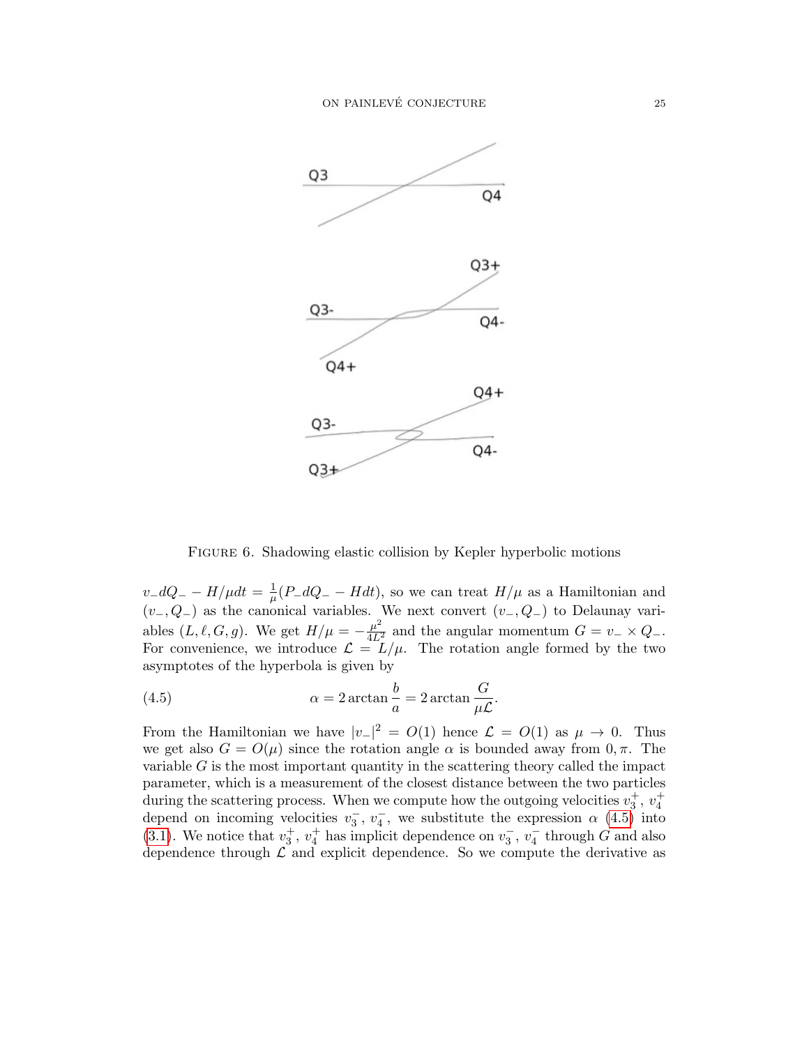Figure 6. Shadowing elastic collision by Kepler hyperbolic motions

$v_-dQ_- - H/\mu dt = \frac{1}{\mu}(P_-dQ_- - Hdt)$, so we can treat $H/\mu$ as a Hamiltonian and $(v_-, Q_-)$ as the canonical variables. We next convert $(v_-, Q_-)$ to Delaunay variables $(L, \ell, G, g)$. We get $H/\mu = -\frac{\mu^2}{4L^2}$ and the angular momentum $G = v_- \times Q_-$. For convenience, we introduce $\mathcal{L} = L/\mu$. The rotation angle formed by the two asymptotes of the hyperbola is given by

$$\alpha = 2\arctan\frac{b}{a} = 2\arctan\frac{G}{\mu\mathcal{L}}. \tag{4.5}$$

From the Hamiltonian we have $|v_-|^2 = O(1)$ hence $\mathcal{L} = O(1)$ as $\mu \to 0$. Thus we get also $G = O(\mu)$ since the rotation angle $\alpha$ is bounded away from $0, \pi$. The variable $G$ is the most important quantity in the scattering theory called the impact parameter, which is a measurement of the closest distance between the two particles during the scattering process. When we compute how the outgoing velocities $v_3^+$, $v_4^+$ depend on incoming velocities $v_3^-$, $v_4^-$, we substitute the expression $\alpha$ (4.5) into (3.1). We notice that $v_3^+$, $v_4^+$ has implicit dependence on $v_3^-$, $v_4^-$ through $G$ and also dependence through $\mathcal{L}$ and explicit dependence. So we compute the derivative as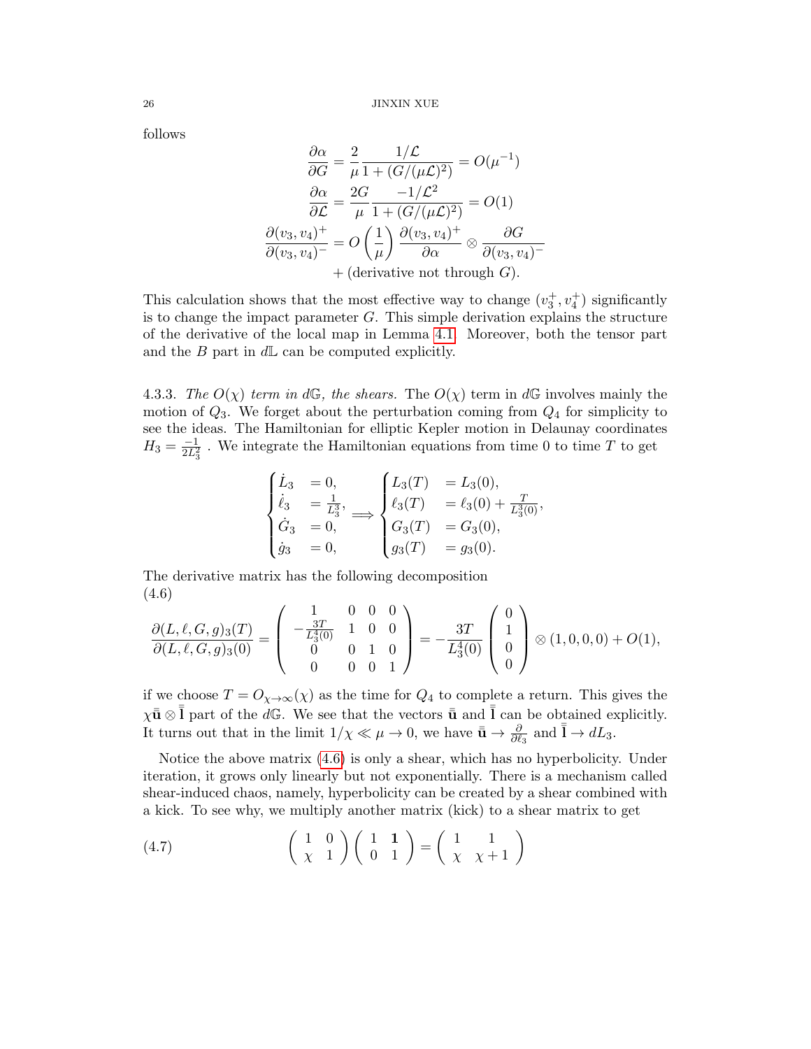follows

$$\frac{\partial \alpha}{\partial G} = \frac{2}{\mu}\frac{1/\mathcal{L}}{1+(G/(\mu\mathcal{L})^2)} = O(\mu^{-1})$$

$$\frac{\partial \alpha}{\partial \mathcal{L}} = \frac{2G}{\mu}\frac{-1/\mathcal{L}^2}{1+(G/(\mu\mathcal{L})^2)} = O(1)$$

$$\frac{\partial (v_3,v_4)^+}{\partial (v_3,v_4)^-} = O\left(\frac{1}{\mu}\right)\frac{\partial (v_3,v_4)^+}{\partial \alpha}\otimes \frac{\partial G}{\partial (v_3,v_4)^-} + (\text{derivative not through } G).$$

This calculation shows that the most effective way to change $(v_3^+, v_4^+)$ significantly is to change the impact parameter $G$. This simple derivation explains the structure of the derivative of the local map in Lemma 4.1. Moreover, both the tensor part and the $B$ part in $d\mathbb{L}$ can be computed explicitly.

4.3.3. *The $O(\chi)$ term in $d\mathbb{G}$, the shears.* The $O(\chi)$ term in $d\mathbb{G}$ involves mainly the motion of $Q_3$. We forget about the perturbation coming from $Q_4$ for simplicity to see the ideas. The Hamiltonian for elliptic Kepler motion in Delaunay coordinates $H_3 = \frac{-1}{2L_3^2}$ . We integrate the Hamiltonian equations from time 0 to time $T$ to get

$$\begin{cases} \dot{L}_3 &= 0, \\ \dot{\ell}_3 &= \frac{1}{L_3^3}, \\ \dot{G}_3 &= 0, \\ \dot{g}_3 &= 0, \end{cases} \Longrightarrow \begin{cases} L_3(T) &= L_3(0), \\ \ell_3(T) &= \ell_3(0) + \frac{T}{L_3^3(0)}, \\ G_3(T) &= G_3(0), \\ g_3(T) &= g_3(0). \end{cases}$$

The derivative matrix has the following decomposition
(4.6)

$$\frac{\partial (L,\ell,G,g)_3(T)}{\partial (L,\ell,G,g)_3(0)} = \begin{pmatrix} 1 & 0 & 0 & 0 \\ -\frac{3T}{L_3^4(0)} & 1 & 0 & 0 \\ 0 & 0 & 1 & 0 \\ 0 & 0 & 0 & 1 \end{pmatrix} = -\frac{3T}{L_3^4(0)}\begin{pmatrix} 0 \\ 1 \\ 0 \\ 0 \end{pmatrix}\otimes (1,0,0,0) + O(1),$$

if we choose $T = O_{\chi\to\infty}(\chi)$ as the time for $Q_4$ to complete a return. This gives the $\chi\bar{\bar{\mathbf{u}}}\otimes\bar{\bar{\mathbf{l}}}$ part of the $d\mathbb{G}$. We see that the vectors $\bar{\bar{\mathbf{u}}}$ and $\bar{\bar{\mathbf{l}}}$ can be obtained explicitly. It turns out that in the limit $1/\chi \ll \mu \to 0$, we have $\bar{\bar{\mathbf{u}}} \to \frac{\partial}{\partial \ell_3}$ and $\bar{\bar{\mathbf{l}}} \to dL_3$.

Notice the above matrix (4.6) is only a shear, which has no hyperbolicity. Under iteration, it grows only linearly but not exponentially. There is a mechanism called shear-induced chaos, namely, hyperbolicity can be created by a shear combined with a kick. To see why, we multiply another matrix (kick) to a shear matrix to get

$$\begin{pmatrix} 1 & 0 \\ \chi & 1 \end{pmatrix}\begin{pmatrix} 1 & \mathbf{1} \\ 0 & 1 \end{pmatrix} = \begin{pmatrix} 1 & 1 \\ \chi & \chi+1 \end{pmatrix} \tag{4.7}$$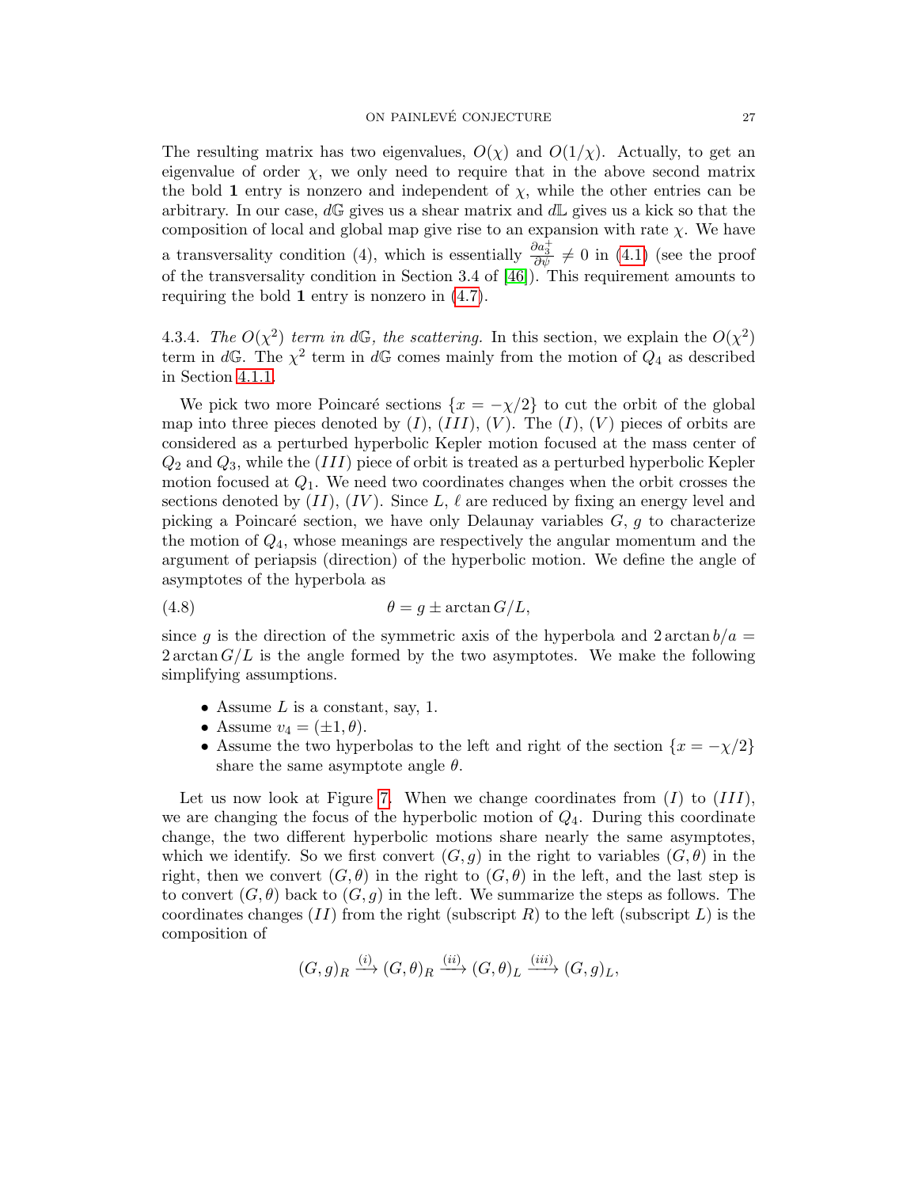The resulting matrix has two eigenvalues, $O(\chi)$ and $O(1/\chi)$. Actually, to get an eigenvalue of order $\chi$, we only need to require that in the above second matrix the bold $\mathbf{1}$ entry is nonzero and independent of $\chi$, while the other entries can be arbitrary. In our case, $d\mathbb{G}$ gives us a shear matrix and $d\mathbb{L}$ gives us a kick so that the composition of local and global map give rise to an expansion with rate $\chi$. We have a transversality condition (4), which is essentially $\frac{\partial a_3^+}{\partial \psi} \neq 0$ in (4.1) (see the proof of the transversality condition in Section 3.4 of [46]). This requirement amounts to requiring the bold $\mathbf{1}$ entry is nonzero in (4.7).

4.3.4. *The $O(\chi^2)$ term in $d\mathbb{G}$, the scattering.* In this section, we explain the $O(\chi^2)$ term in $d\mathbb{G}$. The $\chi^2$ term in $d\mathbb{G}$ comes mainly from the motion of $Q_4$ as described in Section 4.1.1.

We pick two more Poincaré sections $\{x = -\chi/2\}$ to cut the orbit of the global map into three pieces denoted by $(I)$, $(III)$, $(V)$. The $(I)$, $(V)$ pieces of orbits are considered as a perturbed hyperbolic Kepler motion focused at the mass center of $Q_2$ and $Q_3$, while the $(III)$ piece of orbit is treated as a perturbed hyperbolic Kepler motion focused at $Q_1$. We need two coordinates changes when the orbit crosses the sections denoted by $(II)$, $(IV)$. Since $L$, $\ell$ are reduced by fixing an energy level and picking a Poincaré section, we have only Delaunay variables $G$, $g$ to characterize the motion of $Q_4$, whose meanings are respectively the angular momentum and the argument of periapsis (direction) of the hyperbolic motion. We define the angle of asymptotes of the hyperbola as

$$\theta = g \pm \arctan G/L, \tag{4.8}$$

since $g$ is the direction of the symmetric axis of the hyperbola and $2\arctan b/a = 2\arctan G/L$ is the angle formed by the two asymptotes. We make the following simplifying assumptions.

- Assume $L$ is a constant, say, 1.
- Assume $v_4 = (\pm 1, \theta)$.
- Assume the two hyperbolas to the left and right of the section $\{x = -\chi/2\}$ share the same asymptote angle $\theta$.

Let us now look at Figure 7. When we change coordinates from $(I)$ to $(III)$, we are changing the focus of the hyperbolic motion of $Q_4$. During this coordinate change, the two different hyperbolic motions share nearly the same asymptotes, which we identify. So we first convert $(G, g)$ in the right to variables $(G, \theta)$ in the right, then we convert $(G, \theta)$ in the right to $(G, \theta)$ in the left, and the last step is to convert $(G, \theta)$ back to $(G, g)$ in the left. We summarize the steps as follows. The coordinates changes $(II)$ from the right (subscript $R$) to the left (subscript $L$) is the composition of

$$(G, g)_R \xrightarrow{(i)} (G, \theta)_R \xrightarrow{(ii)} (G, \theta)_L \xrightarrow{(iii)} (G, g)_L,$$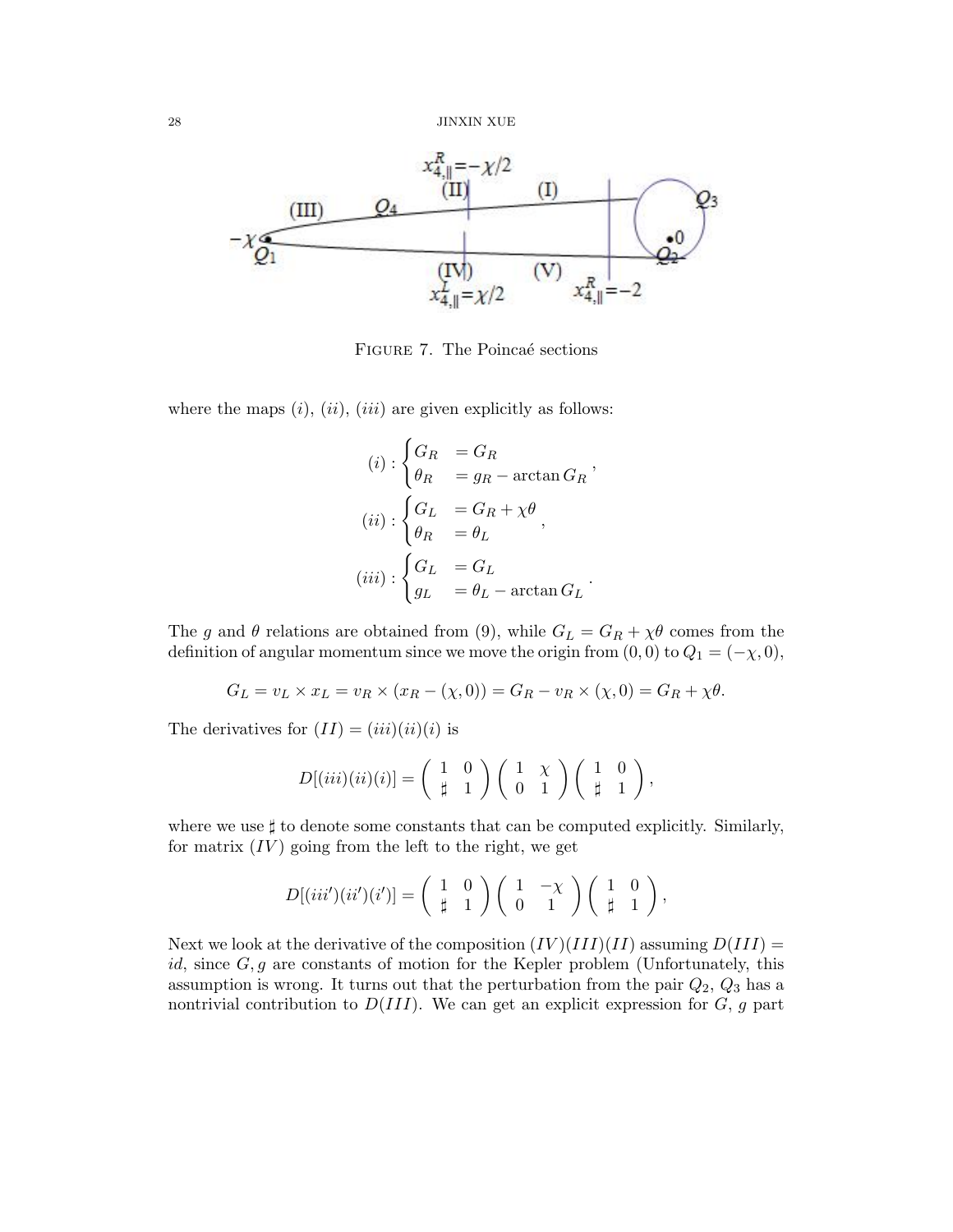FIGURE 7. The Poincaé sections

where the maps $(i)$, $(ii)$, $(iii)$ are given explicitly as follows:

$$(i): \begin{cases} G_R &= G_R \\ \theta_R &= g_R - \arctan G_R \end{cases},$$

$$(ii): \begin{cases} G_L &= G_R + \chi\theta \\ \theta_R &= \theta_L \end{cases},$$

$$(iii): \begin{cases} G_L &= G_L \\ g_L &= \theta_L - \arctan G_L \end{cases}.$$

The $g$ and $\theta$ relations are obtained from (9), while $G_L = G_R + \chi\theta$ comes from the definition of angular momentum since we move the origin from $(0,0)$ to $Q_1 = (-\chi, 0)$,

$$G_L = v_L \times x_L = v_R \times (x_R - (\chi, 0)) = G_R - v_R \times (\chi, 0) = G_R + \chi\theta.$$

The derivatives for $(II) = (iii)(ii)(i)$ is

$$D[(iii)(ii)(i)] = \begin{pmatrix} 1 & 0 \\ \sharp & 1 \end{pmatrix} \begin{pmatrix} 1 & \chi \\ 0 & 1 \end{pmatrix} \begin{pmatrix} 1 & 0 \\ \sharp & 1 \end{pmatrix},$$

where we use $\sharp$ to denote some constants that can be computed explicitly. Similarly, for matrix $(IV)$ going from the left to the right, we get

$$D[(iii')(ii')(i')] = \begin{pmatrix} 1 & 0 \\ \sharp & 1 \end{pmatrix} \begin{pmatrix} 1 & -\chi \\ 0 & 1 \end{pmatrix} \begin{pmatrix} 1 & 0 \\ \sharp & 1 \end{pmatrix},$$

Next we look at the derivative of the composition $(IV)(III)(II)$ assuming $D(III) = id$, since $G, g$ are constants of motion for the Kepler problem (Unfortunately, this assumption is wrong. It turns out that the perturbation from the pair $Q_2$, $Q_3$ has a nontrivial contribution to $D(III)$. We can get an explicit expression for $G$, $g$ part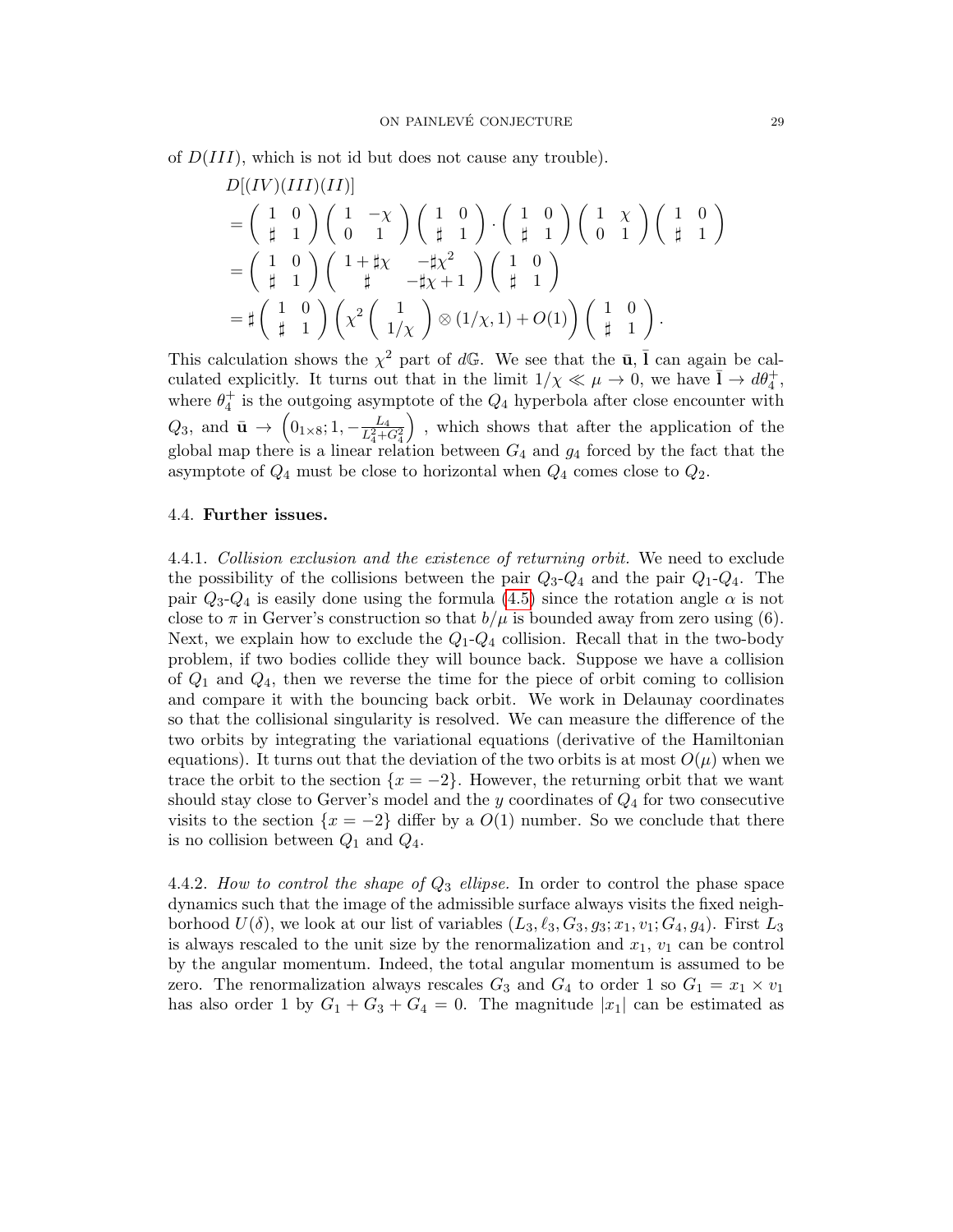of $D(III)$, which is not id but does not cause any trouble).

$$
\begin{aligned}
&D[(IV)(III)(II)]\\
&=\begin{pmatrix} 1 & 0\\ \sharp & 1\end{pmatrix}\begin{pmatrix} 1 & -\chi\\ 0 & 1\end{pmatrix}\begin{pmatrix} 1 & 0\\ \sharp & 1\end{pmatrix}\cdot\begin{pmatrix} 1 & 0\\ \sharp & 1\end{pmatrix}\begin{pmatrix} 1 & \chi\\ 0 & 1\end{pmatrix}\begin{pmatrix} 1 & 0\\ \sharp & 1\end{pmatrix}\\
&=\begin{pmatrix} 1 & 0\\ \sharp & 1\end{pmatrix}\begin{pmatrix} 1+\sharp\chi & -\sharp\chi^2\\ \sharp & -\sharp\chi+1\end{pmatrix}\begin{pmatrix} 1 & 0\\ \sharp & 1\end{pmatrix}\\
&=\sharp\begin{pmatrix} 1 & 0\\ \sharp & 1\end{pmatrix}\left(\chi^2\begin{pmatrix} 1\\ 1/\chi\end{pmatrix}\otimes(1/\chi,1)+O(1)\right)\begin{pmatrix} 1 & 0\\ \sharp & 1\end{pmatrix}.
\end{aligned}
$$

This calculation shows the $\chi^2$ part of $d\mathbb{G}$. We see that the $\bar{\mathbf{u}}$, $\bar{\mathbf{l}}$ can again be calculated explicitly. It turns out that in the limit $1/\chi \ll \mu \to 0$, we have $\bar{\mathbf{l}} \to d\theta_4^+$, where $\theta_4^+$ is the outgoing asymptote of the $Q_4$ hyperbola after close encounter with $Q_3$, and $\bar{\mathbf{u}} \to \left(0_{1\times 8}; 1, -\frac{L_4}{L_4^2+G_4^2}\right)$ , which shows that after the application of the global map there is a linear relation between $G_4$ and $g_4$ forced by the fact that the asymptote of $Q_4$ must be close to horizontal when $Q_4$ comes close to $Q_2$.

### 4.4. **Further issues.**

4.4.1. *Collision exclusion and the existence of returning orbit.* We need to exclude the possibility of the collisions between the pair $Q_3$-$Q_4$ and the pair $Q_1$-$Q_4$. The pair $Q_3$-$Q_4$ is easily done using the formula (4.5) since the rotation angle $\alpha$ is not close to $\pi$ in Gerver's construction so that $b/\mu$ is bounded away from zero using (6). Next, we explain how to exclude the $Q_1$-$Q_4$ collision. Recall that in the two-body problem, if two bodies collide they will bounce back. Suppose we have a collision of $Q_1$ and $Q_4$, then we reverse the time for the piece of orbit coming to collision and compare it with the bouncing back orbit. We work in Delaunay coordinates so that the collisional singularity is resolved. We can measure the difference of the two orbits by integrating the variational equations (derivative of the Hamiltonian equations). It turns out that the deviation of the two orbits is at most $O(\mu)$ when we trace the orbit to the section $\{x=-2\}$. However, the returning orbit that we want should stay close to Gerver's model and the $y$ coordinates of $Q_4$ for two consecutive visits to the section $\{x=-2\}$ differ by a $O(1)$ number. So we conclude that there is no collision between $Q_1$ and $Q_4$.

4.4.2. *How to control the shape of $Q_3$ ellipse.* In order to control the phase space dynamics such that the image of the admissible surface always visits the fixed neighborhood $U(\delta)$, we look at our list of variables $(L_3, \ell_3, G_3, g_3; x_1, v_1; G_4, g_4)$. First $L_3$ is always rescaled to the unit size by the renormalization and $x_1$, $v_1$ can be control by the angular momentum. Indeed, the total angular momentum is assumed to be zero. The renormalization always rescales $G_3$ and $G_4$ to order 1 so $G_1 = x_1 \times v_1$ has also order 1 by $G_1 + G_3 + G_4 = 0$. The magnitude $|x_1|$ can be estimated as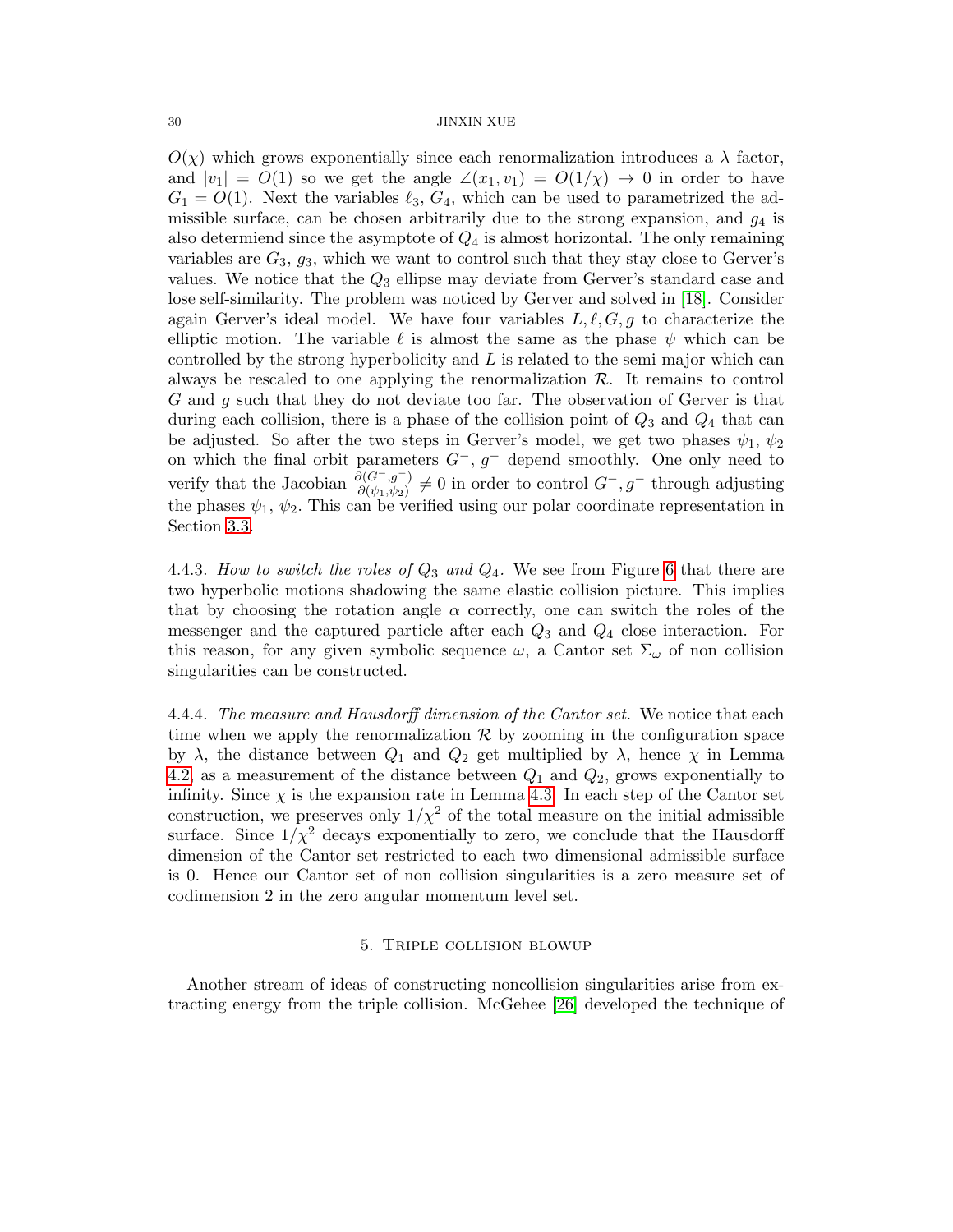$O(\chi)$ which grows exponentially since each renormalization introduces a $\lambda$ factor, and $|v_1| = O(1)$ so we get the angle $\angle(x_1, v_1) = O(1/\chi) \to 0$ in order to have $G_1 = O(1)$. Next the variables $\ell_3$, $G_4$, which can be used to parametrized the admissible surface, can be chosen arbitrarily due to the strong expansion, and $g_4$ is also determiend since the asymptote of $Q_4$ is almost horizontal. The only remaining variables are $G_3$, $g_3$, which we want to control such that they stay close to Gerver's values. We notice that the $Q_3$ ellipse may deviate from Gerver's standard case and lose self-similarity. The problem was noticed by Gerver and solved in [18]. Consider again Gerver's ideal model. We have four variables $L, \ell, G, g$ to characterize the elliptic motion. The variable $\ell$ is almost the same as the phase $\psi$ which can be controlled by the strong hyperbolicity and $L$ is related to the semi major which can always be rescaled to one applying the renormalization $\mathcal{R}$. It remains to control $G$ and $g$ such that they do not deviate too far. The observation of Gerver is that during each collision, there is a phase of the collision point of $Q_3$ and $Q_4$ that can be adjusted. So after the two steps in Gerver's model, we get two phases $\psi_1$, $\psi_2$ on which the final orbit parameters $G^-$, $g^-$ depend smoothly. One only need to verify that the Jacobian $\frac{\partial(G^-, g^-)}{\partial(\psi_1, \psi_2)} \neq 0$ in order to control $G^-, g^-$ through adjusting the phases $\psi_1$, $\psi_2$. This can be verified using our polar coordinate representation in Section 3.3.

4.4.3. *How to switch the roles of $Q_3$ and $Q_4$.* We see from Figure 6 that there are two hyperbolic motions shadowing the same elastic collision picture. This implies that by choosing the rotation angle $\alpha$ correctly, one can switch the roles of the messenger and the captured particle after each $Q_3$ and $Q_4$ close interaction. For this reason, for any given symbolic sequence $\omega$, a Cantor set $\Sigma_\omega$ of non collision singularities can be constructed.

4.4.4. *The measure and Hausdorff dimension of the Cantor set.* We notice that each time when we apply the renormalization $\mathcal{R}$ by zooming in the configuration space by $\lambda$, the distance between $Q_1$ and $Q_2$ get multiplied by $\lambda$, hence $\chi$ in Lemma 4.2, as a measurement of the distance between $Q_1$ and $Q_2$, grows exponentially to infinity. Since $\chi$ is the expansion rate in Lemma 4.3. In each step of the Cantor set construction, we preserves only $1/\chi^2$ of the total measure on the initial admissible surface. Since $1/\chi^2$ decays exponentially to zero, we conclude that the Hausdorff dimension of the Cantor set restricted to each two dimensional admissible surface is 0. Hence our Cantor set of non collision singularities is a zero measure set of codimension 2 in the zero angular momentum level set.

## 5. Triple collision blowup

Another stream of ideas of constructing noncollision singularities arise from extracting energy from the triple collision. McGehee [26] developed the technique of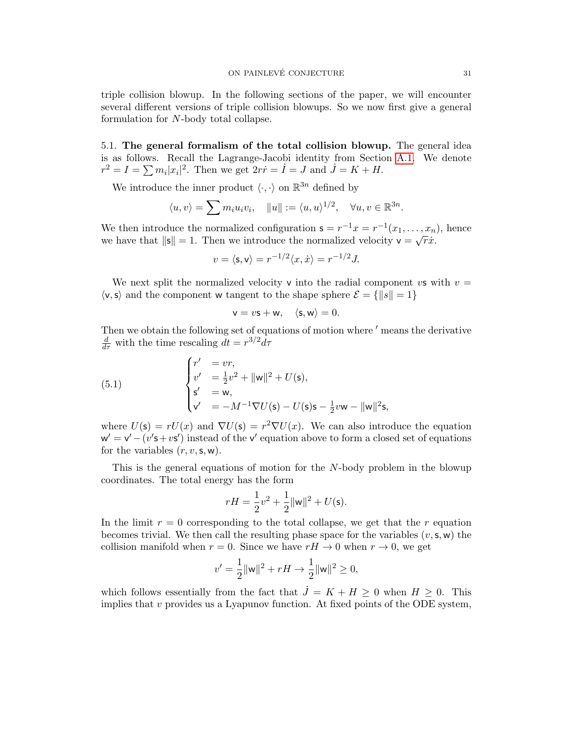triple collision blowup. In the following sections of the paper, we will encounter several different versions of triple collision blowups. So we now first give a general formulation for $N$-body total collapse.

### 5.1. The general formalism of the total collision blowup.

The general idea is as follows. Recall the Lagrange-Jacobi identity from Section A.1. We denote $r^2 = I = \sum m_i |x_i|^2$. Then we get $2r\dot{r} = \dot{I} = J$ and $\dot{J} = K + H$.

We introduce the inner product $\langle \cdot, \cdot \rangle$ on $\mathbb{R}^{3n}$ defined by

$$\langle u, v \rangle = \sum m_i u_i v_i, \quad \|u\| := \langle u, u \rangle^{1/2}, \quad \forall u, v \in \mathbb{R}^{3n}.$$

We then introduce the normalized configuration $\mathsf{s} = r^{-1}x = r^{-1}(x_1, \ldots, x_n)$, hence we have that $\|\mathsf{s}\| = 1$. Then we introduce the normalized velocity $\mathsf{v} = \sqrt{r}\dot{x}$.

$$v = \langle \mathsf{s}, \mathsf{v} \rangle = r^{-1/2} \langle x, \dot{x} \rangle = r^{-1/2} J.$$

We next split the normalized velocity $\mathsf{v}$ into the radial component $v\mathsf{s}$ with $v = \langle \mathsf{v}, \mathsf{s} \rangle$ and the component $\mathsf{w}$ tangent to the shape sphere $\mathcal{E} = \{\|s\| = 1\}$

$$\mathsf{v} = v\mathsf{s} + \mathsf{w}, \quad \langle \mathsf{s}, \mathsf{w} \rangle = 0.$$

Then we obtain the following set of equations of motion where $'$ means the derivative $\frac{d}{d\tau}$ with the time rescaling $dt = r^{3/2} d\tau$

$$\begin{cases} r' &= vr, \\ v' &= \frac{1}{2}v^2 + \|\mathsf{w}\|^2 + U(\mathsf{s}), \\ \mathsf{s}' &= \mathsf{w}, \\ \mathsf{v}' &= -M^{-1}\nabla U(\mathsf{s}) - U(\mathsf{s})\mathsf{s} - \frac{1}{2}v\mathsf{w} - \|\mathsf{w}\|^2 \mathsf{s}, \end{cases} \tag{5.1}$$

where $U(\mathsf{s}) = rU(x)$ and $\nabla U(\mathsf{s}) = r^2 \nabla U(x)$. We can also introduce the equation $\mathsf{w}' = \mathsf{v}' - (v'\mathsf{s} + v\mathsf{s}')$ instead of the $\mathsf{v}'$ equation above to form a closed set of equations for the variables $(r, v, \mathsf{s}, \mathsf{w})$.

This is the general equations of motion for the $N$-body problem in the blowup coordinates. The total energy has the form

$$rH = \frac{1}{2}v^2 + \frac{1}{2}\|\mathsf{w}\|^2 + U(\mathsf{s}).$$

In the limit $r = 0$ corresponding to the total collapse, we get that the $r$ equation becomes trivial. We then call the resulting phase space for the variables $(v, \mathsf{s}, \mathsf{w})$ the collision manifold when $r = 0$. Since we have $rH \to 0$ when $r \to 0$, we get

$$v' = \frac{1}{2}\|\mathsf{w}\|^2 + rH \to \frac{1}{2}\|\mathsf{w}\|^2 \geq 0,$$

which follows essentially from the fact that $\dot{J} = K + H \geq 0$ when $H \geq 0$. This implies that $v$ provides us a Lyapunov function. At fixed points of the ODE system,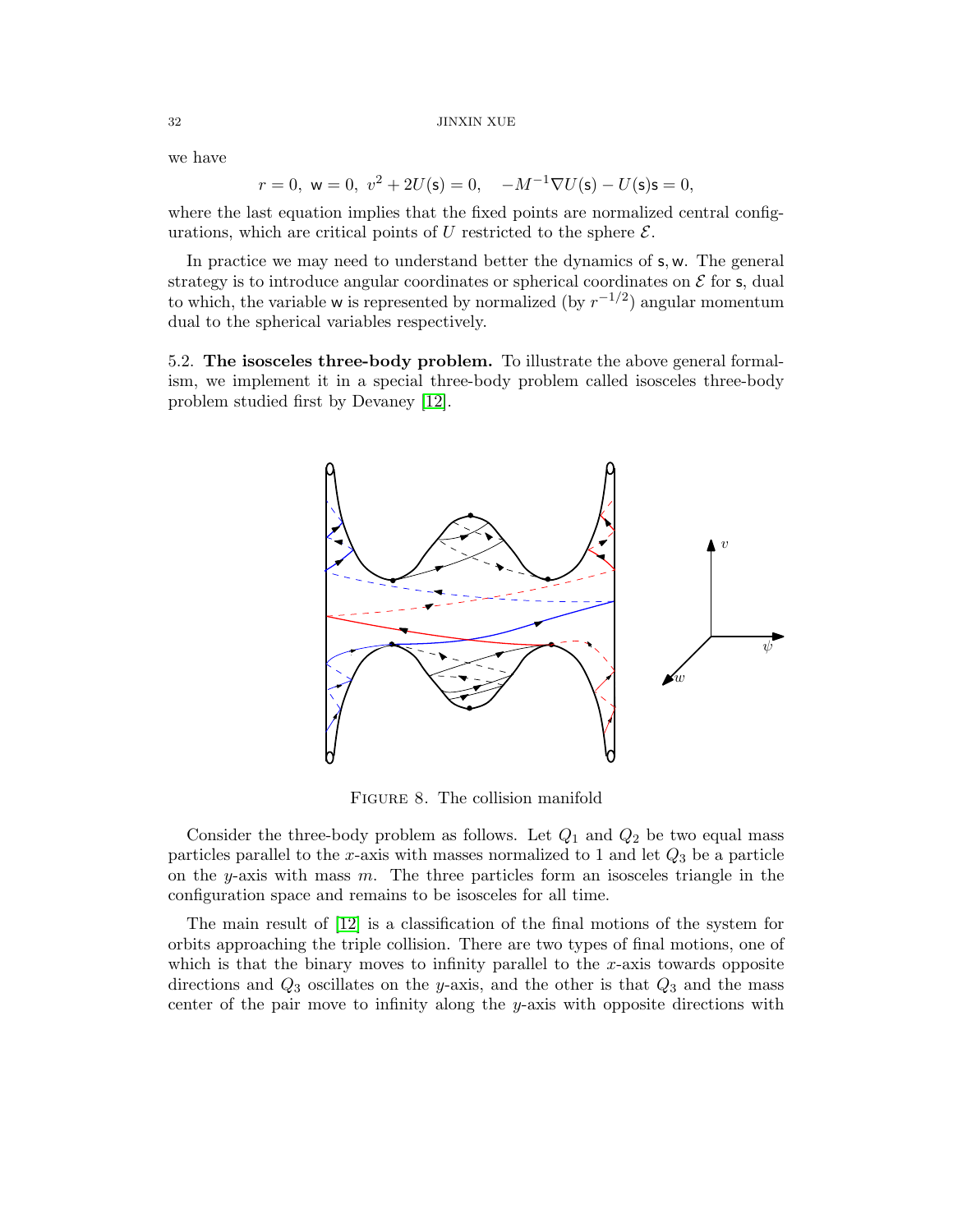we have

$$r = 0,\ \mathsf{w} = 0,\ v^2 + 2U(\mathsf{s}) = 0, \quad -M^{-1}\nabla U(\mathsf{s}) - U(\mathsf{s})\mathsf{s} = 0,$$

where the last equation implies that the fixed points are normalized central configurations, which are critical points of $U$ restricted to the sphere $\mathcal{E}$.

In practice we may need to understand better the dynamics of $\mathsf{s}, \mathsf{w}$. The general strategy is to introduce angular coordinates or spherical coordinates on $\mathcal{E}$ for $\mathsf{s}$, dual to which, the variable $\mathsf{w}$ is represented by normalized (by $r^{-1/2}$) angular momentum dual to the spherical variables respectively.

5.2. **The isosceles three-body problem.** To illustrate the above general formalism, we implement it in a special three-body problem called isosceles three-body problem studied first by Devaney [12].

FIGURE 8. The collision manifold

Consider the three-body problem as follows. Let $Q_1$ and $Q_2$ be two equal mass particles parallel to the $x$-axis with masses normalized to 1 and let $Q_3$ be a particle on the $y$-axis with mass $m$. The three particles form an isosceles triangle in the configuration space and remains to be isosceles for all time.

The main result of [12] is a classification of the final motions of the system for orbits approaching the triple collision. There are two types of final motions, one of which is that the binary moves to infinity parallel to the $x$-axis towards opposite directions and $Q_3$ oscillates on the $y$-axis, and the other is that $Q_3$ and the mass center of the pair move to infinity along the $y$-axis with opposite directions with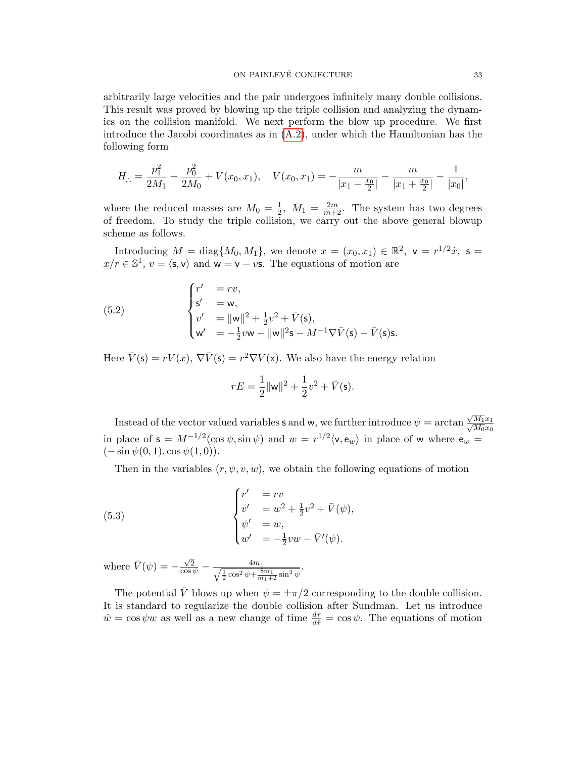arbitrarily large velocities and the pair undergoes infinitely many double collisions. This result was proved by blowing up the triple collision and analyzing the dynamics on the collision manifold. We next perform the blow up procedure. We first introduce the Jacobi coordinates as in (A.2), under which the Hamiltonian has the following form

$$H_{\therefore} = \frac{p_1^2}{2M_1} + \frac{p_0^2}{2M_0} + V(x_0, x_1), \quad V(x_0, x_1) = -\frac{m}{|x_1 - \frac{x_0}{2}|} - \frac{m}{|x_1 + \frac{x_0}{2}|} - \frac{1}{|x_0|},$$

where the reduced masses are $M_0 = \frac{1}{2},\ M_1 = \frac{2m}{m+2}$. The system has two degrees of freedom. To study the triple collision, we carry out the above general blowup scheme as follows.

Introducing $M = \operatorname{diag}\{M_0, M_1\}$, we denote $x = (x_0, x_1) \in \mathbb{R}^2,\ \mathsf{v} = r^{1/2}\dot{x},\ \mathsf{s} = x/r \in \mathbb{S}^1,\ v = \langle \mathsf{s}, \mathsf{v}\rangle$ and $\mathsf{w} = \mathsf{v} - v\mathsf{s}$. The equations of motion are

$$\begin{cases} r' &= rv, \\ \mathsf{s}' &= \mathsf{w}, \\ v' &= \|\mathsf{w}\|^2 + \frac{1}{2}v^2 + \bar{V}(\mathsf{s}), \\ \mathsf{w}' &= -\frac{1}{2}v\mathsf{w} - \|\mathsf{w}\|^2\mathsf{s} - M^{-1}\nabla\bar{V}(\mathsf{s}) - \bar{V}(\mathsf{s})\mathsf{s}. \end{cases} \tag{5.2}$$

Here $\bar{V}(\mathsf{s}) = rV(x)$, $\nabla\bar{V}(\mathsf{s}) = r^2\nabla V(\mathsf{x})$. We also have the energy relation

$$rE = \frac{1}{2}\|\mathsf{w}\|^2 + \frac{1}{2}v^2 + \bar{V}(\mathsf{s}).$$

Instead of the vector valued variables $\mathsf{s}$ and $\mathsf{w}$, we further introduce $\psi = \arctan \frac{\sqrt{M_1}x_1}{\sqrt{M_0}x_0}$ in place of $\mathsf{s} = M^{-1/2}(\cos\psi, \sin\psi)$ and $w = r^{1/2}\langle \mathsf{v}, \mathsf{e}_w\rangle$ in place of $\mathsf{w}$ where $\mathsf{e}_w = (-\sin\psi(0,1), \cos\psi(1,0))$.

Then in the variables $(r, \psi, v, w)$, we obtain the following equations of motion

$$\begin{cases} r' &= rv \\ v' &= w^2 + \frac{1}{2}v^2 + \bar{V}(\psi), \\ \psi' &= w, \\ w' &= -\frac{1}{2}vw - \bar{V}'(\psi). \end{cases} \tag{5.3}$$

where $\bar{V}(\psi) = -\frac{\sqrt{2}}{\cos\psi} - \frac{4m_1}{\sqrt{\frac{1}{2}\cos^2\psi + \frac{8m_1}{m_1+2}\sin^2\psi}}$.

The potential $\bar{V}$ blows up when $\psi = \pm\pi/2$ corresponding to the double collision. It is standard to regularize the double collision after Sundman. Let us introduce $\hat{w} = \cos\psi w$ as well as a new change of time $\frac{d\tau}{d\hat{\tau}} = \cos\psi$. The equations of motion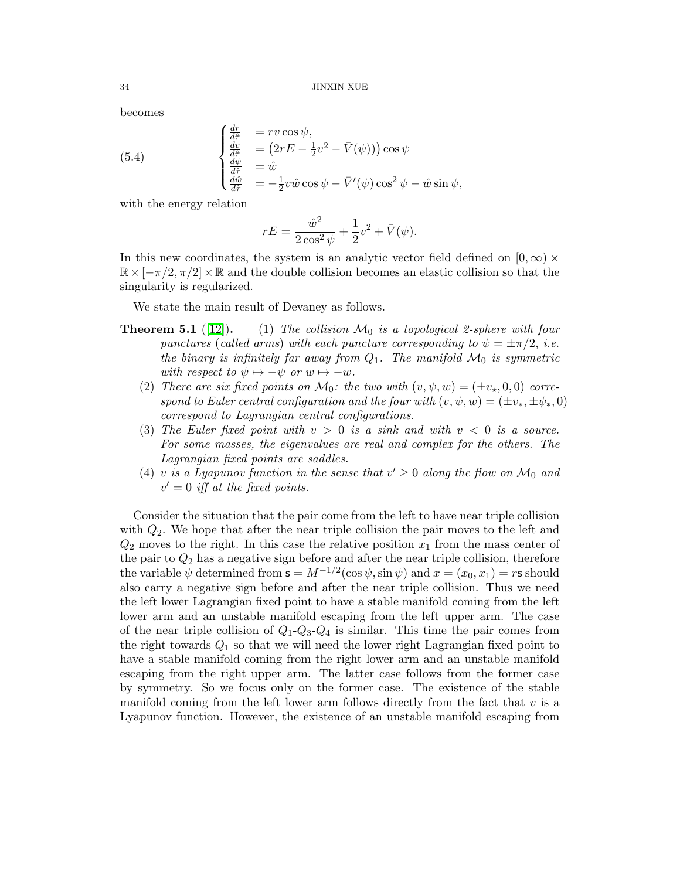becomes

$$
\begin{cases}
\frac{dr}{d\hat{\tau}} &= rv\cos\psi,\\
\frac{dv}{d\hat{\tau}} &= \left(2rE - \frac{1}{2}v^2 - \bar{V}(\psi)\right)\cos\psi\\
\frac{d\psi}{d\hat{\tau}} &= \hat{w}\\
\frac{d\hat{w}}{d\hat{\tau}} &= -\frac{1}{2}v\hat{w}\cos\psi - \bar{V}'(\psi)\cos^2\psi - \hat{w}\sin\psi,
\end{cases}
\tag{5.4}
$$

with the energy relation

$$
rE = \frac{\hat{w}^2}{2\cos^2\psi} + \frac{1}{2}v^2 + \bar{V}(\psi).
$$

In this new coordinates, the system is an analytic vector field defined on $[0,\infty)\times\mathbb{R}\times[-\pi/2,\pi/2]\times\mathbb{R}$ and the double collision becomes an elastic collision so that the singularity is regularized.

We state the main result of Devaney as follows.

**Theorem 5.1** ([12]). (1) *The collision $\mathcal{M}_0$ is a topological 2-sphere with four punctures (called arms) with each puncture corresponding to $\psi = \pm\pi/2$, i.e. the binary is infinitely far away from $Q_1$. The manifold $\mathcal{M}_0$ is symmetric with respect to $\psi \mapsto -\psi$ or $w \mapsto -w$.*

(2) *There are six fixed points on $\mathcal{M}_0$: the two with $(v,\psi,w) = (\pm v_\star, 0, 0)$ correspond to Euler central configuration and the four with $(v,\psi,w) = (\pm v_*, \pm\psi_*, 0)$ correspond to Lagrangian central configurations.*

(3) *The Euler fixed point with $v > 0$ is a sink and with $v < 0$ is a source. For some masses, the eigenvalues are real and complex for the others. The Lagrangian fixed points are saddles.*

(4) *$v$ is a Lyapunov function in the sense that $v' \geq 0$ along the flow on $\mathcal{M}_0$ and $v' = 0$ iff at the fixed points.*

Consider the situation that the pair come from the left to have near triple collision with $Q_2$. We hope that after the near triple collision the pair moves to the left and $Q_2$ moves to the right. In this case the relative position $x_1$ from the mass center of the pair to $Q_2$ has a negative sign before and after the near triple collision, therefore the variable $\psi$ determined from $\mathsf{s} = M^{-1/2}(\cos\psi, \sin\psi)$ and $x = (x_0, x_1) = r\mathsf{s}$ should also carry a negative sign before and after the near triple collision. Thus we need the left lower Lagrangian fixed point to have a stable manifold coming from the left lower arm and an unstable manifold escaping from the left upper arm. The case of the near triple collision of $Q_1$-$Q_3$-$Q_4$ is similar. This time the pair comes from the right towards $Q_1$ so that we will need the lower right Lagrangian fixed point to have a stable manifold coming from the right lower arm and an unstable manifold escaping from the right upper arm. The latter case follows from the former case by symmetry. So we focus only on the former case. The existence of the stable manifold coming from the left lower arm follows directly from the fact that $v$ is a Lyapunov function. However, the existence of an unstable manifold escaping from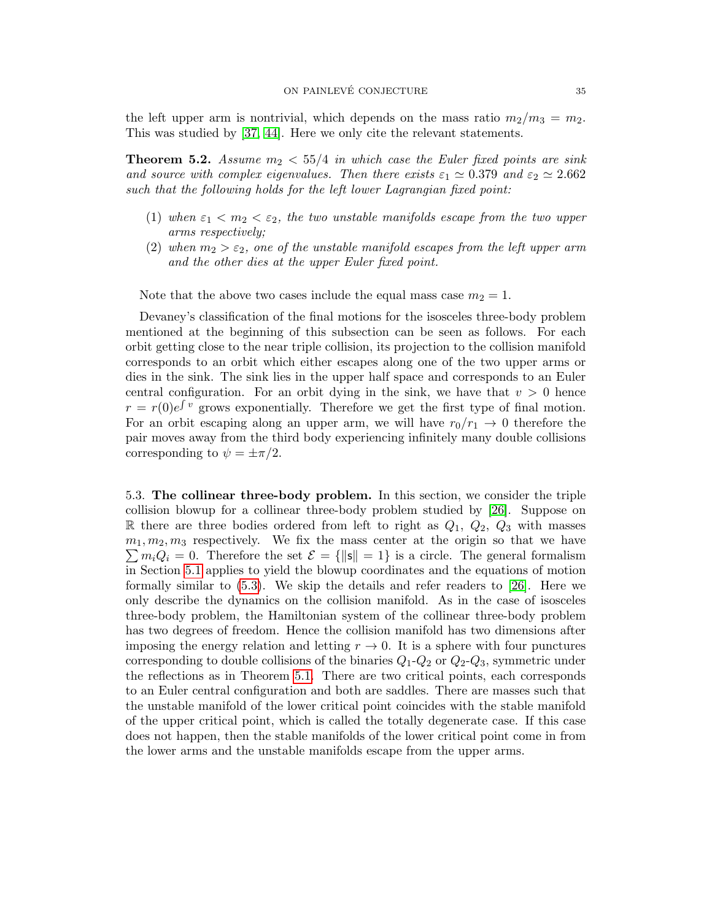the left upper arm is nontrivial, which depends on the mass ratio $m_2/m_3 = m_2$. This was studied by [37, 44]. Here we only cite the relevant statements.

**Theorem 5.2.** *Assume $m_2 < 55/4$ in which case the Euler fixed points are sink and source with complex eigenvalues. Then there exists $\varepsilon_1 \simeq 0.379$ and $\varepsilon_2 \simeq 2.662$ such that the following holds for the left lower Lagrangian fixed point:*

1. *when $\varepsilon_1 < m_2 < \varepsilon_2$, the two unstable manifolds escape from the two upper arms respectively;*
2. *when $m_2 > \varepsilon_2$, one of the unstable manifold escapes from the left upper arm and the other dies at the upper Euler fixed point.*

Note that the above two cases include the equal mass case $m_2 = 1$.

Devaney's classification of the final motions for the isosceles three-body problem mentioned at the beginning of this subsection can be seen as follows. For each orbit getting close to the near triple collision, its projection to the collision manifold corresponds to an orbit which either escapes along one of the two upper arms or dies in the sink. The sink lies in the upper half space and corresponds to an Euler central configuration. For an orbit dying in the sink, we have that $v > 0$ hence $r = r(0)e^{\int v}$ grows exponentially. Therefore we get the first type of final motion. For an orbit escaping along an upper arm, we will have $r_0/r_1 \to 0$ therefore the pair moves away from the third body experiencing infinitely many double collisions corresponding to $\psi = \pm\pi/2$.

5.3. **The collinear three-body problem.** In this section, we consider the triple collision blowup for a collinear three-body problem studied by [26]. Suppose on $\mathbb{R}$ there are three bodies ordered from left to right as $Q_1$, $Q_2$, $Q_3$ with masses $m_1, m_2, m_3$ respectively. We fix the mass center at the origin so that we have $\sum m_i Q_i = 0$. Therefore the set $\mathcal{E} = \{\|\mathsf{s}\| = 1\}$ is a circle. The general formalism in Section 5.1 applies to yield the blowup coordinates and the equations of motion formally similar to (5.3). We skip the details and refer readers to [26]. Here we only describe the dynamics on the collision manifold. As in the case of isosceles three-body problem, the Hamiltonian system of the collinear three-body problem has two degrees of freedom. Hence the collision manifold has two dimensions after imposing the energy relation and letting $r \to 0$. It is a sphere with four punctures corresponding to double collisions of the binaries $Q_1$-$Q_2$ or $Q_2$-$Q_3$, symmetric under the reflections as in Theorem 5.1. There are two critical points, each corresponds to an Euler central configuration and both are saddles. There are masses such that the unstable manifold of the lower critical point coincides with the stable manifold of the upper critical point, which is called the totally degenerate case. If this case does not happen, then the stable manifolds of the lower critical point come in from the lower arms and the unstable manifolds escape from the upper arms.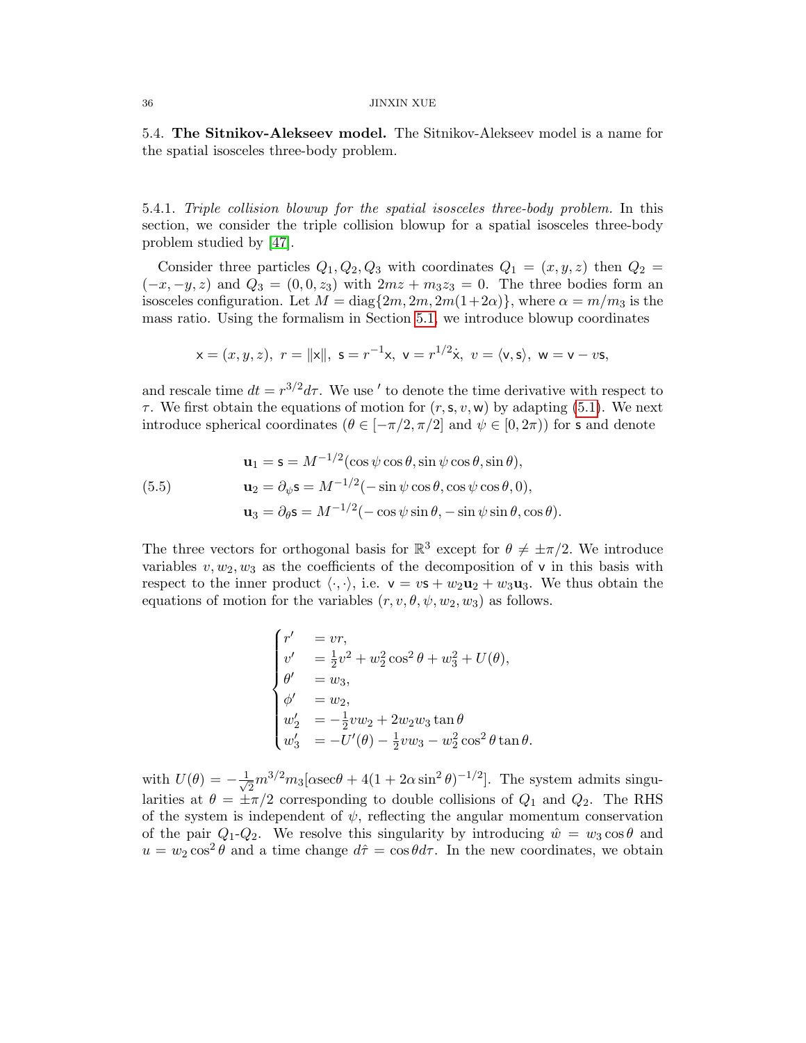5.4. **The Sitnikov-Alekseev model.** The Sitnikov-Alekseev model is a name for the spatial isosceles three-body problem.

5.4.1. *Triple collision blowup for the spatial isosceles three-body problem.* In this section, we consider the triple collision blowup for a spatial isosceles three-body problem studied by [47].

Consider three particles $Q_1, Q_2, Q_3$ with coordinates $Q_1 = (x, y, z)$ then $Q_2 = (-x, -y, z)$ and $Q_3 = (0, 0, z_3)$ with $2mz + m_3 z_3 = 0$. The three bodies form an isosceles configuration. Let $M = \mathrm{diag}\{2m, 2m, 2m(1+2\alpha)\}$, where $\alpha = m/m_3$ is the mass ratio. Using the formalism in Section 5.1, we introduce blowup coordinates

$$\mathsf{x} = (x, y, z),\ r = \|\mathsf{x}\|,\ \mathsf{s} = r^{-1}\mathsf{x},\ \mathsf{v} = r^{1/2}\dot{\mathsf{x}},\ v = \langle \mathsf{v}, \mathsf{s}\rangle,\ \mathsf{w} = \mathsf{v} - v\mathsf{s},$$

and rescale time $dt = r^{3/2} d\tau$. We use $'$ to denote the time derivative with respect to $\tau$. We first obtain the equations of motion for $(r, \mathsf{s}, v, \mathsf{w})$ by adapting (5.1). We next introduce spherical coordinates ($\theta \in [-\pi/2, \pi/2]$ and $\psi \in [0, 2\pi)$) for $\mathsf{s}$ and denote

$$\begin{aligned}
\mathbf{u}_1 &= \mathsf{s} = M^{-1/2}(\cos\psi\cos\theta, \sin\psi\cos\theta, \sin\theta),\\
\mathbf{u}_2 &= \partial_\psi \mathsf{s} = M^{-1/2}(-\sin\psi\cos\theta, \cos\psi\cos\theta, 0),\\
\mathbf{u}_3 &= \partial_\theta \mathsf{s} = M^{-1/2}(-\cos\psi\sin\theta, -\sin\psi\sin\theta, \cos\theta).
\end{aligned} \tag{5.5}$$

The three vectors for orthogonal basis for $\mathbb{R}^3$ except for $\theta \neq \pm\pi/2$. We introduce variables $v, w_2, w_3$ as the coefficients of the decomposition of $\mathsf{v}$ in this basis with respect to the inner product $\langle\cdot,\cdot\rangle$, i.e. $\mathsf{v} = v\mathsf{s} + w_2\mathbf{u}_2 + w_3\mathbf{u}_3$. We thus obtain the equations of motion for the variables $(r, v, \theta, \psi, w_2, w_3)$ as follows.

$$\begin{cases}
r' &= vr,\\
v' &= \frac{1}{2}v^2 + w_2^2\cos^2\theta + w_3^2 + U(\theta),\\
\theta' &= w_3,\\
\phi' &= w_2,\\
w_2' &= -\frac{1}{2}vw_2 + 2w_2w_3\tan\theta\\
w_3' &= -U'(\theta) - \frac{1}{2}vw_3 - w_2^2\cos^2\theta\tan\theta.
\end{cases}$$

with $U(\theta) = -\frac{1}{\sqrt{2}}m^{3/2}m_3[\alpha\sec\theta + 4(1+2\alpha\sin^2\theta)^{-1/2}]$. The system admits singularities at $\theta = \pm\pi/2$ corresponding to double collisions of $Q_1$ and $Q_2$. The RHS of the system is independent of $\psi$, reflecting the angular momentum conservation of the pair $Q_1$-$Q_2$. We resolve this singularity by introducing $\hat{w} = w_3\cos\theta$ and $u = w_2\cos^2\theta$ and a time change $d\hat{\tau} = \cos\theta d\tau$. In the new coordinates, we obtain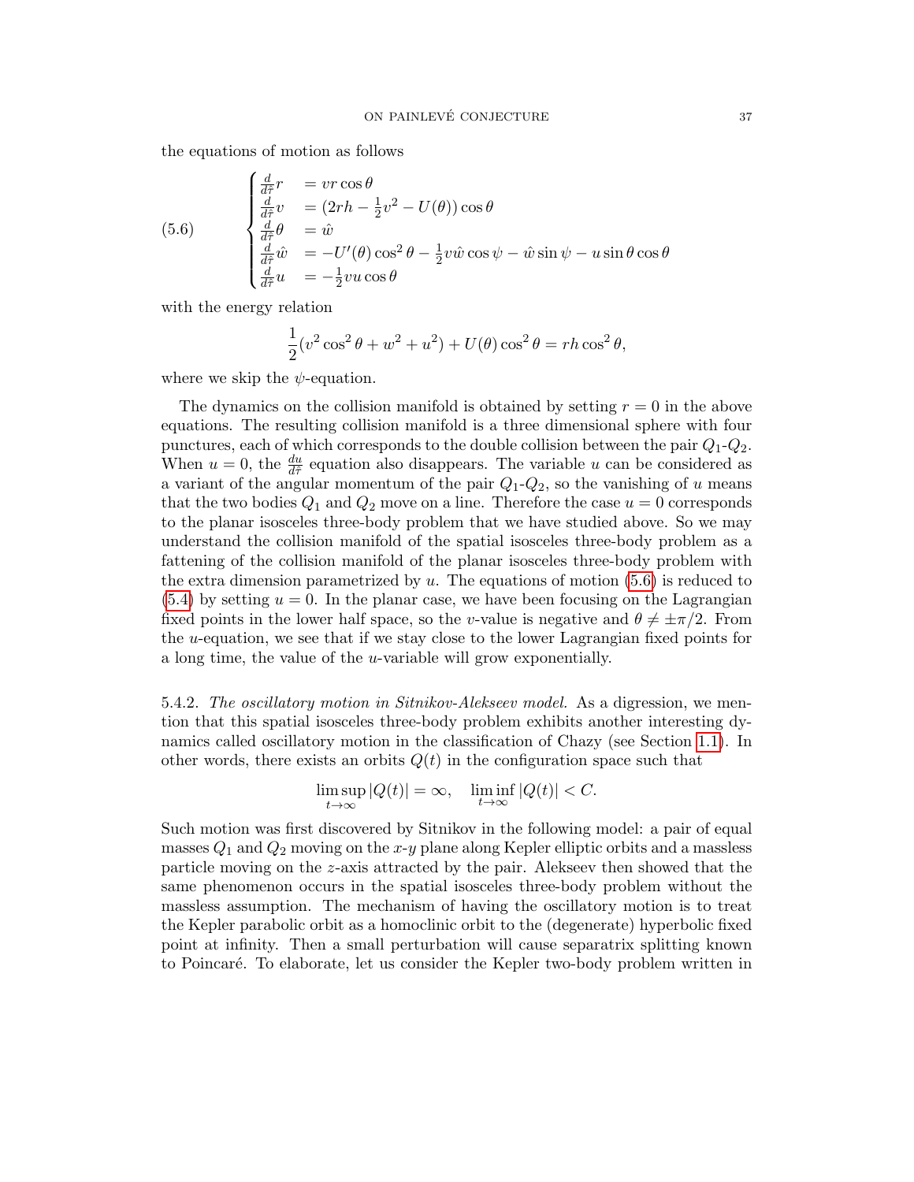the equations of motion as follows

$$
\begin{cases}
\frac{d}{d\tilde{\tau}}r &= vr\cos\theta\\
\frac{d}{d\tilde{\tau}}v &= (2rh - \frac{1}{2}v^2 - U(\theta))\cos\theta\\
\frac{d}{d\tilde{\tau}}\theta &= \hat{w}\\
\frac{d}{d\tilde{\tau}}\hat{w} &= -U'(\theta)\cos^2\theta - \frac{1}{2}v\hat{w}\cos\psi - \hat{w}\sin\psi - u\sin\theta\cos\theta\\
\frac{d}{d\tilde{\tau}}u &= -\frac{1}{2}vu\cos\theta
\end{cases}
\tag{5.6}
$$

with the energy relation

$$\frac{1}{2}(v^2\cos^2\theta + w^2 + u^2) + U(\theta)\cos^2\theta = rh\cos^2\theta,$$

where we skip the $\psi$-equation.

The dynamics on the collision manifold is obtained by setting $r = 0$ in the above equations. The resulting collision manifold is a three dimensional sphere with four punctures, each of which corresponds to the double collision between the pair $Q_1$-$Q_2$. When $u = 0$, the $\frac{du}{d\tilde{\tau}}$ equation also disappears. The variable $u$ can be considered as a variant of the angular momentum of the pair $Q_1$-$Q_2$, so the vanishing of $u$ means that the two bodies $Q_1$ and $Q_2$ move on a line. Therefore the case $u = 0$ corresponds to the planar isosceles three-body problem that we have studied above. So we may understand the collision manifold of the spatial isosceles three-body problem as a fattening of the collision manifold of the planar isosceles three-body problem with the extra dimension parametrized by $u$. The equations of motion (5.6) is reduced to (5.4) by setting $u = 0$. In the planar case, we have been focusing on the Lagrangian fixed points in the lower half space, so the $v$-value is negative and $\theta \neq \pm\pi/2$. From the $u$-equation, we see that if we stay close to the lower Lagrangian fixed points for a long time, the value of the $u$-variable will grow exponentially.

5.4.2. *The oscillatory motion in Sitnikov-Alekseev model.* As a digression, we mention that this spatial isosceles three-body problem exhibits another interesting dynamics called oscillatory motion in the classification of Chazy (see Section 1.1). In other words, there exists an orbits $Q(t)$ in the configuration space such that

$$\limsup_{t\to\infty}|Q(t)| = \infty, \quad \liminf_{t\to\infty}|Q(t)| < C.$$

Such motion was first discovered by Sitnikov in the following model: a pair of equal masses $Q_1$ and $Q_2$ moving on the $x$-$y$ plane along Kepler elliptic orbits and a massless particle moving on the $z$-axis attracted by the pair. Alekseev then showed that the same phenomenon occurs in the spatial isosceles three-body problem without the massless assumption. The mechanism of having the oscillatory motion is to treat the Kepler parabolic orbit as a homoclinic orbit to the (degenerate) hyperbolic fixed point at infinity. Then a small perturbation will cause separatrix splitting known to Poincaré. To elaborate, let us consider the Kepler two-body problem written in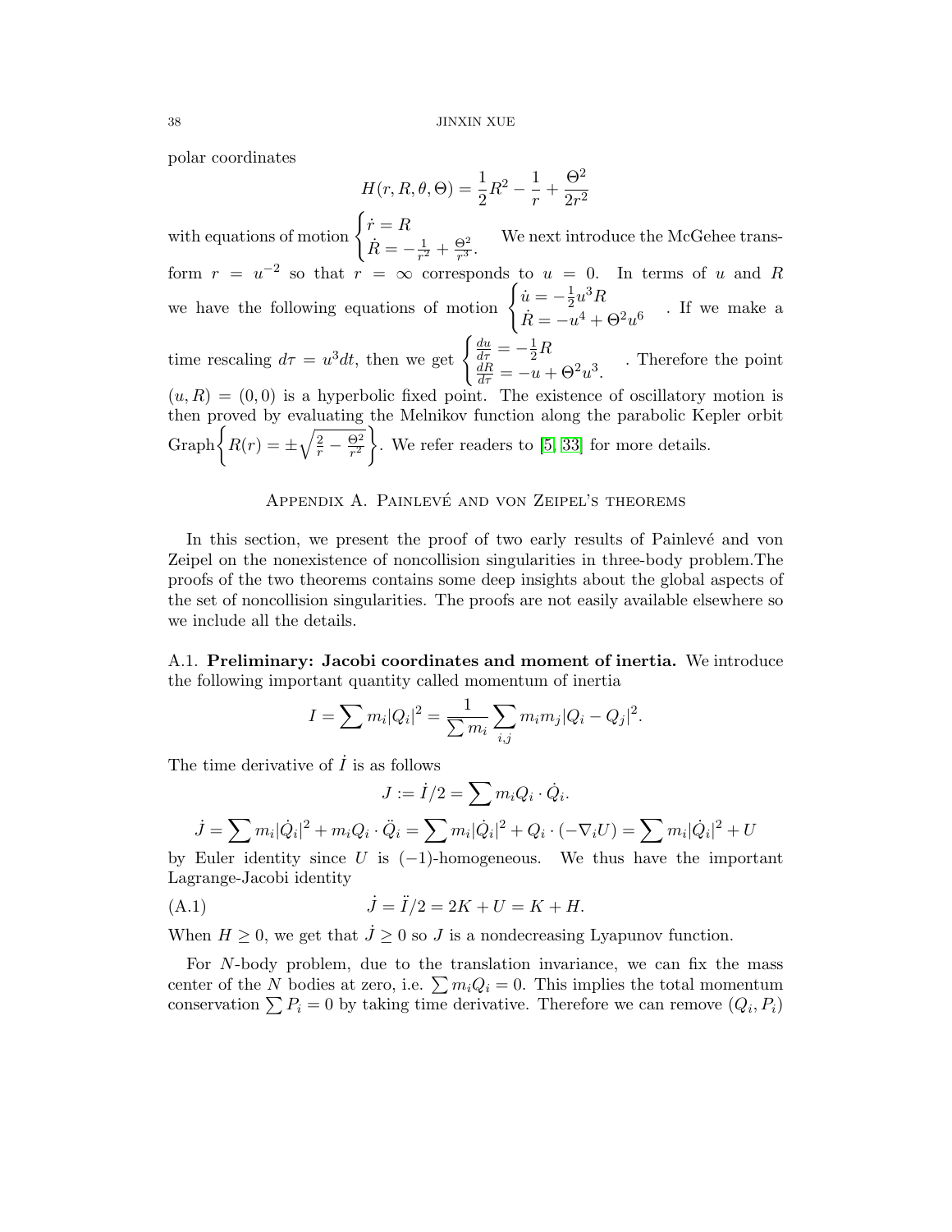polar coordinates

$$H(r, R, \theta, \Theta) = \frac{1}{2}R^2 - \frac{1}{r} + \frac{\Theta^2}{2r^2}$$

with equations of motion $\begin{cases} \dot{r} = R \\ \dot{R} = -\frac{1}{r^2} + \frac{\Theta^2}{r^3}. \end{cases}$ We next introduce the McGehee transform $r = u^{-2}$ so that $r = \infty$ corresponds to $u = 0$. In terms of $u$ and $R$ we have the following equations of motion $\begin{cases} \dot{u} = -\frac{1}{2}u^3 R \\ \dot{R} = -u^4 + \Theta^2 u^6 \end{cases}$. If we make a time rescaling $d\tau = u^3 dt$, then we get $\begin{cases} \frac{du}{d\tau} = -\frac{1}{2}R \\ \frac{dR}{d\tau} = -u + \Theta^2 u^3. \end{cases}$. Therefore the point $(u, R) = (0, 0)$ is a hyperbolic fixed point. The existence of oscillatory motion is then proved by evaluating the Melnikov function along the parabolic Kepler orbit $\mathrm{Graph}\left\{ R(r) = \pm\sqrt{\frac{2}{r} - \frac{\Theta^2}{r^2}} \right\}$. We refer readers to [5, 33] for more details.

## Appendix A. Painlevé and von Zeipel's theorems

In this section, we present the proof of two early results of Painlevé and von Zeipel on the nonexistence of noncollision singularities in three-body problem.The proofs of the two theorems contains some deep insights about the global aspects of the set of noncollision singularities. The proofs are not easily available elsewhere so we include all the details.

### A.1. **Preliminary: Jacobi coordinates and moment of inertia.**

We introduce the following important quantity called momentum of inertia

$$I = \sum m_i |Q_i|^2 = \frac{1}{\sum m_i} \sum_{i,j} m_i m_j |Q_i - Q_j|^2.$$

The time derivative of $\dot{I}$ is as follows

$$J := \dot{I}/2 = \sum m_i Q_i \cdot \dot{Q}_i.$$

$$\dot{J} = \sum m_i |\dot{Q}_i|^2 + m_i Q_i \cdot \ddot{Q}_i = \sum m_i |\dot{Q}_i|^2 + Q_i \cdot (-\nabla_i U) = \sum m_i |\dot{Q}_i|^2 + U$$

by Euler identity since $U$ is $(-1)$-homogeneous. We thus have the important Lagrange-Jacobi identity

$$\dot{J} = \ddot{I}/2 = 2K + U = K + H. \tag{A.1}$$

When $H \geq 0$, we get that $\dot{J} \geq 0$ so $J$ is a nondecreasing Lyapunov function.

For $N$-body problem, due to the translation invariance, we can fix the mass center of the $N$ bodies at zero, i.e. $\sum m_i Q_i = 0$. This implies the total momentum conservation $\sum P_i = 0$ by taking time derivative. Therefore we can remove $(Q_i, P_i)$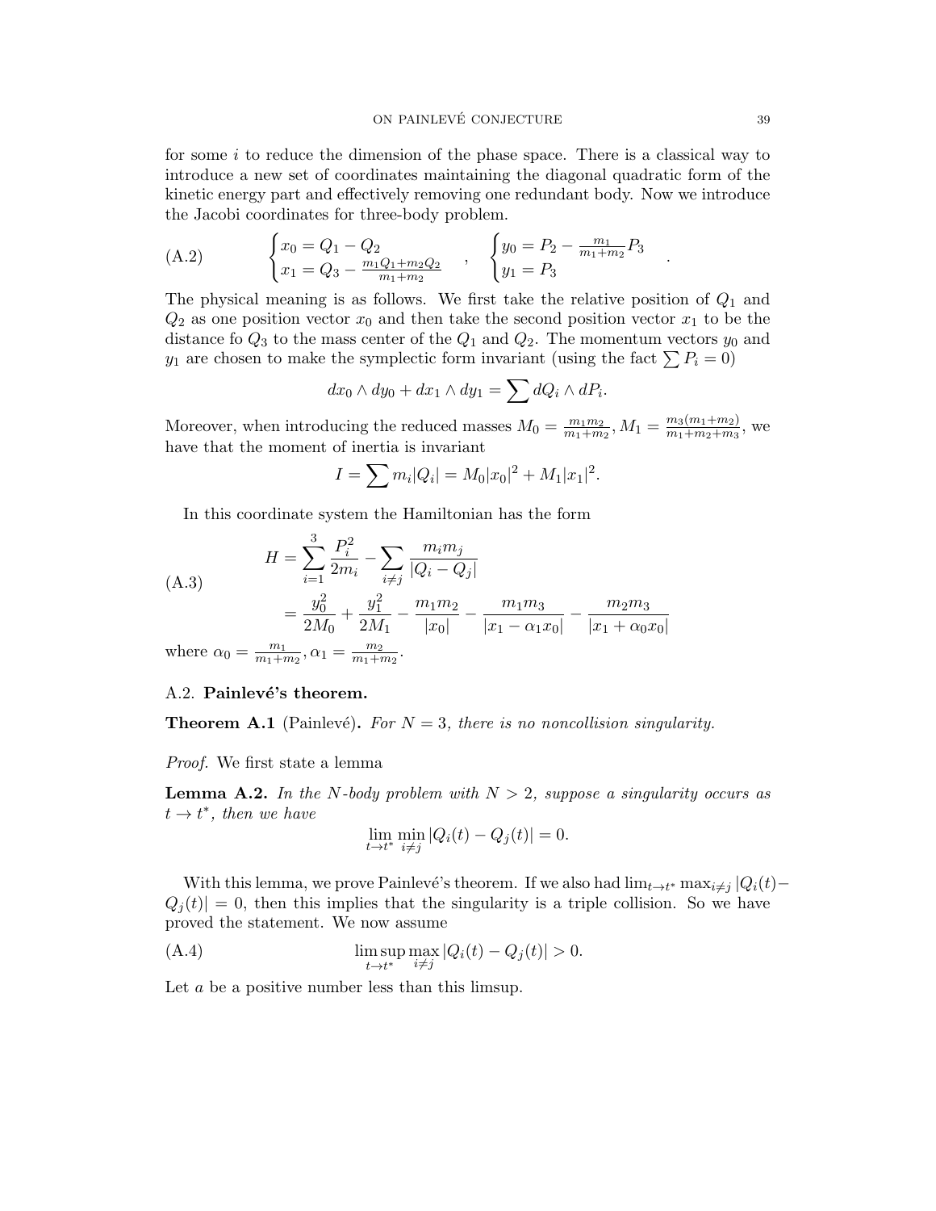for some $i$ to reduce the dimension of the phase space. There is a classical way to introduce a new set of coordinates maintaining the diagonal quadratic form of the kinetic energy part and effectively removing one redundant body. Now we introduce the Jacobi coordinates for three-body problem.

$$
\begin{cases} x_0 = Q_1 - Q_2 \\ x_1 = Q_3 - \frac{m_1 Q_1 + m_2 Q_2}{m_1 + m_2} \end{cases}, \quad \begin{cases} y_0 = P_2 - \frac{m_1}{m_1+m_2} P_3 \\ y_1 = P_3 \end{cases}. \tag{A.2}
$$

The physical meaning is as follows. We first take the relative position of $Q_1$ and $Q_2$ as one position vector $x_0$ and then take the second position vector $x_1$ to be the distance fo $Q_3$ to the mass center of the $Q_1$ and $Q_2$. The momentum vectors $y_0$ and $y_1$ are chosen to make the symplectic form invariant (using the fact $\sum P_i = 0$)

$$
dx_0 \wedge dy_0 + dx_1 \wedge dy_1 = \sum dQ_i \wedge dP_i.
$$

Moreover, when introducing the reduced masses $M_0 = \frac{m_1 m_2}{m_1+m_2}, M_1 = \frac{m_3(m_1+m_2)}{m_1+m_2+m_3}$, we have that the moment of inertia is invariant

$$
I = \sum m_i |Q_i| = M_0 |x_0|^2 + M_1 |x_1|^2.
$$

In this coordinate system the Hamiltonian has the form

$$
\begin{aligned}
H &= \sum_{i=1}^{3} \frac{P_i^2}{2m_i} - \sum_{i \neq j} \frac{m_i m_j}{|Q_i - Q_j|} \\
&= \frac{y_0^2}{2M_0} + \frac{y_1^2}{2M_1} - \frac{m_1 m_2}{|x_0|} - \frac{m_1 m_3}{|x_1 - \alpha_1 x_0|} - \frac{m_2 m_3}{|x_1 + \alpha_0 x_0|}
\end{aligned} \tag{A.3}
$$

where $\alpha_0 = \frac{m_1}{m_1+m_2}, \alpha_1 = \frac{m_2}{m_1+m_2}$.

### A.2. **Painlevé's theorem.**

**Theorem A.1** (Painlevé)**.** *For $N = 3$, there is no noncollision singularity.*

*Proof.* We first state a lemma

**Lemma A.2.** *In the $N$-body problem with $N > 2$, suppose a singularity occurs as $t \to t^*$, then we have*

$$
\lim_{t \to t^*} \min_{i \neq j} |Q_i(t) - Q_j(t)| = 0.
$$

With this lemma, we prove Painlevé's theorem. If we also had $\lim_{t \to t^*} \max_{i \neq j} |Q_i(t) - Q_j(t)| = 0$, then this implies that the singularity is a triple collision. So we have proved the statement. We now assume

$$
\limsup_{t \to t^*} \max_{i \neq j} |Q_i(t) - Q_j(t)| > 0. \tag{A.4}
$$

Let $a$ be a positive number less than this limsup.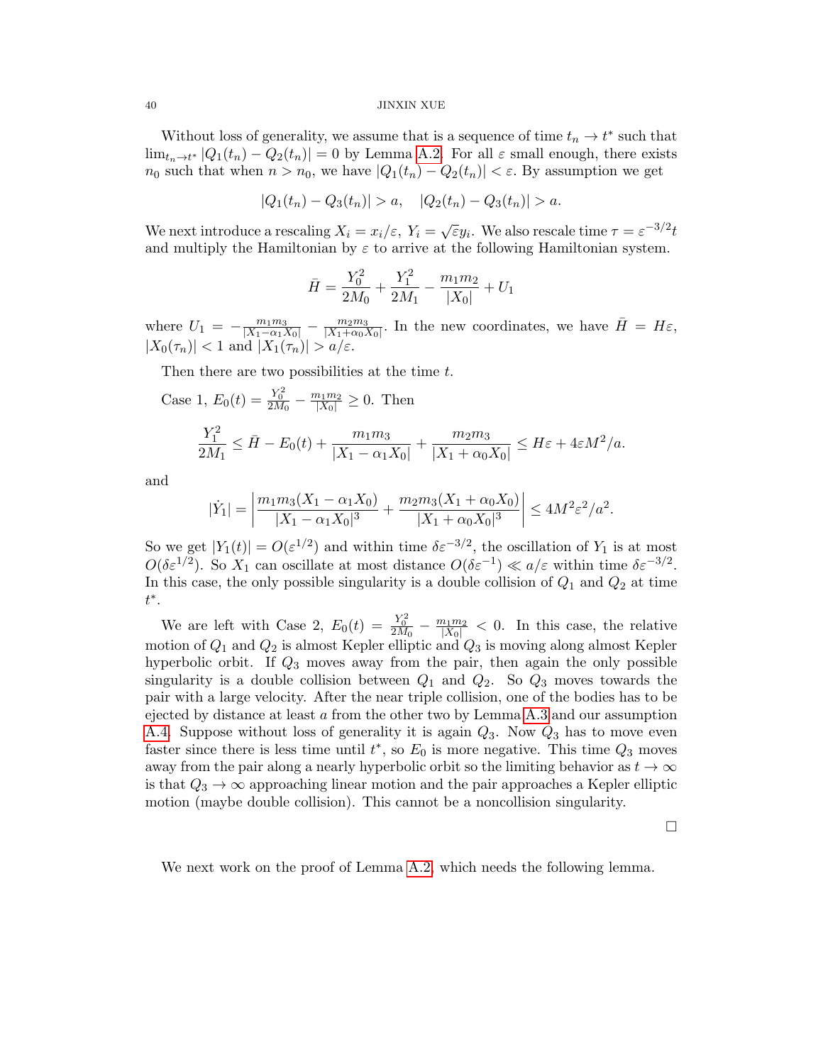Without loss of generality, we assume that is a sequence of time $t_n \to t^*$ such that $\lim_{t_n\to t^*} |Q_1(t_n) - Q_2(t_n)| = 0$ by Lemma A.2. For all $\varepsilon$ small enough, there exists $n_0$ such that when $n > n_0$, we have $|Q_1(t_n) - Q_2(t_n)| < \varepsilon$. By assumption we get

$$|Q_1(t_n) - Q_3(t_n)| > a, \quad |Q_2(t_n) - Q_3(t_n)| > a.$$

We next introduce a rescaling $X_i = x_i/\varepsilon$, $Y_i = \sqrt{\varepsilon} y_i$. We also rescale time $\tau = \varepsilon^{-3/2} t$ and multiply the Hamiltonian by $\varepsilon$ to arrive at the following Hamiltonian system.

$$\bar{H} = \frac{Y_0^2}{2M_0} + \frac{Y_1^2}{2M_1} - \frac{m_1 m_2}{|X_0|} + U_1$$

where $U_1 = -\frac{m_1 m_3}{|X_1 - \alpha_1 X_0|} - \frac{m_2 m_3}{|X_1 + \alpha_0 X_0|}$. In the new coordinates, we have $\bar{H} = H\varepsilon$, $|X_0(\tau_n)| < 1$ and $|X_1(\tau_n)| > a/\varepsilon$.

Then there are two possibilities at the time $t$.

Case 1, $E_0(t) = \frac{Y_0^2}{2M_0} - \frac{m_1 m_2}{|X_0|} \geq 0$. Then

$$\frac{Y_1^2}{2M_1} \leq \bar{H} - E_0(t) + \frac{m_1 m_3}{|X_1 - \alpha_1 X_0|} + \frac{m_2 m_3}{|X_1 + \alpha_0 X_0|} \leq H\varepsilon + 4\varepsilon M^2/a.$$

and

$$|\dot{Y}_1| = \left| \frac{m_1 m_3 (X_1 - \alpha_1 X_0)}{|X_1 - \alpha_1 X_0|^3} + \frac{m_2 m_3 (X_1 + \alpha_0 X_0)}{|X_1 + \alpha_0 X_0|^3} \right| \leq 4M^2\varepsilon^2/a^2.$$

So we get $|Y_1(t)| = O(\varepsilon^{1/2})$ and within time $\delta\varepsilon^{-3/2}$, the oscillation of $Y_1$ is at most $O(\delta\varepsilon^{1/2})$. So $X_1$ can oscillate at most distance $O(\delta\varepsilon^{-1}) \ll a/\varepsilon$ within time $\delta\varepsilon^{-3/2}$. In this case, the only possible singularity is a double collision of $Q_1$ and $Q_2$ at time $t^*$.

We are left with Case 2, $E_0(t) = \frac{Y_0^2}{2M_0} - \frac{m_1 m_2}{|X_0|} < 0$. In this case, the relative motion of $Q_1$ and $Q_2$ is almost Kepler elliptic and $Q_3$ is moving along almost Kepler hyperbolic orbit. If $Q_3$ moves away from the pair, then again the only possible singularity is a double collision between $Q_1$ and $Q_2$. So $Q_3$ moves towards the pair with a large velocity. After the near triple collision, one of the bodies has to be ejected by distance at least $a$ from the other two by Lemma A.3 and our assumption A.4. Suppose without loss of generality it is again $Q_3$. Now $Q_3$ has to move even faster since there is less time until $t^*$, so $E_0$ is more negative. This time $Q_3$ moves away from the pair along a nearly hyperbolic orbit so the limiting behavior as $t \to \infty$ is that $Q_3 \to \infty$ approaching linear motion and the pair approaches a Kepler elliptic motion (maybe double collision). This cannot be a noncollision singularity.

□

We next work on the proof of Lemma A.2, which needs the following lemma.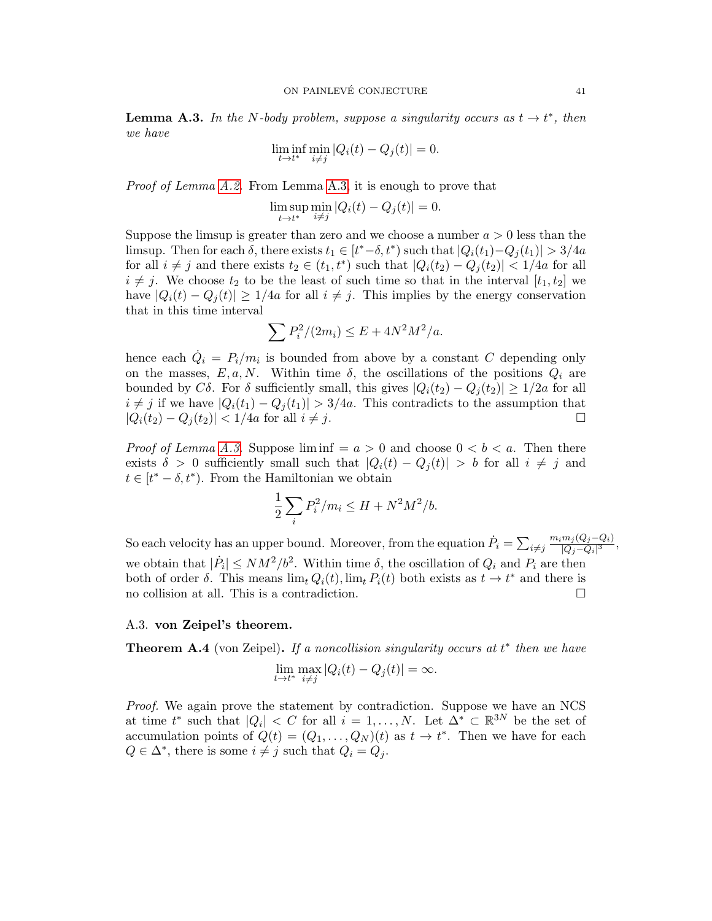**Lemma A.3.** *In the $N$-body problem, suppose a singularity occurs as $t \to t^*$, then we have*

$$\liminf_{t\to t^*} \min_{i\neq j} |Q_i(t) - Q_j(t)| = 0.$$

*Proof of Lemma A.2.* From Lemma A.3, it is enough to prove that

$$\limsup_{t\to t^*} \min_{i\neq j} |Q_i(t) - Q_j(t)| = 0.$$

Suppose the limsup is greater than zero and we choose a number $a > 0$ less than the limsup. Then for each $\delta$, there exists $t_1 \in [t^*-\delta, t^*)$ such that $|Q_i(t_1)-Q_j(t_1)| > 3/4a$ for all $i \neq j$ and there exists $t_2 \in (t_1, t^*)$ such that $|Q_i(t_2) - Q_j(t_2)| < 1/4a$ for all $i \neq j$. We choose $t_2$ to be the least of such time so that in the interval $[t_1, t_2]$ we have $|Q_i(t) - Q_j(t)| \geq 1/4a$ for all $i \neq j$. This implies by the energy conservation that in this time interval

$$\sum P_i^2/(2m_i) \leq E + 4N^2M^2/a.$$

hence each $\dot{Q}_i = P_i/m_i$ is bounded from above by a constant $C$ depending only on the masses, $E, a, N$. Within time $\delta$, the oscillations of the positions $Q_i$ are bounded by $C\delta$. For $\delta$ sufficiently small, this gives $|Q_i(t_2) - Q_j(t_2)| \geq 1/2a$ for all $i \neq j$ if we have $|Q_i(t_1) - Q_j(t_1)| > 3/4a$. This contradicts to the assumption that $|Q_i(t_2) - Q_j(t_2)| < 1/4a$ for all $i \neq j$. $\square$

*Proof of Lemma A.3.* Suppose $\liminf = a > 0$ and choose $0 < b < a$. Then there exists $\delta > 0$ sufficiently small such that $|Q_i(t) - Q_j(t)| > b$ for all $i \neq j$ and $t \in [t^* - \delta, t^*)$. From the Hamiltonian we obtain

$$\frac{1}{2}\sum_i P_i^2/m_i \leq H + N^2M^2/b.$$

So each velocity has an upper bound. Moreover, from the equation $\dot{P}_i = \sum_{i\neq j} \frac{m_i m_j (Q_j - Q_i)}{|Q_j - Q_i|^3}$, we obtain that $|\dot{P}_i| \leq NM^2/b^2$. Within time $\delta$, the oscillation of $Q_i$ and $P_i$ are then both of order $\delta$. This means $\lim_t Q_i(t), \lim_t P_i(t)$ both exists as $t \to t^*$ and there is no collision at all. This is a contradiction. $\square$

### A.3. **von Zeipel's theorem.**

**Theorem A.4** (von Zeipel)**.** *If a noncollision singularity occurs at $t^*$ then we have*

$$\lim_{t\to t^*} \max_{i\neq j} |Q_i(t) - Q_j(t)| = \infty.$$

*Proof.* We again prove the statement by contradiction. Suppose we have an NCS at time $t^*$ such that $|Q_i| < C$ for all $i = 1, \ldots, N$. Let $\Delta^* \subset \mathbb{R}^{3N}$ be the set of accumulation points of $Q(t) = (Q_1, \ldots, Q_N)(t)$ as $t \to t^*$. Then we have for each $Q \in \Delta^*$, there is some $i \neq j$ such that $Q_i = Q_j$.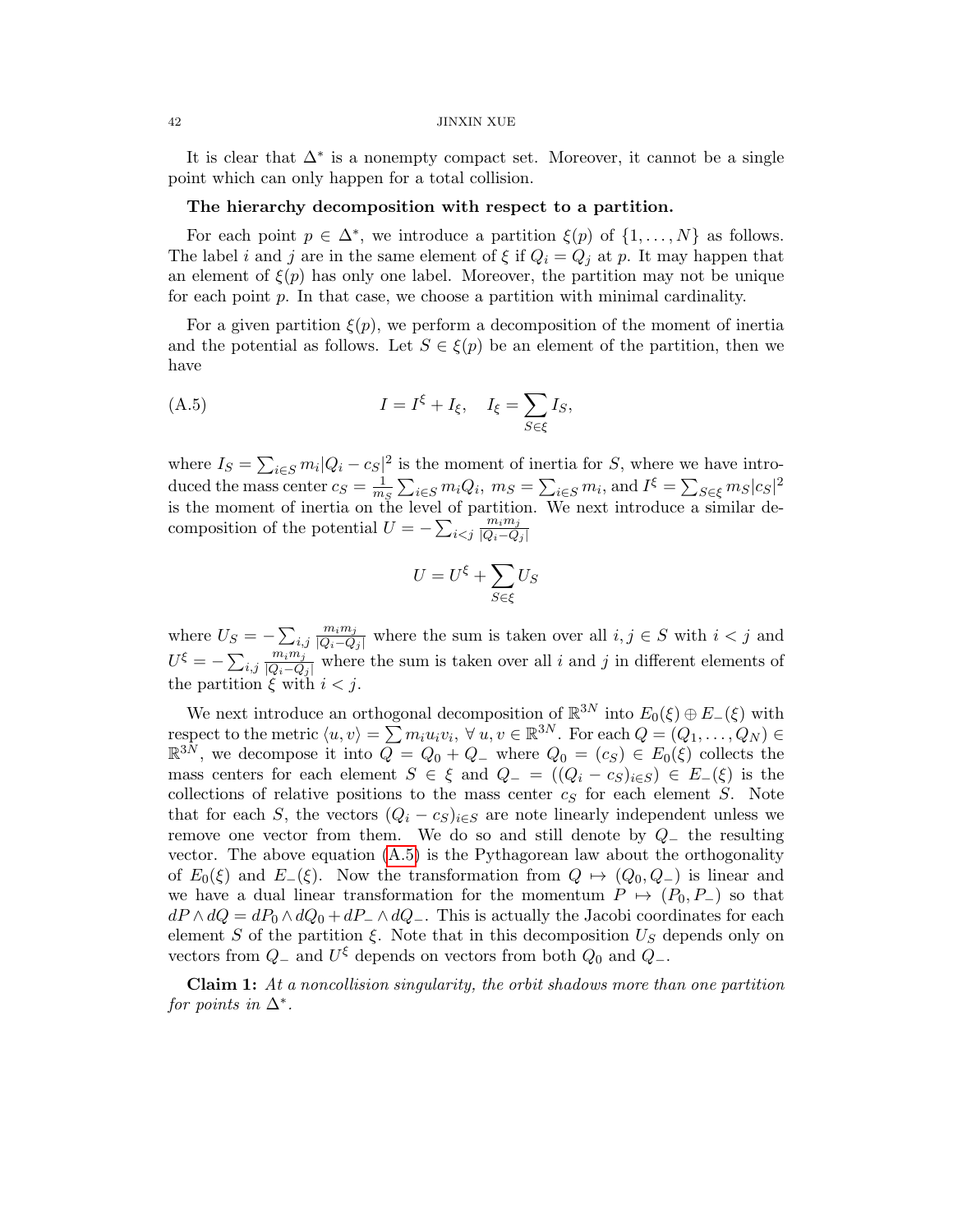It is clear that $\Delta^*$ is a nonempty compact set. Moreover, it cannot be a single point which can only happen for a total collision.

**The hierarchy decomposition with respect to a partition.**

For each point $p \in \Delta^*$, we introduce a partition $\xi(p)$ of $\{1, \ldots, N\}$ as follows. The label $i$ and $j$ are in the same element of $\xi$ if $Q_i = Q_j$ at $p$. It may happen that an element of $\xi(p)$ has only one label. Moreover, the partition may not be unique for each point $p$. In that case, we choose a partition with minimal cardinality.

For a given partition $\xi(p)$, we perform a decomposition of the moment of inertia and the potential as follows. Let $S \in \xi(p)$ be an element of the partition, then we have

$$I = I^\xi + I_\xi, \quad I_\xi = \sum_{S \in \xi} I_S, \tag{A.5}$$

where $I_S = \sum_{i \in S} m_i |Q_i - c_S|^2$ is the moment of inertia for $S$, where we have introduced the mass center $c_S = \frac{1}{m_S} \sum_{i \in S} m_i Q_i$, $m_S = \sum_{i \in S} m_i$, and $I^\xi = \sum_{S \in \xi} m_S |c_S|^2$ is the moment of inertia on the level of partition. We next introduce a similar decomposition of the potential $U = -\sum_{i<j} \frac{m_i m_j}{|Q_i - Q_j|}$

$$U = U^\xi + \sum_{S \in \xi} U_S$$

where $U_S = -\sum_{i,j} \frac{m_i m_j}{|Q_i - Q_j|}$ where the sum is taken over all $i, j \in S$ with $i < j$ and $U^\xi = -\sum_{i,j} \frac{m_i m_j}{|Q_i - Q_j|}$ where the sum is taken over all $i$ and $j$ in different elements of the partition $\xi$ with $i < j$.

We next introduce an orthogonal decomposition of $\mathbb{R}^{3N}$ into $E_0(\xi) \oplus E_-(\xi)$ with respect to the metric $\langle u, v \rangle = \sum m_i u_i v_i$, $\forall\, u, v \in \mathbb{R}^{3N}$. For each $Q = (Q_1, \ldots, Q_N) \in \mathbb{R}^{3N}$, we decompose it into $Q = Q_0 + Q_-$ where $Q_0 = (c_S) \in E_0(\xi)$ collects the mass centers for each element $S \in \xi$ and $Q_- = ((Q_i - c_S)_{i \in S}) \in E_-(\xi)$ is the collections of relative positions to the mass center $c_S$ for each element $S$. Note that for each $S$, the vectors $(Q_i - c_S)_{i \in S}$ are note linearly independent unless we remove one vector from them. We do so and still denote by $Q_-$ the resulting vector. The above equation (A.5) is the Pythagorean law about the orthogonality of $E_0(\xi)$ and $E_-(\xi)$. Now the transformation from $Q \mapsto (Q_0, Q_-)$ is linear and we have a dual linear transformation for the momentum $P \mapsto (P_0, P_-)$ so that $dP \wedge dQ = dP_0 \wedge dQ_0 + dP_- \wedge dQ_-$. This is actually the Jacobi coordinates for each element $S$ of the partition $\xi$. Note that in this decomposition $U_S$ depends only on vectors from $Q_-$ and $U^\xi$ depends on vectors from both $Q_0$ and $Q_-$.

**Claim 1:** *At a noncollision singularity, the orbit shadows more than one partition for points in $\Delta^*$.*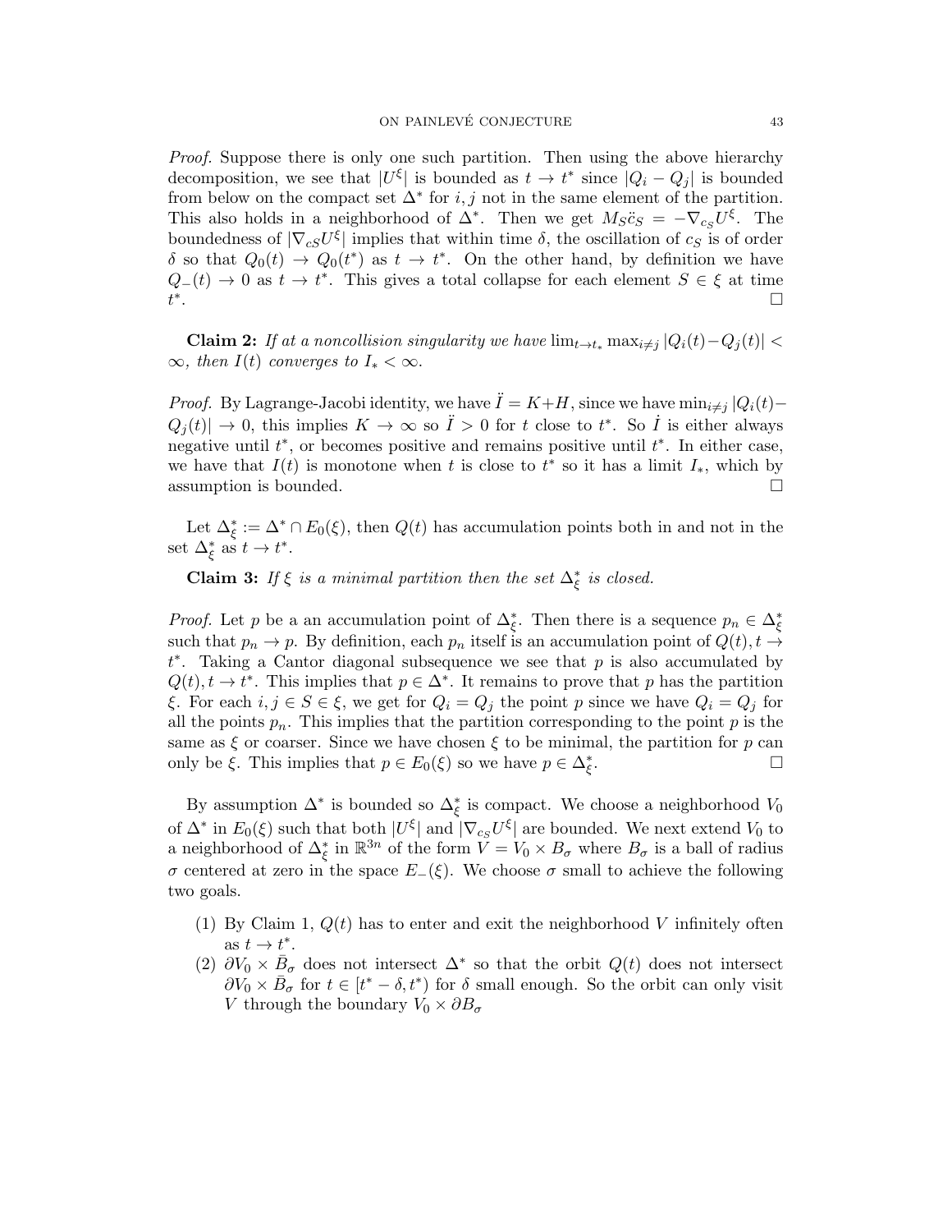*Proof.* Suppose there is only one such partition. Then using the above hierarchy decomposition, we see that $|U^\xi|$ is bounded as $t \to t^*$ since $|Q_i - Q_j|$ is bounded from below on the compact set $\Delta^*$ for $i, j$ not in the same element of the partition. This also holds in a neighborhood of $\Delta^*$. Then we get $M_S \ddot{c}_S = -\nabla_{c_S} U^\xi$. The boundedness of $|\nabla_{cS} U^\xi|$ implies that within time $\delta$, the oscillation of $c_S$ is of order $\delta$ so that $Q_0(t) \to Q_0(t^*)$ as $t \to t^*$. On the other hand, by definition we have $Q_-(t) \to 0$ as $t \to t^*$. This gives a total collapse for each element $S \in \xi$ at time $t^*$. □

**Claim 2:** *If at a noncollision singularity we have* $\lim_{t\to t_*} \max_{i\neq j} |Q_i(t) - Q_j(t)| < \infty$*, then* $I(t)$ *converges to* $I_* < \infty$.

*Proof.* By Lagrange-Jacobi identity, we have $\ddot{I} = K + H$, since we have $\min_{i\neq j} |Q_i(t) - Q_j(t)| \to 0$, this implies $K \to \infty$ so $\ddot{I} > 0$ for $t$ close to $t^*$. So $\dot{I}$ is either always negative until $t^*$, or becomes positive and remains positive until $t^*$. In either case, we have that $I(t)$ is monotone when $t$ is close to $t^*$ so it has a limit $I_*$, which by assumption is bounded. □

Let $\Delta^*_\xi := \Delta^* \cap E_0(\xi)$, then $Q(t)$ has accumulation points both in and not in the set $\Delta^*_\xi$ as $t \to t^*$.

**Claim 3:** *If* $\xi$ *is a minimal partition then the set* $\Delta^*_\xi$ *is closed.*

*Proof.* Let $p$ be a an accumulation point of $\Delta^*_\xi$. Then there is a sequence $p_n \in \Delta^*_\xi$ such that $p_n \to p$. By definition, each $p_n$ itself is an accumulation point of $Q(t), t \to t^*$. Taking a Cantor diagonal subsequence we see that $p$ is also accumulated by $Q(t), t \to t^*$. This implies that $p \in \Delta^*$. It remains to prove that $p$ has the partition $\xi$. For each $i, j \in S \in \xi$, we get for $Q_i = Q_j$ the point $p$ since we have $Q_i = Q_j$ for all the points $p_n$. This implies that the partition corresponding to the point $p$ is the same as $\xi$ or coarser. Since we have chosen $\xi$ to be minimal, the partition for $p$ can only be $\xi$. This implies that $p \in E_0(\xi)$ so we have $p \in \Delta^*_\xi$. □

By assumption $\Delta^*$ is bounded so $\Delta^*_\xi$ is compact. We choose a neighborhood $V_0$ of $\Delta^*$ in $E_0(\xi)$ such that both $|U^\xi|$ and $|\nabla_{c_S} U^\xi|$ are bounded. We next extend $V_0$ to a neighborhood of $\Delta^*_\xi$ in $\mathbb{R}^{3n}$ of the form $V = V_0 \times B_\sigma$ where $B_\sigma$ is a ball of radius $\sigma$ centered at zero in the space $E_-(\xi)$. We choose $\sigma$ small to achieve the following two goals.

(1) By Claim 1, $Q(t)$ has to enter and exit the neighborhood $V$ infinitely often as $t \to t^*$.
(2) $\partial V_0 \times \bar{B}_\sigma$ does not intersect $\Delta^*$ so that the orbit $Q(t)$ does not intersect $\partial V_0 \times \bar{B}_\sigma$ for $t \in [t^* - \delta, t^*)$ for $\delta$ small enough. So the orbit can only visit $V$ through the boundary $V_0 \times \partial B_\sigma$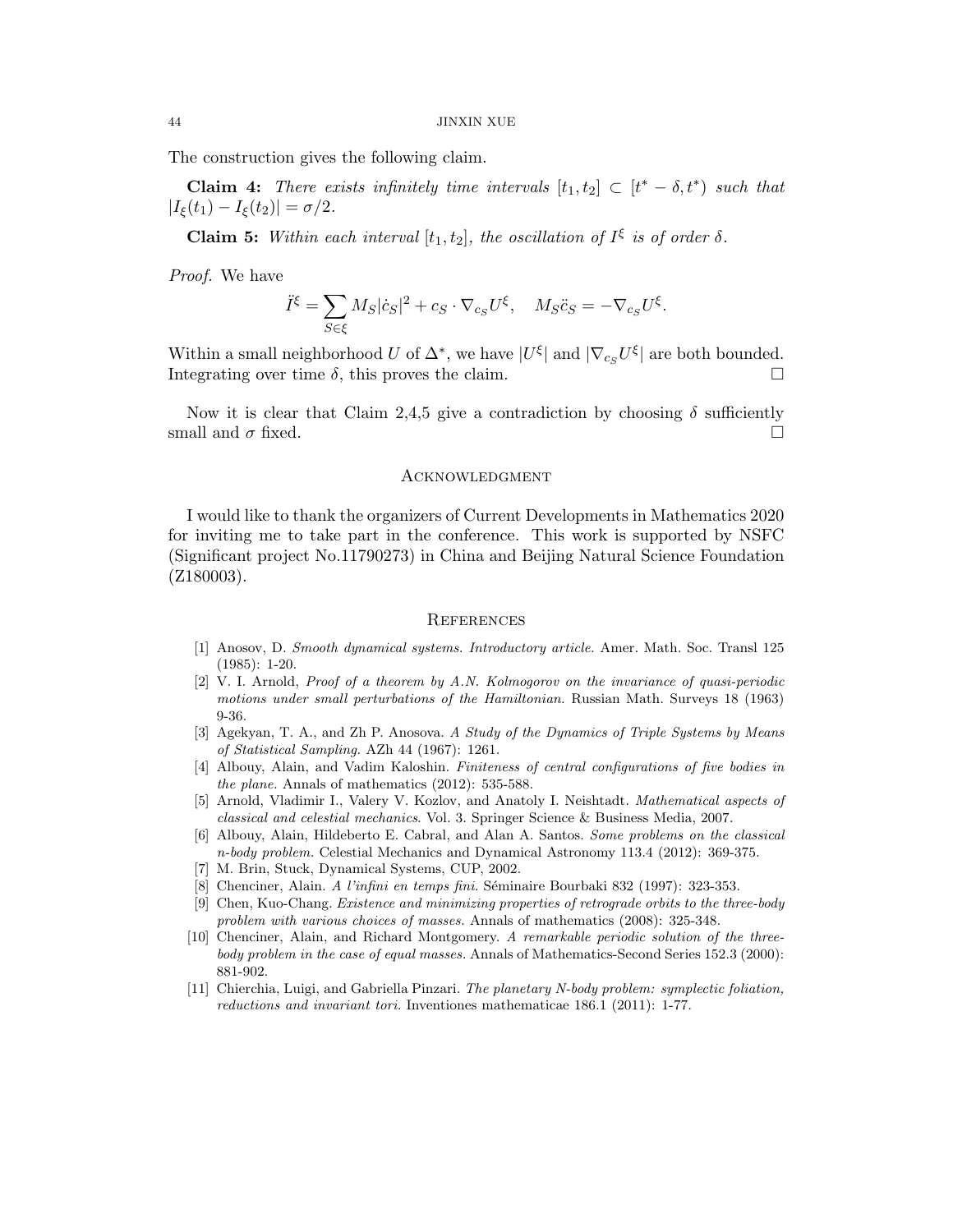The construction gives the following claim.

**Claim 4:** *There exists infinitely time intervals $[t_1, t_2] \subset [t^* - \delta, t^*)$ such that $|I_\xi(t_1) - I_\xi(t_2)| = \sigma/2$.*

**Claim 5:** *Within each interval $[t_1, t_2]$, the oscillation of $I^\xi$ is of order $\delta$.*

*Proof.* We have

$$\ddot{I}^\xi = \sum_{S \in \xi} M_S |\dot{c}_S|^2 + c_S \cdot \nabla_{c_S} U^\xi, \quad M_S \ddot{c}_S = -\nabla_{c_S} U^\xi.$$

Within a small neighborhood $U$ of $\Delta^*$, we have $|U^\xi|$ and $|\nabla_{c_S} U^\xi|$ are both bounded. Integrating over time $\delta$, this proves the claim. □

Now it is clear that Claim 2,4,5 give a contradiction by choosing $\delta$ sufficiently small and $\sigma$ fixed. □

## Acknowledgment

I would like to thank the organizers of Current Developments in Mathematics 2020 for inviting me to take part in the conference. This work is supported by NSFC (Significant project No.11790273) in China and Beijing Natural Science Foundation (Z180003).

## References

[1] Anosov, D. *Smooth dynamical systems. Introductory article.* Amer. Math. Soc. Transl 125 (1985): 1-20.

[2] V. I. Arnold, *Proof of a theorem by A.N. Kolmogorov on the invariance of quasi-periodic motions under small perturbations of the Hamiltonian.* Russian Math. Surveys 18 (1963) 9-36.

[3] Agekyan, T. A., and Zh P. Anosova. *A Study of the Dynamics of Triple Systems by Means of Statistical Sampling.* AZh 44 (1967): 1261.

[4] Albouy, Alain, and Vadim Kaloshin. *Finiteness of central configurations of five bodies in the plane.* Annals of mathematics (2012): 535-588.

[5] Arnold, Vladimir I., Valery V. Kozlov, and Anatoly I. Neishtadt. *Mathematical aspects of classical and celestial mechanics*. Vol. 3. Springer Science & Business Media, 2007.

[6] Albouy, Alain, Hildeberto E. Cabral, and Alan A. Santos. *Some problems on the classical n-body problem.* Celestial Mechanics and Dynamical Astronomy 113.4 (2012): 369-375.

[7] M. Brin, Stuck, Dynamical Systems, CUP, 2002.

[8] Chenciner, Alain. *A l'infini en temps fini*. Séminaire Bourbaki 832 (1997): 323-353.

[9] Chen, Kuo-Chang. *Existence and minimizing properties of retrograde orbits to the three-body problem with various choices of masses.* Annals of mathematics (2008): 325-348.

[10] Chenciner, Alain, and Richard Montgomery. *A remarkable periodic solution of the three-body problem in the case of equal masses.* Annals of Mathematics-Second Series 152.3 (2000): 881-902.

[11] Chierchia, Luigi, and Gabriella Pinzari. *The planetary N-body problem: symplectic foliation, reductions and invariant tori.* Inventiones mathematicae 186.1 (2011): 1-77.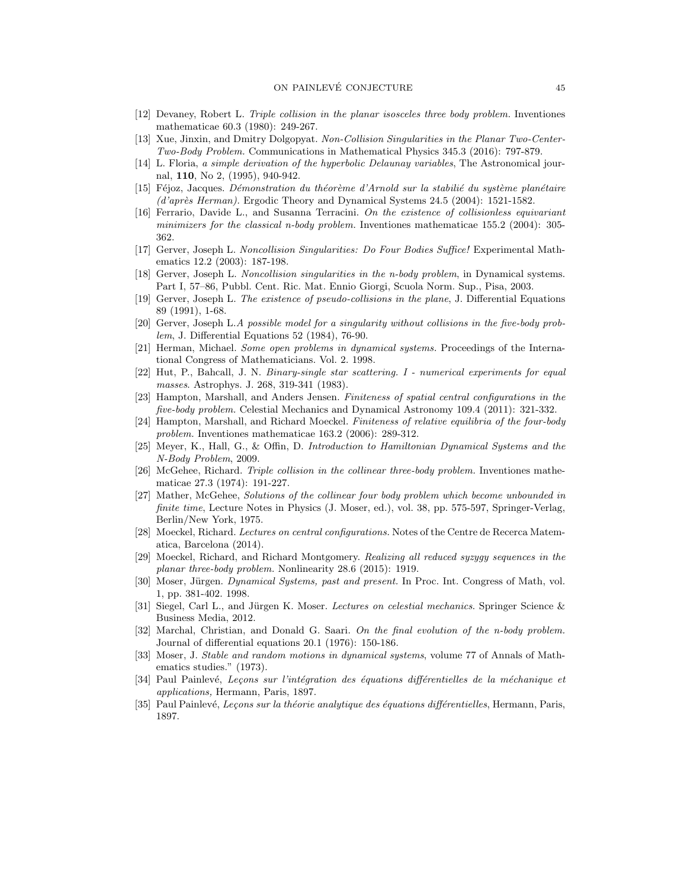[12] Devaney, Robert L. *Triple collision in the planar isosceles three body problem.* Inventiones mathematicae 60.3 (1980): 249-267.

[13] Xue, Jinxin, and Dmitry Dolgopyat. *Non-Collision Singularities in the Planar Two-Center-Two-Body Problem.* Communications in Mathematical Physics 345.3 (2016): 797-879.

[14] L. Floria, *a simple derivation of the hyperbolic Delaunay variables*, The Astronomical journal, **110**, No 2, (1995), 940-942.

[15] Féjoz, Jacques. *Démonstration du théorème d'Arnold sur la stabilié du système planétaire (d'après Herman).* Ergodic Theory and Dynamical Systems 24.5 (2004): 1521-1582.

[16] Ferrario, Davide L., and Susanna Terracini. *On the existence of collisionless equivariant minimizers for the classical n-body problem.* Inventiones mathematicae 155.2 (2004): 305-362.

[17] Gerver, Joseph L. *Noncollision Singularities: Do Four Bodies Suffice!* Experimental Mathematics 12.2 (2003): 187-198.

[18] Gerver, Joseph L. *Noncollision singularities in the n-body problem*, in Dynamical systems. Part I, 57–86, Pubbl. Cent. Ric. Mat. Ennio Giorgi, Scuola Norm. Sup., Pisa, 2003.

[19] Gerver, Joseph L. *The existence of pseudo-collisions in the plane*, J. Differential Equations 89 (1991), 1-68.

[20] Gerver, Joseph L.*A possible model for a singularity without collisions in the five-body problem*, J. Differential Equations 52 (1984), 76-90.

[21] Herman, Michael. *Some open problems in dynamical systems.* Proceedings of the International Congress of Mathematicians. Vol. 2. 1998.

[22] Hut, P., Bahcall, J. N. *Binary-single star scattering. I - numerical experiments for equal masses.* Astrophys. J. 268, 319-341 (1983).

[23] Hampton, Marshall, and Anders Jensen. *Finiteness of spatial central configurations in the five-body problem.* Celestial Mechanics and Dynamical Astronomy 109.4 (2011): 321-332.

[24] Hampton, Marshall, and Richard Moeckel. *Finiteness of relative equilibria of the four-body problem.* Inventiones mathematicae 163.2 (2006): 289-312.

[25] Meyer, K., Hall, G., & Offin, D. *Introduction to Hamiltonian Dynamical Systems and the N-Body Problem*, 2009.

[26] McGehee, Richard. *Triple collision in the collinear three-body problem.* Inventiones mathematicae 27.3 (1974): 191-227.

[27] Mather, McGehee, *Solutions of the collinear four body problem which become unbounded in finite time*, Lecture Notes in Physics (J. Moser, ed.), vol. 38, pp. 575-597, Springer-Verlag, Berlin/New York, 1975.

[28] Moeckel, Richard. *Lectures on central configurations.* Notes of the Centre de Recerca Matematica, Barcelona (2014).

[29] Moeckel, Richard, and Richard Montgomery. *Realizing all reduced syzygy sequences in the planar three-body problem.* Nonlinearity 28.6 (2015): 1919.

[30] Moser, Jürgen. *Dynamical Systems, past and present.* In Proc. Int. Congress of Math, vol. 1, pp. 381-402. 1998.

[31] Siegel, Carl L., and Jürgen K. Moser. *Lectures on celestial mechanics.* Springer Science & Business Media, 2012.

[32] Marchal, Christian, and Donald G. Saari. *On the final evolution of the n-body problem.* Journal of differential equations 20.1 (1976): 150-186.

[33] Moser, J. *Stable and random motions in dynamical systems*, volume 77 of Annals of Mathematics studies." (1973).

[34] Paul Painlevé, *Leçons sur l'intégration des équations différentielles de la méchanique et applications,* Hermann, Paris, 1897.

[35] Paul Painlevé, *Leçons sur la théorie analytique des équations différentielles*, Hermann, Paris, 1897.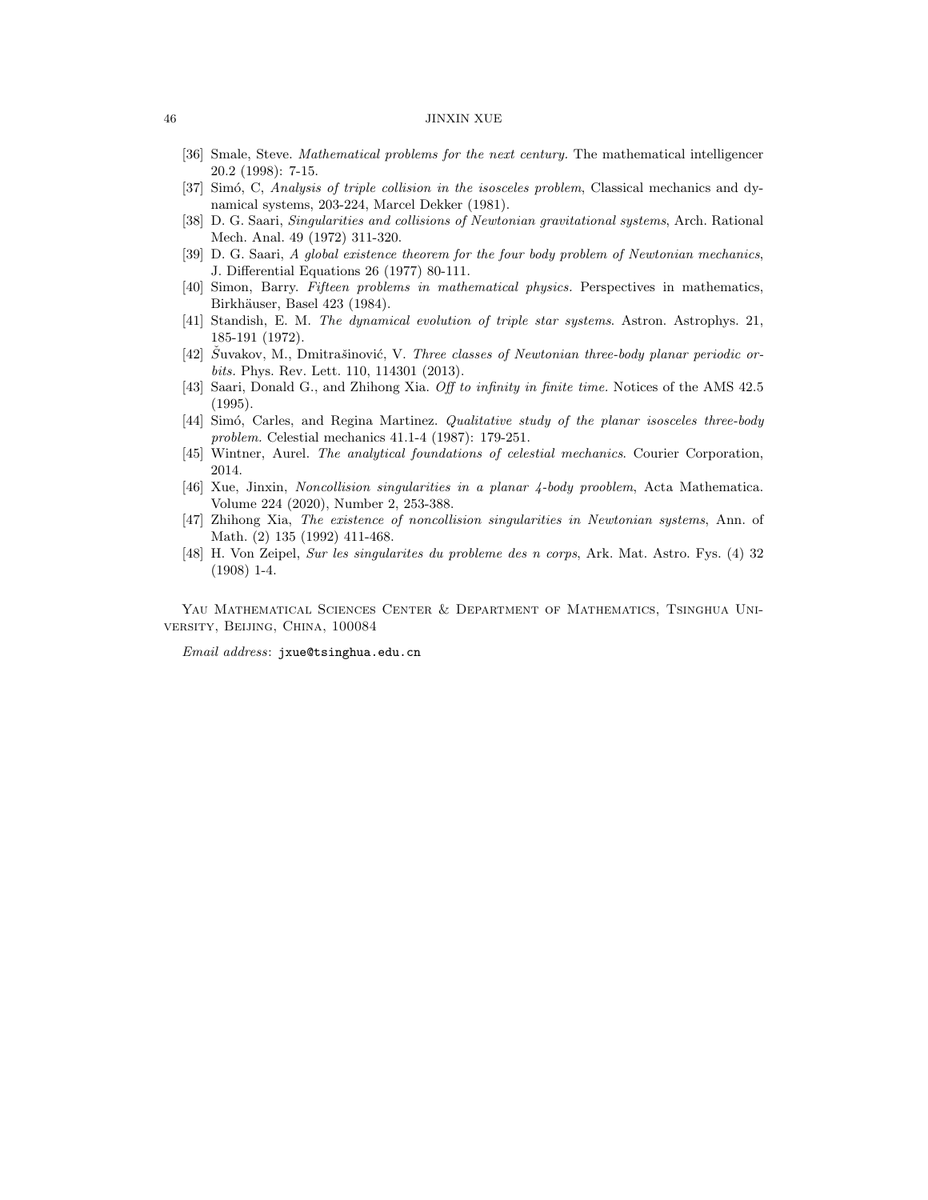[36] Smale, Steve. *Mathematical problems for the next century.* The mathematical intelligencer 20.2 (1998): 7-15.

[37] Simó, C, *Analysis of triple collision in the isosceles problem*, Classical mechanics and dynamical systems, 203-224, Marcel Dekker (1981).

[38] D. G. Saari, *Singularities and collisions of Newtonian gravitational systems*, Arch. Rational Mech. Anal. 49 (1972) 311-320.

[39] D. G. Saari, *A global existence theorem for the four body problem of Newtonian mechanics*, J. Differential Equations 26 (1977) 80-111.

[40] Simon, Barry. *Fifteen problems in mathematical physics.* Perspectives in mathematics, Birkhäuser, Basel 423 (1984).

[41] Standish, E. M. *The dynamical evolution of triple star systems.* Astron. Astrophys. 21, 185-191 (1972).

[42] Šuvakov, M., Dmitrašinović, V. *Three classes of Newtonian three-body planar periodic orbits.* Phys. Rev. Lett. 110, 114301 (2013).

[43] Saari, Donald G., and Zhihong Xia. *Off to infinity in finite time.* Notices of the AMS 42.5 (1995).

[44] Simó, Carles, and Regina Martinez. *Qualitative study of the planar isosceles three-body problem.* Celestial mechanics 41.1-4 (1987): 179-251.

[45] Wintner, Aurel. *The analytical foundations of celestial mechanics.* Courier Corporation, 2014.

[46] Xue, Jinxin, *Noncollision singularities in a planar 4-body prooblem*, Acta Mathematica. Volume 224 (2020), Number 2, 253-388.

[47] Zhihong Xia, *The existence of noncollision singularities in Newtonian systems*, Ann. of Math. (2) 135 (1992) 411-468.

[48] H. Von Zeipel, *Sur les singularites du probleme des n corps*, Ark. Mat. Astro. Fys. (4) 32 (1908) 1-4.

Yau Mathematical Sciences Center & Department of Mathematics, Tsinghua University, Beijing, China, 100084

*Email address*: jxue@tsinghua.edu.cn